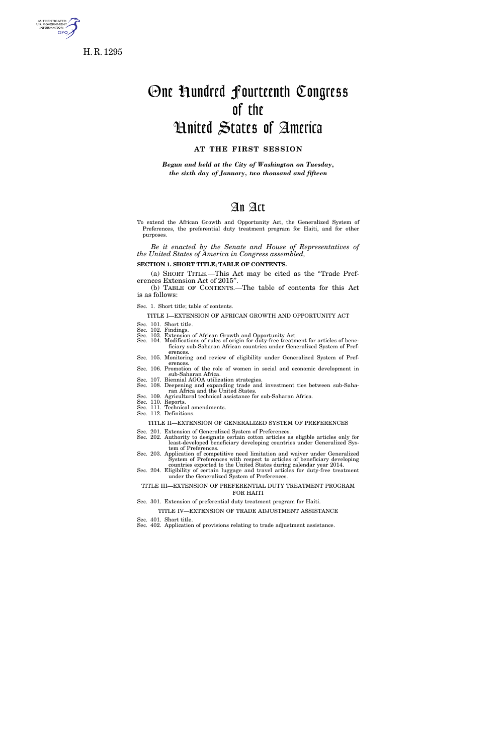H. R. 1295

# One Hundred Fourteenth Congress of the United States of America

**AT THE FIRST SESSION**

*Begun and held at the City of Washington on Tuesday, the sixth day of January, two thousand and fifteen*

# An Act

To extend the African Growth and Opportunity Act, the Generalized System of Preferences, the preferential duty treatment program for Haiti, and for other purposes.

*Be it enacted by the Senate and House of Representatives of the United States of America in Congress assembled,*

**SECTION 1. SHORT TITLE; TABLE OF CONTENTS.**

(a) SHORT TITLE.—This Act may be cited as the "Trade Preferences Extension Act of 2015".

(b) TABLE OF CONTENTS.—The table of contents for this Act is as follows:

Sec. 1. Short title; table of contents.

TITLE I—EXTENSION OF AFRICAN GROWTH AND OPPORTUNITY ACT

Sec. 101. Short title.
Sec. 102. Findings.
Sec. 103. Extension of African Growth and Opportunity Act.
Sec. 104. Modifications of rules of origin for duty-free treatment for articles of beneficiary sub-Saharan African countries under Generalized System of Preferences.
Sec. 105. Monitoring and review of eligibility under Generalized System of Preferences.
Sec. 106. Promotion of the role of women in social and economic development in sub-Saharan Africa.
Sec. 107. Biennial AGOA utilization strategies.
Sec. 108. Deepening and expanding trade and investment ties between sub-Saharan Africa and the United States.
Sec. 109. Agricultural technical assistance for sub-Saharan Africa.
Sec. 110. Reports.
Sec. 111. Technical amendments.
Sec. 112. Definitions.

TITLE II—EXTENSION OF GENERALIZED SYSTEM OF PREFERENCES

Sec. 201. Extension of Generalized System of Preferences.
Sec. 202. Authority to designate certain cotton articles as eligible articles only for least-developed beneficiary developing countries under Generalized System of Preferences.
Sec. 203. Application of competitive need limitation and waiver under Generalized System of Preferences with respect to articles of beneficiary developing countries exported to the United States during calendar year 2014.
Sec. 204. Eligibility of certain luggage and travel articles for duty-free treatment under the Generalized System of Preferences.

TITLE III—EXTENSION OF PREFERENTIAL DUTY TREATMENT PROGRAM FOR HAITI

Sec. 301. Extension of preferential duty treatment program for Haiti.

TITLE IV—EXTENSION OF TRADE ADJUSTMENT ASSISTANCE

Sec. 401. Short title.
Sec. 402. Application of provisions relating to trade adjustment assistance.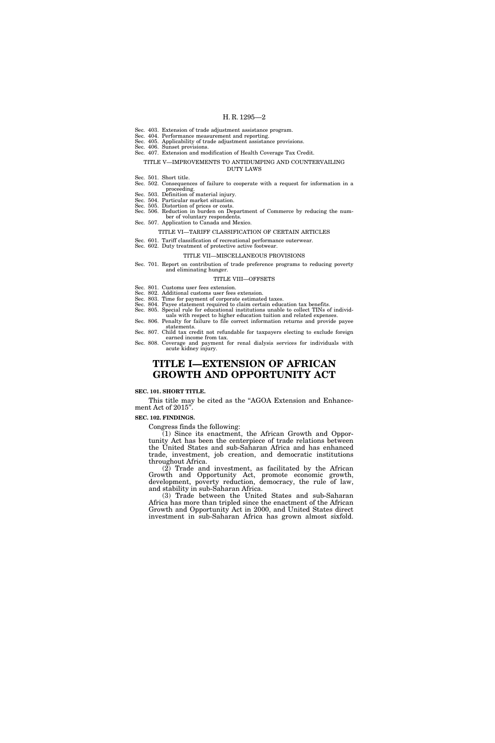Sec. 403. Extension of trade adjustment assistance program.
Sec. 404. Performance measurement and reporting.
Sec. 405. Applicability of trade adjustment assistance provisions.
Sec. 406. Sunset provisions.
Sec. 407. Extension and modification of Health Coverage Tax Credit.

TITLE V—IMPROVEMENTS TO ANTIDUMPING AND COUNTERVAILING DUTY LAWS

Sec. 501. Short title.
Sec. 502. Consequences of failure to cooperate with a request for information in a proceeding.
Sec. 503. Definition of material injury.
Sec. 504. Particular market situation.
Sec. 505. Distortion of prices or costs.
Sec. 506. Reduction in burden on Department of Commerce by reducing the number of voluntary respondents.
Sec. 507. Application to Canada and Mexico.

TITLE VI—TARIFF CLASSIFICATION OF CERTAIN ARTICLES

Sec. 601. Tariff classification of recreational performance outerwear.
Sec. 602. Duty treatment of protective active footwear.

TITLE VII—MISCELLANEOUS PROVISIONS

Sec. 701. Report on contribution of trade preference programs to reducing poverty and eliminating hunger.

TITLE VIII—OFFSETS

Sec. 801. Customs user fees extension.
Sec. 802. Additional customs user fees extension.
Sec. 803. Time for payment of corporate estimated taxes.
Sec. 804. Payee statement required to claim certain education tax benefits.
Sec. 805. Special rule for educational institutions unable to collect TINs of individuals with respect to higher education tuition and related expenses.
Sec. 806. Penalty for failure to file correct information returns and provide payee statements.
Sec. 807. Child tax credit not refundable for taxpayers electing to exclude foreign earned income from tax.
Sec. 808. Coverage and payment for renal dialysis services for individuals with acute kidney injury.

# TITLE I—EXTENSION OF AFRICAN GROWTH AND OPPORTUNITY ACT

**SEC. 101. SHORT TITLE.**

This title may be cited as the "AGOA Extension and Enhancement Act of 2015".

**SEC. 102. FINDINGS.**

Congress finds the following:

(1) Since its enactment, the African Growth and Opportunity Act has been the centerpiece of trade relations between the United States and sub-Saharan Africa and has enhanced trade, investment, job creation, and democratic institutions throughout Africa.

(2) Trade and investment, as facilitated by the African Growth and Opportunity Act, promote economic growth, development, poverty reduction, democracy, the rule of law, and stability in sub-Saharan Africa.

(3) Trade between the United States and sub-Saharan Africa has more than tripled since the enactment of the African Growth and Opportunity Act in 2000, and United States direct investment in sub-Saharan Africa has grown almost sixfold.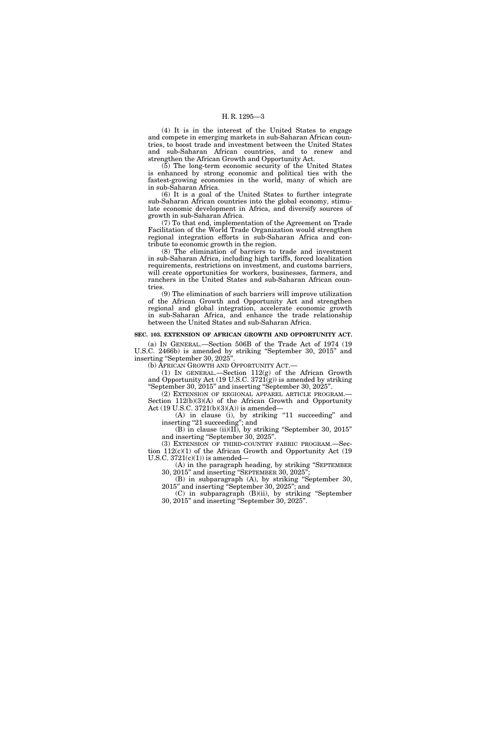(4) It is in the interest of the United States to engage and compete in emerging markets in sub-Saharan African countries, to boost trade and investment between the United States and sub-Saharan African countries, and to renew and strengthen the African Growth and Opportunity Act.

(5) The long-term economic security of the United States is enhanced by strong economic and political ties with the fastest-growing economies in the world, many of which are in sub-Saharan Africa.

(6) It is a goal of the United States to further integrate sub-Saharan African countries into the global economy, stimulate economic development in Africa, and diversify sources of growth in sub-Saharan Africa.

(7) To that end, implementation of the Agreement on Trade Facilitation of the World Trade Organization would strengthen regional integration efforts in sub-Saharan Africa and contribute to economic growth in the region.

(8) The elimination of barriers to trade and investment in sub-Saharan Africa, including high tariffs, forced localization requirements, restrictions on investment, and customs barriers, will create opportunities for workers, businesses, farmers, and ranchers in the United States and sub-Saharan African countries.

(9) The elimination of such barriers will improve utilization of the African Growth and Opportunity Act and strengthen regional and global integration, accelerate economic growth in sub-Saharan Africa, and enhance the trade relationship between the United States and sub-Saharan Africa.

**SEC. 103. EXTENSION OF AFRICAN GROWTH AND OPPORTUNITY ACT.**

(a) IN GENERAL.—Section 506B of the Trade Act of 1974 (19 U.S.C. 2466b) is amended by striking "September 30, 2015" and inserting "September 30, 2025".

(b) AFRICAN GROWTH AND OPPORTUNITY ACT.—

(1) IN GENERAL.—Section 112(g) of the African Growth and Opportunity Act (19 U.S.C. 3721(g)) is amended by striking "September 30, 2015" and inserting "September 30, 2025".

(2) EXTENSION OF REGIONAL APPAREL ARTICLE PROGRAM.—Section 112(b)(3)(A) of the African Growth and Opportunity Act (19 U.S.C. 3721(b)(3)(A)) is amended—

(A) in clause (i), by striking "11 succeeding" and inserting "21 succeeding"; and

(B) in clause (ii)(II), by striking "September 30, 2015" and inserting "September 30, 2025".

(3) EXTENSION OF THIRD-COUNTRY FABRIC PROGRAM.—Section 112(c)(1) of the African Growth and Opportunity Act (19 U.S.C. 3721(c)(1)) is amended—

(A) in the paragraph heading, by striking "SEPTEMBER 30, 2015" and inserting "SEPTEMBER 30, 2025";

(B) in subparagraph (A), by striking "September 30, 2015" and inserting "September 30, 2025"; and

(C) in subparagraph (B)(ii), by striking "September 30, 2015" and inserting "September 30, 2025".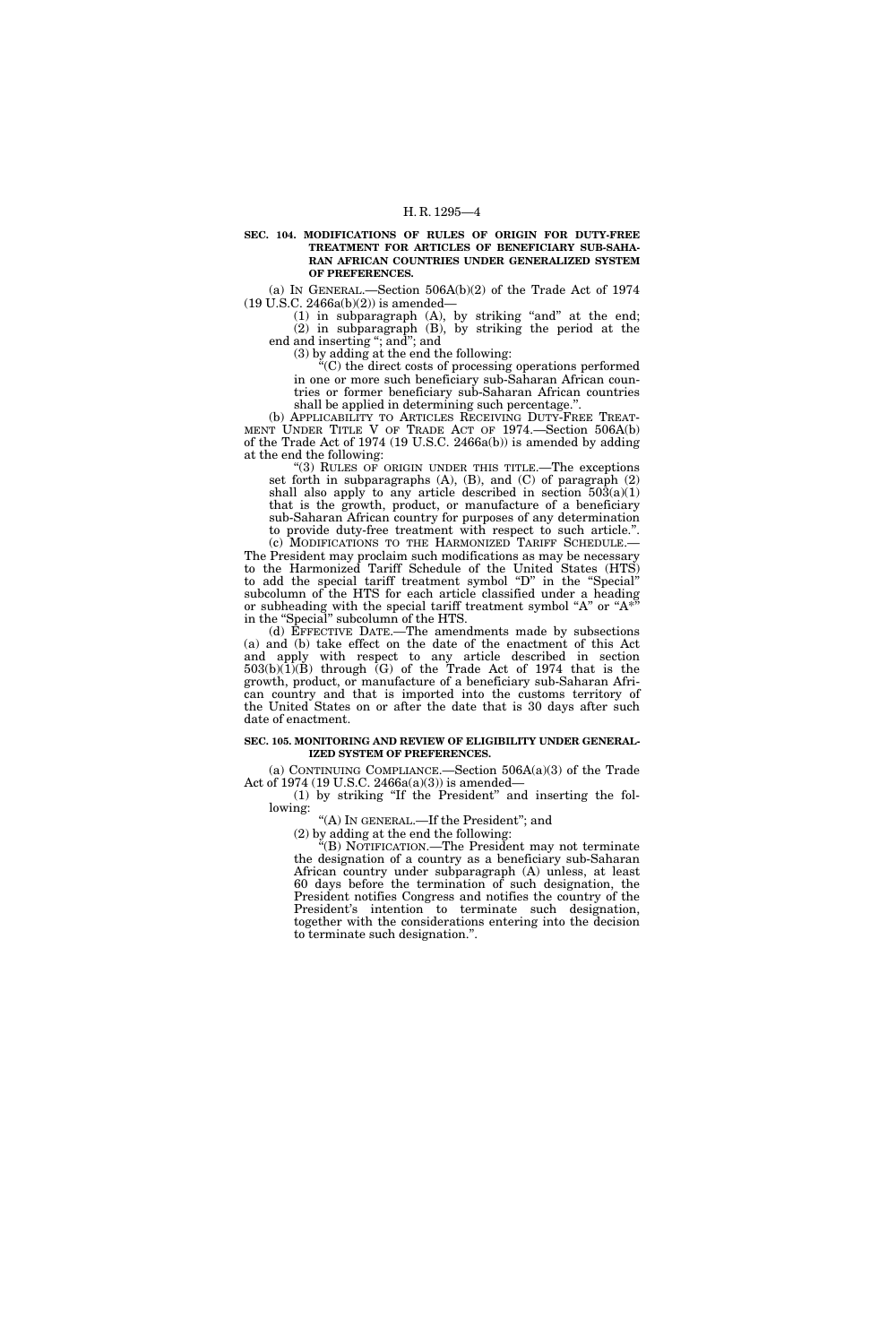**SEC. 104. MODIFICATIONS OF RULES OF ORIGIN FOR DUTY-FREE TREATMENT FOR ARTICLES OF BENEFICIARY SUB-SAHARAN AFRICAN COUNTRIES UNDER GENERALIZED SYSTEM OF PREFERENCES.**

(a) IN GENERAL.—Section 506A(b)(2) of the Trade Act of 1974 (19 U.S.C. 2466a(b)(2)) is amended—

(1) in subparagraph (A), by striking "and" at the end;

(2) in subparagraph (B), by striking the period at the end and inserting "; and"; and

(3) by adding at the end the following:

"(C) the direct costs of processing operations performed in one or more such beneficiary sub-Saharan African countries or former beneficiary sub-Saharan African countries shall be applied in determining such percentage.".

(b) APPLICABILITY TO ARTICLES RECEIVING DUTY-FREE TREATMENT UNDER TITLE V OF TRADE ACT OF 1974.—Section 506A(b) of the Trade Act of 1974 (19 U.S.C. 2466a(b)) is amended by adding at the end the following:

"(3) RULES OF ORIGIN UNDER THIS TITLE.—The exceptions set forth in subparagraphs (A), (B), and (C) of paragraph (2) shall also apply to any article described in section 503(a)(1) that is the growth, product, or manufacture of a beneficiary sub-Saharan African country for purposes of any determination to provide duty-free treatment with respect to such article.".

(c) MODIFICATIONS TO THE HARMONIZED TARIFF SCHEDULE.—The President may proclaim such modifications as may be necessary to the Harmonized Tariff Schedule of the United States (HTS) to add the special tariff treatment symbol "D" in the "Special" subcolumn of the HTS for each article classified under a heading or subheading with the special tariff treatment symbol "A" or "A*" in the "Special" subcolumn of the HTS.

(d) EFFECTIVE DATE.—The amendments made by subsections (a) and (b) take effect on the date of the enactment of this Act and apply with respect to any article described in section 503(b)(1)(B) through (G) of the Trade Act of 1974 that is the growth, product, or manufacture of a beneficiary sub-Saharan African country and that is imported into the customs territory of the United States on or after the date that is 30 days after such date of enactment.

**SEC. 105. MONITORING AND REVIEW OF ELIGIBILITY UNDER GENERALIZED SYSTEM OF PREFERENCES.**

(a) CONTINUING COMPLIANCE.—Section 506A(a)(3) of the Trade Act of 1974 (19 U.S.C. 2466a(a)(3)) is amended—

(1) by striking "If the President" and inserting the following:

"(A) IN GENERAL.—If the President"; and

(2) by adding at the end the following:

"(B) NOTIFICATION.—The President may not terminate the designation of a country as a beneficiary sub-Saharan African country under subparagraph (A) unless, at least 60 days before the termination of such designation, the President notifies Congress and notifies the country of the President's intention to terminate such designation, together with the considerations entering into the decision to terminate such designation.".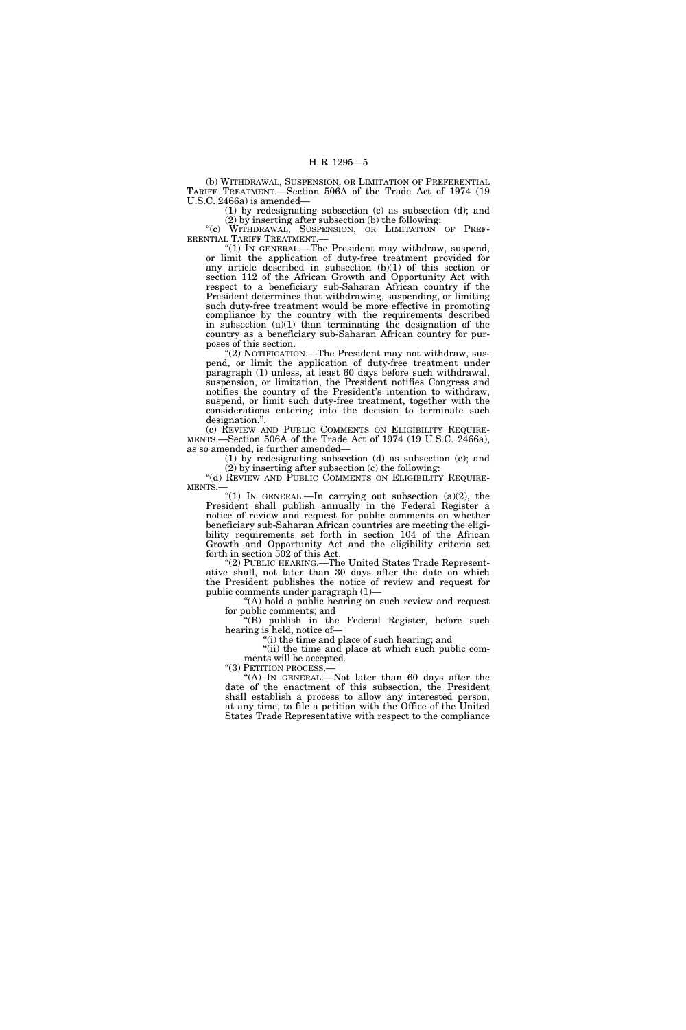(b) WITHDRAWAL, SUSPENSION, OR LIMITATION OF PREFERENTIAL TARIFF TREATMENT.—Section 506A of the Trade Act of 1974 (19 U.S.C. 2466a) is amended—

(1) by redesignating subsection (c) as subsection (d); and

(2) by inserting after subsection (b) the following:

"(c) WITHDRAWAL, SUSPENSION, OR LIMITATION OF PREFERENTIAL TARIFF TREATMENT.—

"(1) IN GENERAL.—The President may withdraw, suspend, or limit the application of duty-free treatment provided for any article described in subsection (b)(1) of this section or section 112 of the African Growth and Opportunity Act with respect to a beneficiary sub-Saharan African country if the President determines that withdrawing, suspending, or limiting such duty-free treatment would be more effective in promoting compliance by the country with the requirements described in subsection (a)(1) than terminating the designation of the country as a beneficiary sub-Saharan African country for purposes of this section.

"(2) NOTIFICATION.—The President may not withdraw, suspend, or limit the application of duty-free treatment under paragraph (1) unless, at least 60 days before such withdrawal, suspension, or limitation, the President notifies Congress and notifies the country of the President's intention to withdraw, suspend, or limit such duty-free treatment, together with the considerations entering into the decision to terminate such designation.".

(c) REVIEW AND PUBLIC COMMENTS ON ELIGIBILITY REQUIREMENTS.—Section 506A of the Trade Act of 1974 (19 U.S.C. 2466a), as so amended, is further amended—

(1) by redesignating subsection (d) as subsection (e); and

(2) by inserting after subsection (c) the following:

"(d) REVIEW AND PUBLIC COMMENTS ON ELIGIBILITY REQUIREMENTS.—

"(1) IN GENERAL.—In carrying out subsection (a)(2), the President shall publish annually in the Federal Register a notice of review and request for public comments on whether beneficiary sub-Saharan African countries are meeting the eligibility requirements set forth in section 104 of the African Growth and Opportunity Act and the eligibility criteria set forth in section 502 of this Act.

"(2) PUBLIC HEARING.—The United States Trade Representative shall, not later than 30 days after the date on which the President publishes the notice of review and request for public comments under paragraph (1)—

"(A) hold a public hearing on such review and request for public comments; and

"(B) publish in the Federal Register, before such hearing is held, notice of—

"(i) the time and place of such hearing; and

"(ii) the time and place at which such public comments will be accepted.

"(3) PETITION PROCESS.—

"(A) IN GENERAL.—Not later than 60 days after the date of the enactment of this subsection, the President shall establish a process to allow any interested person, at any time, to file a petition with the Office of the United States Trade Representative with respect to the compliance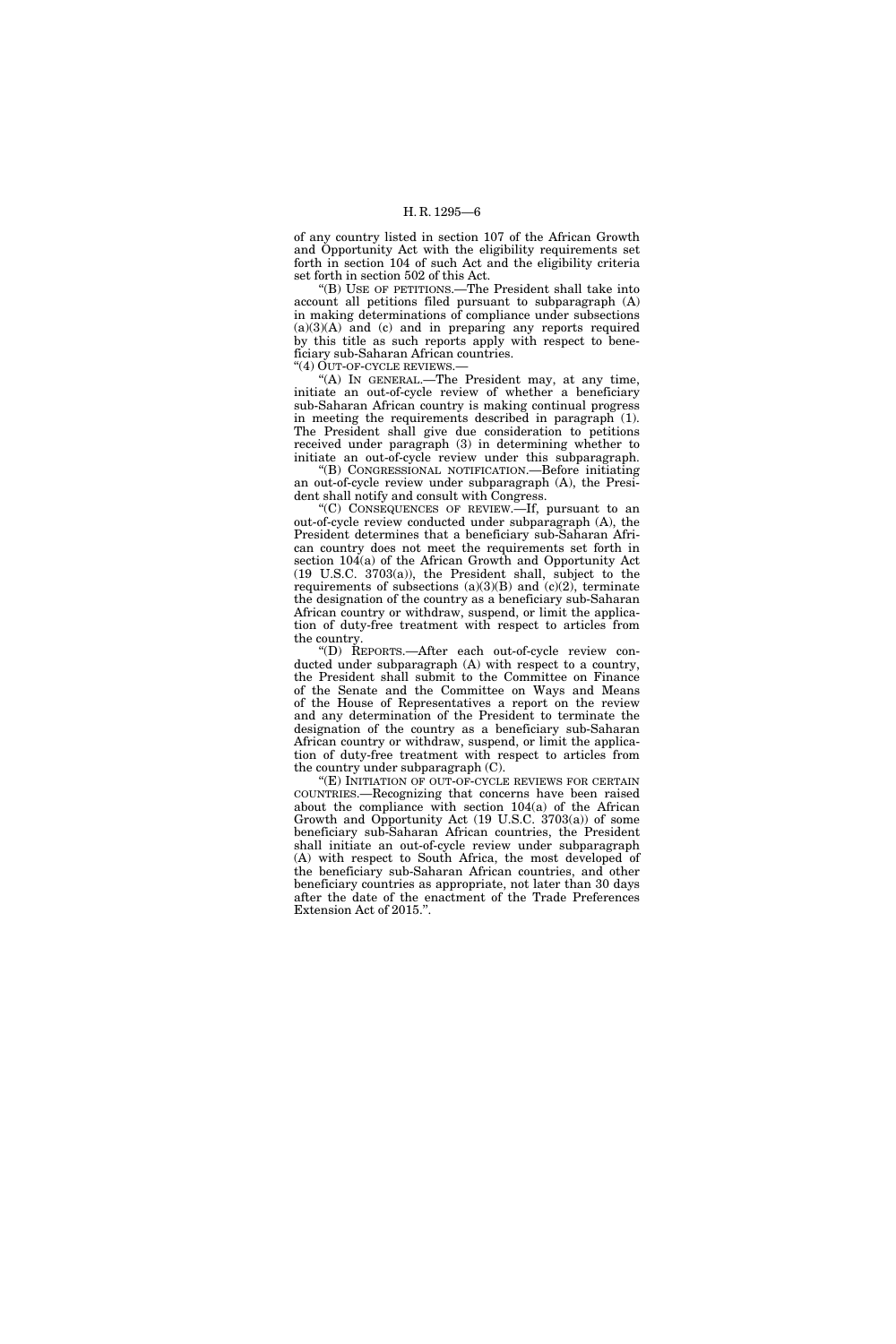of any country listed in section 107 of the African Growth and Opportunity Act with the eligibility requirements set forth in section 104 of such Act and the eligibility criteria set forth in section 502 of this Act.

"(B) USE OF PETITIONS.—The President shall take into account all petitions filed pursuant to subparagraph (A) in making determinations of compliance under subsections (a)(3)(A) and (c) and in preparing any reports required by this title as such reports apply with respect to beneficiary sub-Saharan African countries.

"(4) OUT-OF-CYCLE REVIEWS.—

"(A) IN GENERAL.—The President may, at any time, initiate an out-of-cycle review of whether a beneficiary sub-Saharan African country is making continual progress in meeting the requirements described in paragraph (1). The President shall give due consideration to petitions received under paragraph (3) in determining whether to initiate an out-of-cycle review under this subparagraph.

"(B) CONGRESSIONAL NOTIFICATION.—Before initiating an out-of-cycle review under subparagraph (A), the President shall notify and consult with Congress.

"(C) CONSEQUENCES OF REVIEW.—If, pursuant to an out-of-cycle review conducted under subparagraph (A), the President determines that a beneficiary sub-Saharan African country does not meet the requirements set forth in section 104(a) of the African Growth and Opportunity Act (19 U.S.C. 3703(a)), the President shall, subject to the requirements of subsections (a)(3)(B) and (c)(2), terminate the designation of the country as a beneficiary sub-Saharan African country or withdraw, suspend, or limit the application of duty-free treatment with respect to articles from the country.

"(D) REPORTS.—After each out-of-cycle review conducted under subparagraph (A) with respect to a country, the President shall submit to the Committee on Finance of the Senate and the Committee on Ways and Means of the House of Representatives a report on the review and any determination of the President to terminate the designation of the country as a beneficiary sub-Saharan African country or withdraw, suspend, or limit the application of duty-free treatment with respect to articles from the country under subparagraph (C).

"(E) INITIATION OF OUT-OF-CYCLE REVIEWS FOR CERTAIN COUNTRIES.—Recognizing that concerns have been raised about the compliance with section 104(a) of the African Growth and Opportunity Act (19 U.S.C. 3703(a)) of some beneficiary sub-Saharan African countries, the President shall initiate an out-of-cycle review under subparagraph (A) with respect to South Africa, the most developed of the beneficiary sub-Saharan African countries, and other beneficiary countries as appropriate, not later than 30 days after the date of the enactment of the Trade Preferences Extension Act of 2015.".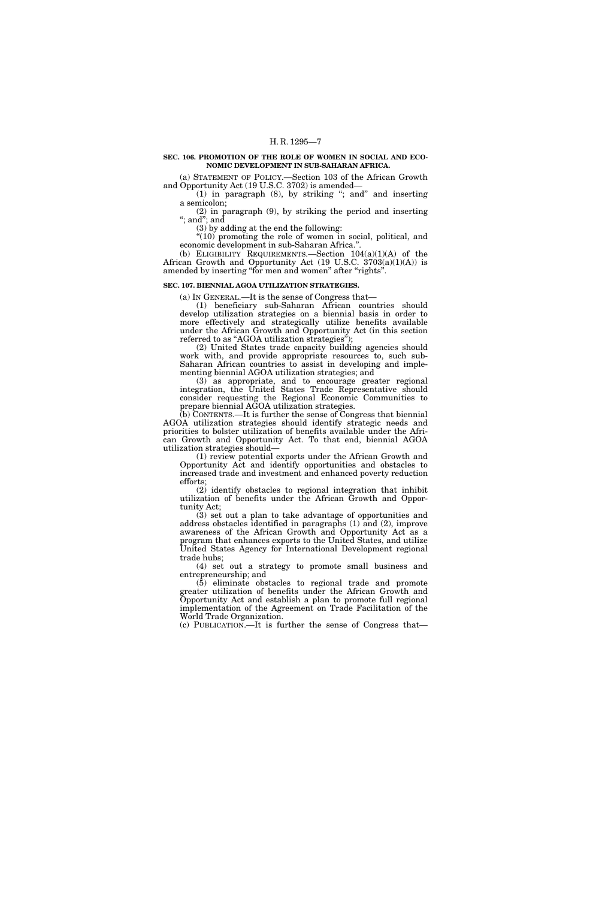**SEC. 106. PROMOTION OF THE ROLE OF WOMEN IN SOCIAL AND ECONOMIC DEVELOPMENT IN SUB-SAHARAN AFRICA.**

(a) STATEMENT OF POLICY.—Section 103 of the African Growth and Opportunity Act (19 U.S.C. 3702) is amended—

(1) in paragraph (8), by striking "; and" and inserting a semicolon;

(2) in paragraph (9), by striking the period and inserting "; and"; and

(3) by adding at the end the following:

"(10) promoting the role of women in social, political, and economic development in sub-Saharan Africa.".

(b) ELIGIBILITY REQUIREMENTS.—Section 104(a)(1)(A) of the African Growth and Opportunity Act (19 U.S.C. 3703(a)(1)(A)) is amended by inserting "for men and women" after "rights".

**SEC. 107. BIENNIAL AGOA UTILIZATION STRATEGIES.**

(a) IN GENERAL.—It is the sense of Congress that—

(1) beneficiary sub-Saharan African countries should develop utilization strategies on a biennial basis in order to more effectively and strategically utilize benefits available under the African Growth and Opportunity Act (in this section referred to as "AGOA utilization strategies");

(2) United States trade capacity building agencies should work with, and provide appropriate resources to, such sub-Saharan African countries to assist in developing and implementing biennial AGOA utilization strategies; and

(3) as appropriate, and to encourage greater regional integration, the United States Trade Representative should consider requesting the Regional Economic Communities to prepare biennial AGOA utilization strategies.

(b) CONTENTS.—It is further the sense of Congress that biennial AGOA utilization strategies should identify strategic needs and priorities to bolster utilization of benefits available under the African Growth and Opportunity Act. To that end, biennial AGOA utilization strategies should—

(1) review potential exports under the African Growth and Opportunity Act and identify opportunities and obstacles to increased trade and investment and enhanced poverty reduction efforts;

(2) identify obstacles to regional integration that inhibit utilization of benefits under the African Growth and Opportunity Act;

(3) set out a plan to take advantage of opportunities and address obstacles identified in paragraphs (1) and (2), improve awareness of the African Growth and Opportunity Act as a program that enhances exports to the United States, and utilize United States Agency for International Development regional trade hubs;

(4) set out a strategy to promote small business and entrepreneurship; and

(5) eliminate obstacles to regional trade and promote greater utilization of benefits under the African Growth and Opportunity Act and establish a plan to promote full regional implementation of the Agreement on Trade Facilitation of the World Trade Organization.

(c) PUBLICATION.—It is further the sense of Congress that—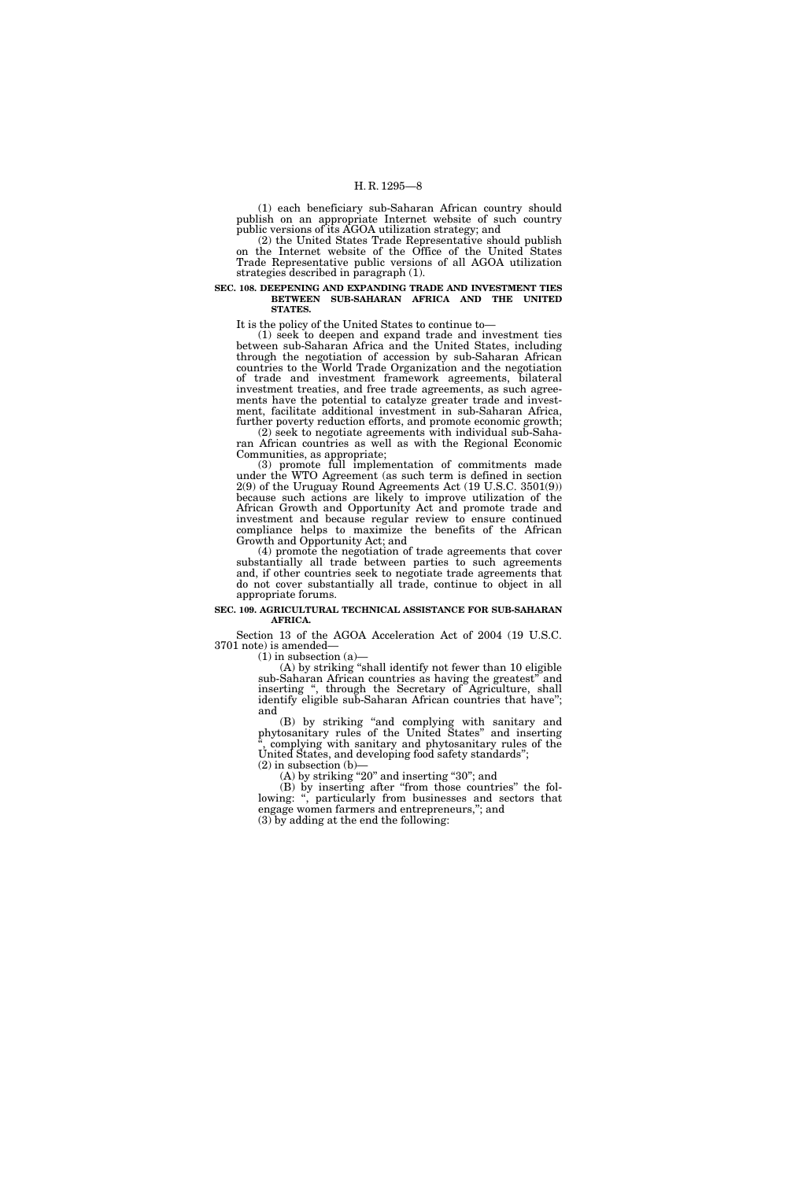(1) each beneficiary sub-Saharan African country should publish on an appropriate Internet website of such country public versions of its AGOA utilization strategy; and

(2) the United States Trade Representative should publish on the Internet website of the Office of the United States Trade Representative public versions of all AGOA utilization strategies described in paragraph (1).

**SEC. 108. DEEPENING AND EXPANDING TRADE AND INVESTMENT TIES BETWEEN SUB-SAHARAN AFRICA AND THE UNITED STATES.**

It is the policy of the United States to continue to—

(1) seek to deepen and expand trade and investment ties between sub-Saharan Africa and the United States, including through the negotiation of accession by sub-Saharan African countries to the World Trade Organization and the negotiation of trade and investment framework agreements, bilateral investment treaties, and free trade agreements, as such agreements have the potential to catalyze greater trade and investment, facilitate additional investment in sub-Saharan Africa, further poverty reduction efforts, and promote economic growth;

(2) seek to negotiate agreements with individual sub-Saharan African countries as well as with the Regional Economic Communities, as appropriate;

(3) promote full implementation of commitments made under the WTO Agreement (as such term is defined in section 2(9) of the Uruguay Round Agreements Act (19 U.S.C. 3501(9)) because such actions are likely to improve utilization of the African Growth and Opportunity Act and promote trade and investment and because regular review to ensure continued compliance helps to maximize the benefits of the African Growth and Opportunity Act; and

(4) promote the negotiation of trade agreements that cover substantially all trade between parties to such agreements and, if other countries seek to negotiate trade agreements that do not cover substantially all trade, continue to object in all appropriate forums.

**SEC. 109. AGRICULTURAL TECHNICAL ASSISTANCE FOR SUB-SAHARAN AFRICA.**

Section 13 of the AGOA Acceleration Act of 2004 (19 U.S.C. 3701 note) is amended—

(1) in subsection (a)—

(A) by striking "shall identify not fewer than 10 eligible sub-Saharan African countries as having the greatest" and inserting ", through the Secretary of Agriculture, shall identify eligible sub-Saharan African countries that have"; and

(B) by striking "and complying with sanitary and phytosanitary rules of the United States" and inserting ", complying with sanitary and phytosanitary rules of the United States, and developing food safety standards";

(2) in subsection (b)—

(A) by striking "20" and inserting "30"; and

(B) by inserting after "from those countries" the following: ", particularly from businesses and sectors that engage women farmers and entrepreneurs,"; and

(3) by adding at the end the following: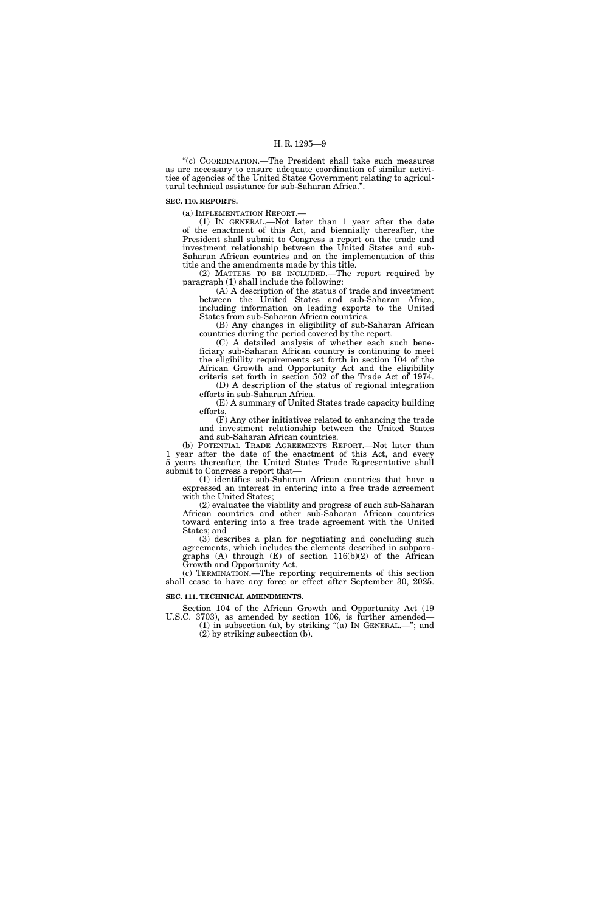"(c) COORDINATION.—The President shall take such measures as are necessary to ensure adequate coordination of similar activities of agencies of the United States Government relating to agricultural technical assistance for sub-Saharan Africa.".

**SEC. 110. REPORTS.**

(a) IMPLEMENTATION REPORT.—

(1) IN GENERAL.—Not later than 1 year after the date of the enactment of this Act, and biennially thereafter, the President shall submit to Congress a report on the trade and investment relationship between the United States and sub-Saharan African countries and on the implementation of this title and the amendments made by this title.

(2) MATTERS TO BE INCLUDED.—The report required by paragraph (1) shall include the following:

(A) A description of the status of trade and investment between the United States and sub-Saharan Africa, including information on leading exports to the United States from sub-Saharan African countries.

(B) Any changes in eligibility of sub-Saharan African countries during the period covered by the report.

(C) A detailed analysis of whether each such beneficiary sub-Saharan African country is continuing to meet the eligibility requirements set forth in section 104 of the African Growth and Opportunity Act and the eligibility criteria set forth in section 502 of the Trade Act of 1974.

(D) A description of the status of regional integration efforts in sub-Saharan Africa.

(E) A summary of United States trade capacity building efforts.

(F) Any other initiatives related to enhancing the trade and investment relationship between the United States and sub-Saharan African countries.

(b) POTENTIAL TRADE AGREEMENTS REPORT.—Not later than 1 year after the date of the enactment of this Act, and every 5 years thereafter, the United States Trade Representative shall submit to Congress a report that—

(1) identifies sub-Saharan African countries that have a expressed an interest in entering into a free trade agreement with the United States;

(2) evaluates the viability and progress of such sub-Saharan African countries and other sub-Saharan African countries toward entering into a free trade agreement with the United States; and

(3) describes a plan for negotiating and concluding such agreements, which includes the elements described in subparagraphs (A) through (E) of section 116(b)(2) of the African Growth and Opportunity Act.

(c) TERMINATION.—The reporting requirements of this section shall cease to have any force or effect after September 30, 2025.

**SEC. 111. TECHNICAL AMENDMENTS.**

Section 104 of the African Growth and Opportunity Act (19 U.S.C. 3703), as amended by section 106, is further amended—

(1) in subsection (a), by striking "(a) IN GENERAL.—"; and

(2) by striking subsection (b).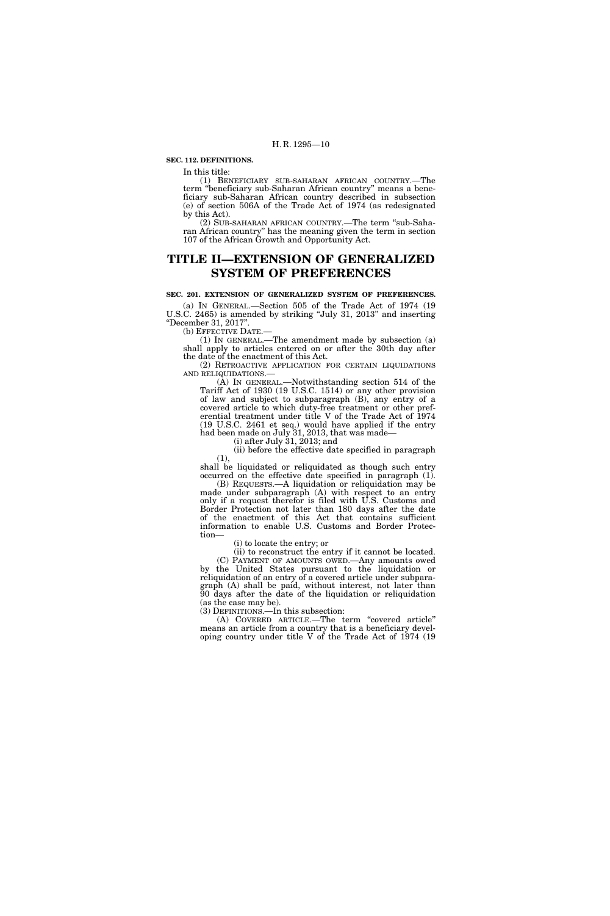**SEC. 112. DEFINITIONS.**

In this title:

(1) BENEFICIARY SUB-SAHARAN AFRICAN COUNTRY.—The term "beneficiary sub-Saharan African country" means a beneficiary sub-Saharan African country described in subsection (e) of section 506A of the Trade Act of 1974 (as redesignated by this Act).

(2) SUB-SAHARAN AFRICAN COUNTRY.—The term "sub-Saharan African country" has the meaning given the term in section 107 of the African Growth and Opportunity Act.

# TITLE II—EXTENSION OF GENERALIZED SYSTEM OF PREFERENCES

**SEC. 201. EXTENSION OF GENERALIZED SYSTEM OF PREFERENCES.**

(a) IN GENERAL.—Section 505 of the Trade Act of 1974 (19 U.S.C. 2465) is amended by striking "July 31, 2013" and inserting "December 31, 2017".

(b) EFFECTIVE DATE.—

(1) IN GENERAL.—The amendment made by subsection (a) shall apply to articles entered on or after the 30th day after the date of the enactment of this Act.

(2) RETROACTIVE APPLICATION FOR CERTAIN LIQUIDATIONS AND RELIQUIDATIONS.—

(A) IN GENERAL.—Notwithstanding section 514 of the Tariff Act of 1930 (19 U.S.C. 1514) or any other provision of law and subject to subparagraph (B), any entry of a covered article to which duty-free treatment or other preferential treatment under title V of the Trade Act of 1974 (19 U.S.C. 2461 et seq.) would have applied if the entry had been made on July 31, 2013, that was made—

(i) after July 31, 2013; and

(ii) before the effective date specified in paragraph (1),

shall be liquidated or reliquidated as though such entry occurred on the effective date specified in paragraph (1).

(B) REQUESTS.—A liquidation or reliquidation may be made under subparagraph (A) with respect to an entry only if a request therefor is filed with U.S. Customs and Border Protection not later than 180 days after the date of the enactment of this Act that contains sufficient information to enable U.S. Customs and Border Protection—

(i) to locate the entry; or

(ii) to reconstruct the entry if it cannot be located.

(C) PAYMENT OF AMOUNTS OWED.—Any amounts owed by the United States pursuant to the liquidation or reliquidation of an entry of a covered article under subparagraph (A) shall be paid, without interest, not later than 90 days after the date of the liquidation or reliquidation (as the case may be).

(3) DEFINITIONS.—In this subsection:

(A) COVERED ARTICLE.—The term "covered article" means an article from a country that is a beneficiary developing country under title V of the Trade Act of 1974 (19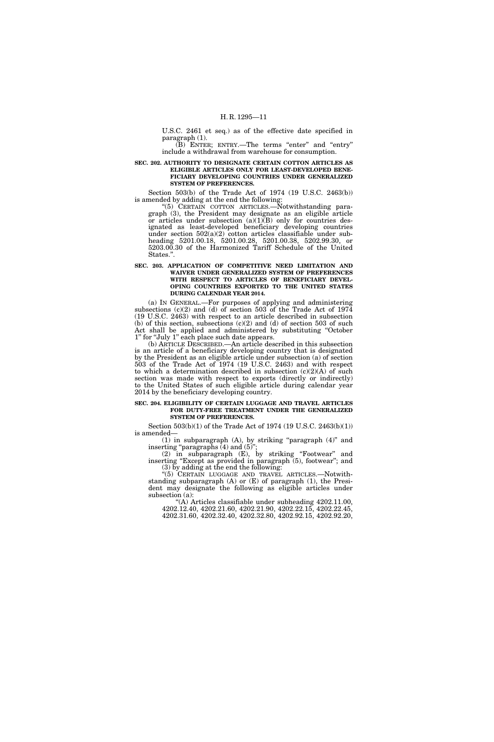U.S.C. 2461 et seq.) as of the effective date specified in paragraph (1).

(B) ENTER; ENTRY.—The terms "enter" and "entry" include a withdrawal from warehouse for consumption.

**SEC. 202. AUTHORITY TO DESIGNATE CERTAIN COTTON ARTICLES AS ELIGIBLE ARTICLES ONLY FOR LEAST-DEVELOPED BENEFICIARY DEVELOPING COUNTRIES UNDER GENERALIZED SYSTEM OF PREFERENCES.**

Section 503(b) of the Trade Act of 1974 (19 U.S.C. 2463(b)) is amended by adding at the end the following:

"(5) CERTAIN COTTON ARTICLES.—Notwithstanding paragraph (3), the President may designate as an eligible article or articles under subsection (a)(1)(B) only for countries designated as least-developed beneficiary developing countries under section 502(a)(2) cotton articles classifiable under subheading 5201.00.18, 5201.00.28, 5201.00.38, 5202.99.30, or 5203.00.30 of the Harmonized Tariff Schedule of the United States.".

**SEC. 203. APPLICATION OF COMPETITIVE NEED LIMITATION AND WAIVER UNDER GENERALIZED SYSTEM OF PREFERENCES WITH RESPECT TO ARTICLES OF BENEFICIARY DEVELOPING COUNTRIES EXPORTED TO THE UNITED STATES DURING CALENDAR YEAR 2014.**

(a) IN GENERAL.—For purposes of applying and administering subsections (c)(2) and (d) of section 503 of the Trade Act of 1974 (19 U.S.C. 2463) with respect to an article described in subsection (b) of this section, subsections (c)(2) and (d) of section 503 of such Act shall be applied and administered by substituting "October 1" for "July 1" each place such date appears.

(b) ARTICLE DESCRIBED.—An article described in this subsection is an article of a beneficiary developing country that is designated by the President as an eligible article under subsection (a) of section 503 of the Trade Act of 1974 (19 U.S.C. 2463) and with respect to which a determination described in subsection (c)(2)(A) of such section was made with respect to exports (directly or indirectly) to the United States of such eligible article during calendar year 2014 by the beneficiary developing country.

**SEC. 204. ELIGIBILITY OF CERTAIN LUGGAGE AND TRAVEL ARTICLES FOR DUTY-FREE TREATMENT UNDER THE GENERALIZED SYSTEM OF PREFERENCES.**

Section 503(b)(1) of the Trade Act of 1974 (19 U.S.C. 2463(b)(1)) is amended—

(1) in subparagraph (A), by striking "paragraph (4)" and inserting "paragraphs (4) and (5)";

(2) in subparagraph (E), by striking "Footwear" and inserting "Except as provided in paragraph (5), footwear"; and

(3) by adding at the end the following:

"(5) CERTAIN LUGGAGE AND TRAVEL ARTICLES.—Notwithstanding subparagraph (A) or (E) of paragraph (1), the President may designate the following as eligible articles under subsection (a):

"(A) Articles classifiable under subheading 4202.11.00, 4202.12.40, 4202.21.60, 4202.21.90, 4202.22.15, 4202.22.45, 4202.31.60, 4202.32.40, 4202.32.80, 4202.92.15, 4202.92.20,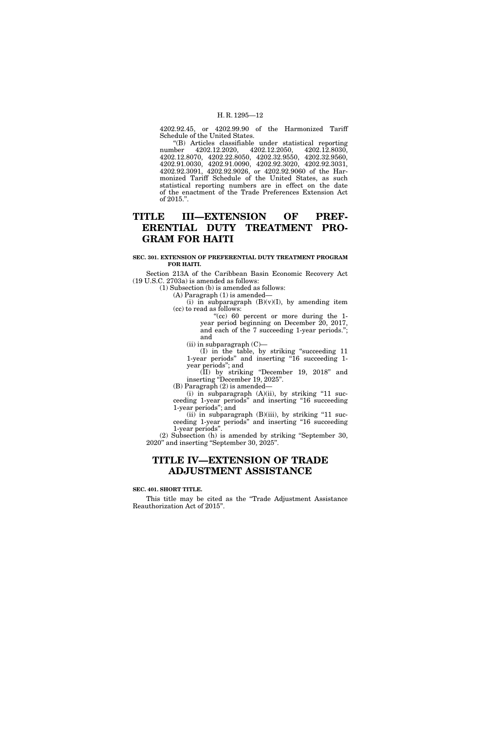4202.92.45, or 4202.99.90 of the Harmonized Tariff Schedule of the United States.

"(B) Articles classifiable under statistical reporting number 4202.12.2020, 4202.12.2050, 4202.12.8030, 4202.12.8070, 4202.22.8050, 4202.32.9550, 4202.32.9560, 4202.91.0030, 4202.91.0090, 4202.92.3020, 4202.92.3031, 4202.92.3091, 4202.92.9026, or 4202.92.9060 of the Harmonized Tariff Schedule of the United States, as such statistical reporting numbers are in effect on the date of the enactment of the Trade Preferences Extension Act of 2015.".

# TITLE III—EXTENSION OF PREFERENTIAL DUTY TREATMENT PROGRAM FOR HAITI

**SEC. 301. EXTENSION OF PREFERENTIAL DUTY TREATMENT PROGRAM FOR HAITI.**

Section 213A of the Caribbean Basin Economic Recovery Act (19 U.S.C. 2703a) is amended as follows:

(1) Subsection (b) is amended as follows:

(A) Paragraph (1) is amended—

(i) in subparagraph (B)(v)(I), by amending item (cc) to read as follows:

"(cc) 60 percent or more during the 1-year period beginning on December 20, 2017, and each of the 7 succeeding 1-year periods."; and

(ii) in subparagraph (C)—

(I) in the table, by striking "succeeding 11 1-year periods" and inserting "16 succeeding 1-year periods"; and

(II) by striking "December 19, 2018" and inserting "December 19, 2025".

(B) Paragraph (2) is amended—

(i) in subparagraph (A)(ii), by striking "11 succeeding 1-year periods" and inserting "16 succeeding 1-year periods"; and

(ii) in subparagraph (B)(iii), by striking "11 succeeding 1-year periods" and inserting "16 succeeding 1-year periods".

(2) Subsection (h) is amended by striking "September 30, 2020" and inserting "September 30, 2025".

# TITLE IV—EXTENSION OF TRADE ADJUSTMENT ASSISTANCE

**SEC. 401. SHORT TITLE.**

This title may be cited as the "Trade Adjustment Assistance Reauthorization Act of 2015".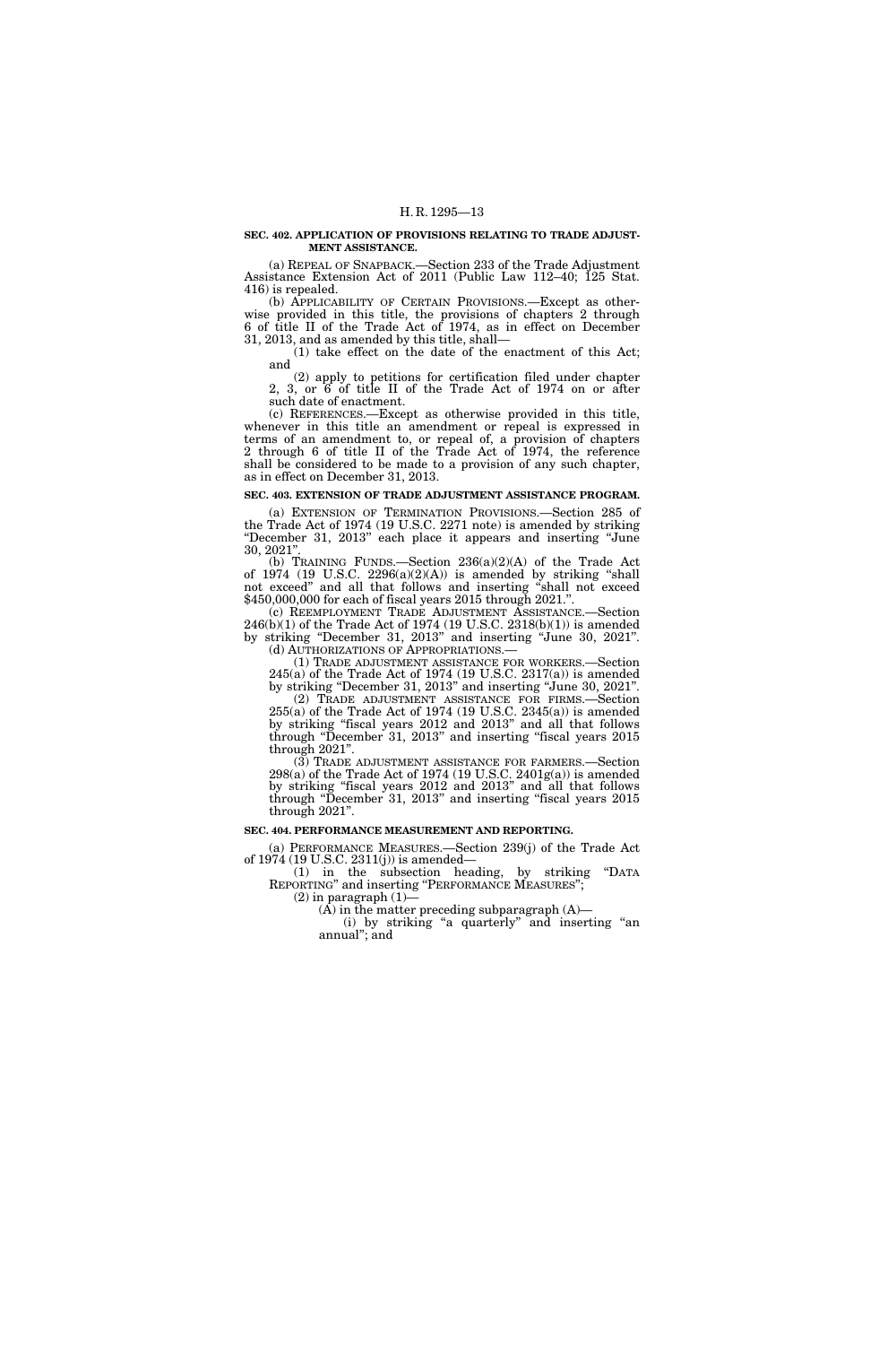**SEC. 402. APPLICATION OF PROVISIONS RELATING TO TRADE ADJUSTMENT ASSISTANCE.**

(a) REPEAL OF SNAPBACK.—Section 233 of the Trade Adjustment Assistance Extension Act of 2011 (Public Law 112–40; 125 Stat. 416) is repealed.

(b) APPLICABILITY OF CERTAIN PROVISIONS.—Except as otherwise provided in this title, the provisions of chapters 2 through 6 of title II of the Trade Act of 1974, as in effect on December 31, 2013, and as amended by this title, shall—

(1) take effect on the date of the enactment of this Act; and

(2) apply to petitions for certification filed under chapter 2, 3, or 6 of title II of the Trade Act of 1974 on or after such date of enactment.

(c) REFERENCES.—Except as otherwise provided in this title, whenever in this title an amendment or repeal is expressed in terms of an amendment to, or repeal of, a provision of chapters 2 through 6 of title II of the Trade Act of 1974, the reference shall be considered to be made to a provision of any such chapter, as in effect on December 31, 2013.

**SEC. 403. EXTENSION OF TRADE ADJUSTMENT ASSISTANCE PROGRAM.**

(a) EXTENSION OF TERMINATION PROVISIONS.—Section 285 of the Trade Act of 1974 (19 U.S.C. 2271 note) is amended by striking "December 31, 2013" each place it appears and inserting "June 30, 2021".

(b) TRAINING FUNDS.—Section 236(a)(2)(A) of the Trade Act of 1974 (19 U.S.C. 2296(a)(2)(A)) is amended by striking "shall not exceed" and all that follows and inserting "shall not exceed $450,000,000 for each of fiscal years 2015 through 2021.".

(c) REEMPLOYMENT TRADE ADJUSTMENT ASSISTANCE.—Section 246(b)(1) of the Trade Act of 1974 (19 U.S.C. 2318(b)(1)) is amended by striking "December 31, 2013" and inserting "June 30, 2021".

(d) AUTHORIZATIONS OF APPROPRIATIONS.—

(1) TRADE ADJUSTMENT ASSISTANCE FOR WORKERS.—Section 245(a) of the Trade Act of 1974 (19 U.S.C. 2317(a)) is amended by striking "December 31, 2013" and inserting "June 30, 2021".

(2) TRADE ADJUSTMENT ASSISTANCE FOR FIRMS.—Section 255(a) of the Trade Act of 1974 (19 U.S.C. 2345(a)) is amended by striking "fiscal years 2012 and 2013" and all that follows through "December 31, 2013" and inserting "fiscal years 2015 through 2021".

(3) TRADE ADJUSTMENT ASSISTANCE FOR FARMERS.—Section 298(a) of the Trade Act of 1974 (19 U.S.C. 2401g(a)) is amended by striking "fiscal years 2012 and 2013" and all that follows through "December 31, 2013" and inserting "fiscal years 2015 through 2021".

**SEC. 404. PERFORMANCE MEASUREMENT AND REPORTING.**

(a) PERFORMANCE MEASURES.—Section 239(j) of the Trade Act of 1974 (19 U.S.C. 2311(j)) is amended—

(1) in the subsection heading, by striking "DATA REPORTING" and inserting "PERFORMANCE MEASURES";

(2) in paragraph (1)—

(A) in the matter preceding subparagraph (A)—

(i) by striking "a quarterly" and inserting "an annual"; and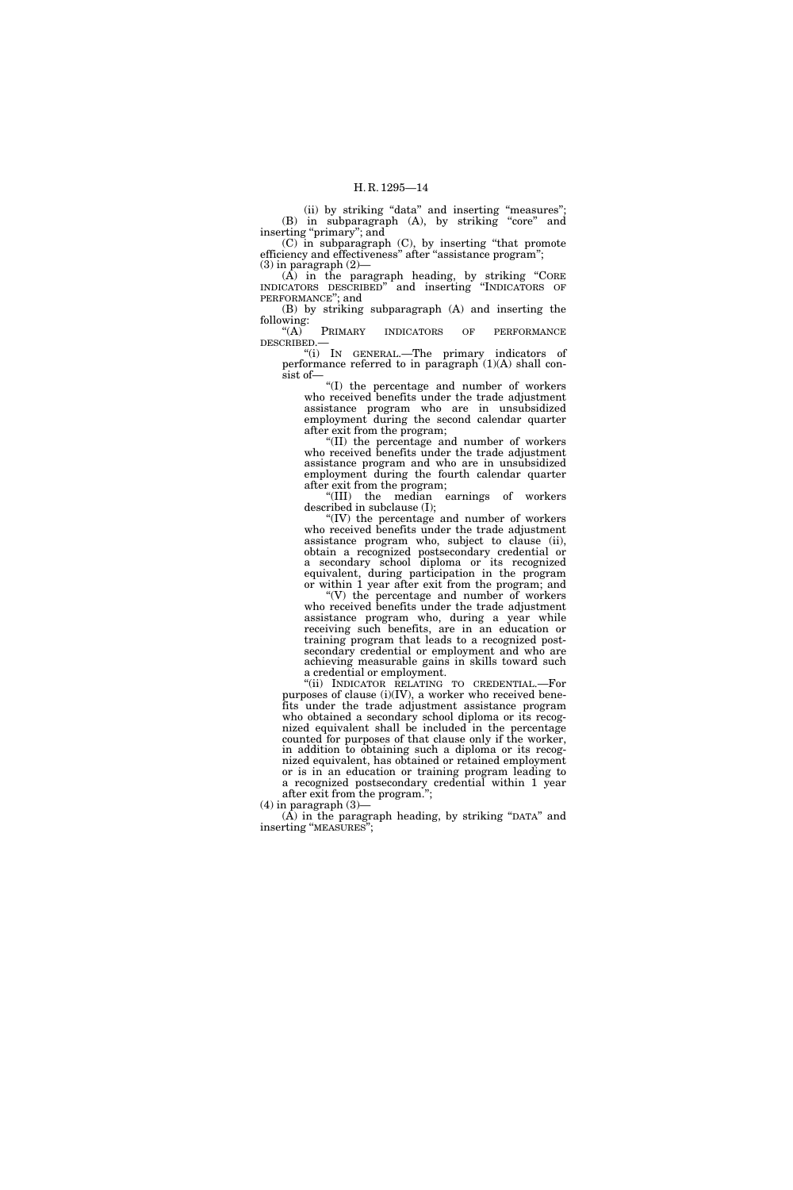(ii) by striking "data" and inserting "measures";

(B) in subparagraph (A), by striking "core" and inserting "primary"; and

(C) in subparagraph (C), by inserting "that promote efficiency and effectiveness" after "assistance program";

(3) in paragraph (2)—

(A) in the paragraph heading, by striking "CORE INDICATORS DESCRIBED" and inserting "INDICATORS OF PERFORMANCE"; and

(B) by striking subparagraph (A) and inserting the following:

"(A) PRIMARY INDICATORS OF PERFORMANCE DESCRIBED.—

"(i) IN GENERAL.—The primary indicators of performance referred to in paragraph (1)(A) shall consist of—

"(I) the percentage and number of workers who received benefits under the trade adjustment assistance program who are in unsubsidized employment during the second calendar quarter after exit from the program;

"(II) the percentage and number of workers who received benefits under the trade adjustment assistance program and who are in unsubsidized employment during the fourth calendar quarter after exit from the program;

"(III) the median earnings of workers described in subclause (I);

"(IV) the percentage and number of workers who received benefits under the trade adjustment assistance program who, subject to clause (ii), obtain a recognized postsecondary credential or a secondary school diploma or its recognized equivalent, during participation in the program or within 1 year after exit from the program; and

"(V) the percentage and number of workers who received benefits under the trade adjustment assistance program who, during a year while receiving such benefits, are in an education or training program that leads to a recognized postsecondary credential or employment and who are achieving measurable gains in skills toward such a credential or employment.

"(ii) INDICATOR RELATING TO CREDENTIAL.—For purposes of clause (i)(IV), a worker who received benefits under the trade adjustment assistance program who obtained a secondary school diploma or its recognized equivalent shall be included in the percentage counted for purposes of that clause only if the worker, in addition to obtaining such a diploma or its recognized equivalent, has obtained or retained employment or is in an education or training program leading to a recognized postsecondary credential within 1 year after exit from the program.";

(4) in paragraph (3)—

(A) in the paragraph heading, by striking "DATA" and inserting "MEASURES";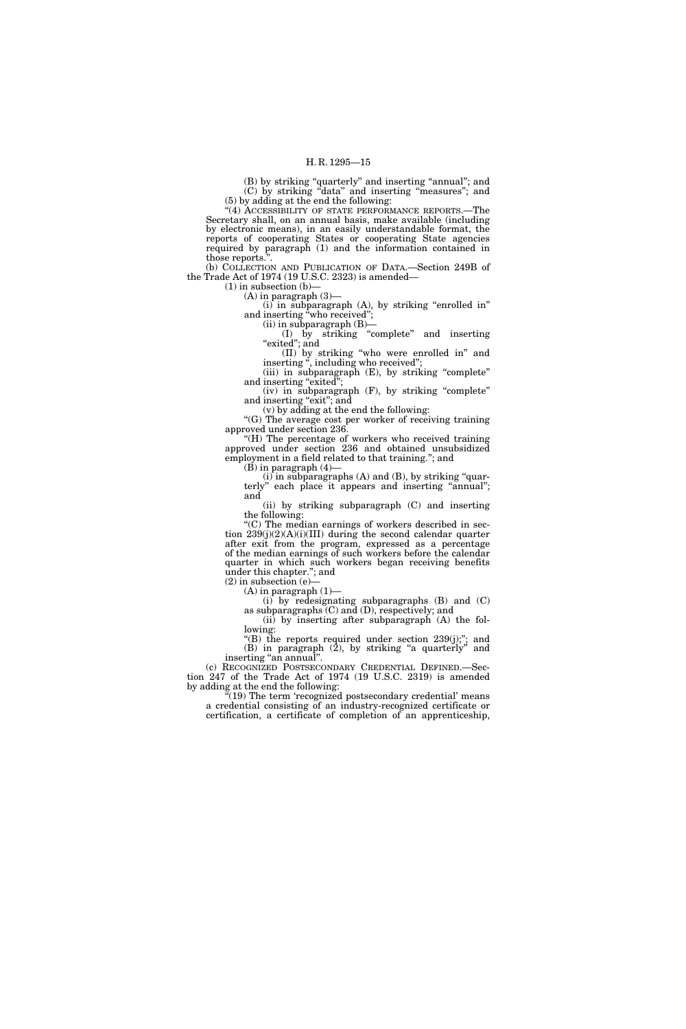(B) by striking "quarterly" and inserting "annual"; and

(C) by striking "data" and inserting "measures"; and

(5) by adding at the end the following:

"(4) ACCESSIBILITY OF STATE PERFORMANCE REPORTS.—The Secretary shall, on an annual basis, make available (including by electronic means), in an easily understandable format, the reports of cooperating States or cooperating State agencies required by paragraph (1) and the information contained in those reports.".

(b) COLLECTION AND PUBLICATION OF DATA.—Section 249B of the Trade Act of 1974 (19 U.S.C. 2323) is amended—

(1) in subsection (b)—

(A) in paragraph (3)—

(i) in subparagraph (A), by striking "enrolled in" and inserting "who received";

(ii) in subparagraph (B)—

(I) by striking "complete" and inserting "exited"; and

(II) by striking "who were enrolled in" and inserting ", including who received";

(iii) in subparagraph (E), by striking "complete" and inserting "exited";

(iv) in subparagraph (F), by striking "complete" and inserting "exit"; and

(v) by adding at the end the following:

"(G) The average cost per worker of receiving training approved under section 236.

"(H) The percentage of workers who received training approved under section 236 and obtained unsubsidized employment in a field related to that training."; and

(B) in paragraph (4)—

(i) in subparagraphs (A) and (B), by striking "quarterly" each place it appears and inserting "annual"; and

(ii) by striking subparagraph (C) and inserting the following:

"(C) The median earnings of workers described in section 239(j)(2)(A)(i)(III) during the second calendar quarter after exit from the program, expressed as a percentage of the median earnings of such workers before the calendar quarter in which such workers began receiving benefits under this chapter."; and

(2) in subsection (e)—

(A) in paragraph (1)—

(i) by redesignating subparagraphs (B) and (C) as subparagraphs (C) and (D), respectively; and

(ii) by inserting after subparagraph (A) the following:

"(B) the reports required under section 239(j);"; and

(B) in paragraph (2), by striking "a quarterly" and inserting "an annual".

(c) RECOGNIZED POSTSECONDARY CREDENTIAL DEFINED.—Section 247 of the Trade Act of 1974 (19 U.S.C. 2319) is amended by adding at the end the following:

"(19) The term 'recognized postsecondary credential' means a credential consisting of an industry-recognized certificate or certification, a certificate of completion of an apprenticeship,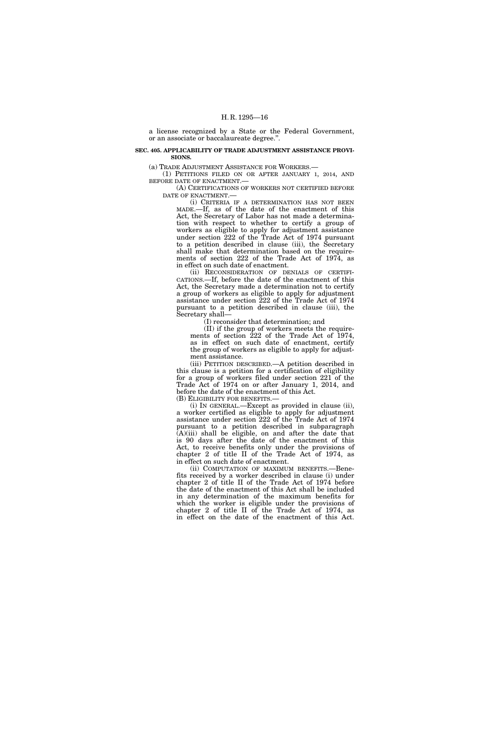a license recognized by a State or the Federal Government, or an associate or baccalaureate degree.''.

**SEC. 405. APPLICABILITY OF TRADE ADJUSTMENT ASSISTANCE PROVISIONS.**

(a) TRADE ADJUSTMENT ASSISTANCE FOR WORKERS.—

(1) PETITIONS FILED ON OR AFTER JANUARY 1, 2014, AND BEFORE DATE OF ENACTMENT.—

(A) CERTIFICATIONS OF WORKERS NOT CERTIFIED BEFORE DATE OF ENACTMENT.—

(i) CRITERIA IF A DETERMINATION HAS NOT BEEN MADE.—If, as of the date of the enactment of this Act, the Secretary of Labor has not made a determination with respect to whether to certify a group of workers as eligible to apply for adjustment assistance under section 222 of the Trade Act of 1974 pursuant to a petition described in clause (iii), the Secretary shall make that determination based on the requirements of section 222 of the Trade Act of 1974, as in effect on such date of enactment.

(ii) RECONSIDERATION OF DENIALS OF CERTIFICATIONS.—If, before the date of the enactment of this Act, the Secretary made a determination not to certify a group of workers as eligible to apply for adjustment assistance under section 222 of the Trade Act of 1974 pursuant to a petition described in clause (iii), the Secretary shall—

(I) reconsider that determination; and

(II) if the group of workers meets the requirements of section 222 of the Trade Act of 1974, as in effect on such date of enactment, certify the group of workers as eligible to apply for adjustment assistance.

(iii) PETITION DESCRIBED.—A petition described in this clause is a petition for a certification of eligibility for a group of workers filed under section 221 of the Trade Act of 1974 on or after January 1, 2014, and before the date of the enactment of this Act.

(B) ELIGIBILITY FOR BENEFITS.—

(i) IN GENERAL.—Except as provided in clause (ii), a worker certified as eligible to apply for adjustment assistance under section 222 of the Trade Act of 1974 pursuant to a petition described in subparagraph (A)(iii) shall be eligible, on and after the date that is 90 days after the date of the enactment of this Act, to receive benefits only under the provisions of chapter 2 of title II of the Trade Act of 1974, as in effect on such date of enactment.

(ii) COMPUTATION OF MAXIMUM BENEFITS.—Benefits received by a worker described in clause (i) under chapter 2 of title II of the Trade Act of 1974 before the date of the enactment of this Act shall be included in any determination of the maximum benefits for which the worker is eligible under the provisions of chapter 2 of title II of the Trade Act of 1974, as in effect on the date of the enactment of this Act.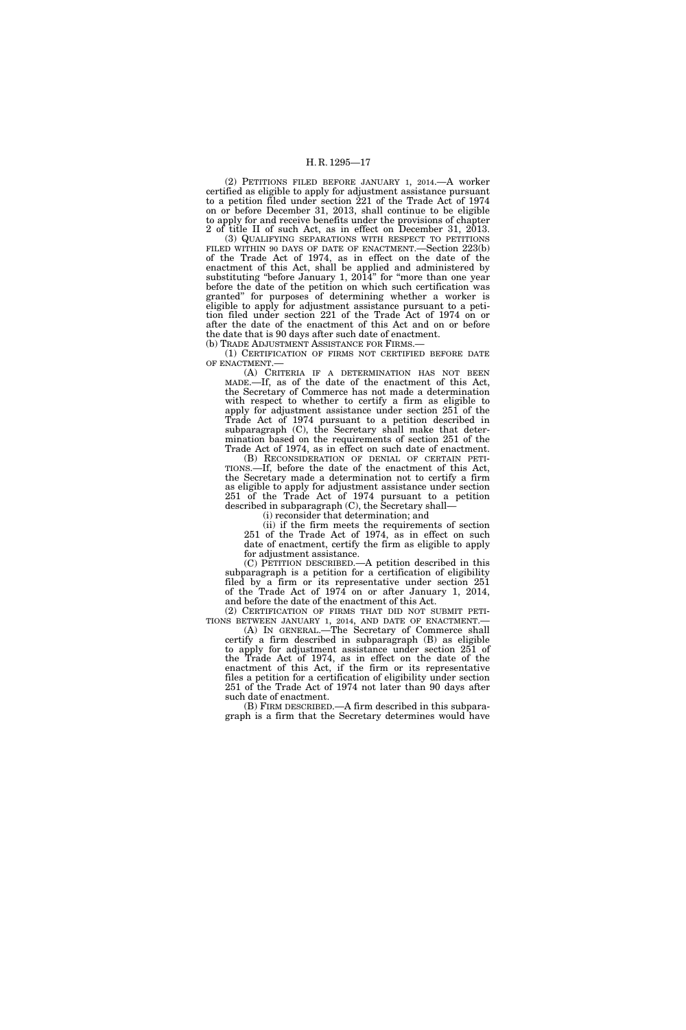(2) PETITIONS FILED BEFORE JANUARY 1, 2014.—A worker certified as eligible to apply for adjustment assistance pursuant to a petition filed under section 221 of the Trade Act of 1974 on or before December 31, 2013, shall continue to be eligible to apply for and receive benefits under the provisions of chapter 2 of title II of such Act, as in effect on December 31, 2013.

(3) QUALIFYING SEPARATIONS WITH RESPECT TO PETITIONS FILED WITHIN 90 DAYS OF DATE OF ENACTMENT.—Section 223(b) of the Trade Act of 1974, as in effect on the date of the enactment of this Act, shall be applied and administered by substituting "before January 1, 2014" for "more than one year before the date of the petition on which such certification was granted" for purposes of determining whether a worker is eligible to apply for adjustment assistance pursuant to a petition filed under section 221 of the Trade Act of 1974 on or after the date of the enactment of this Act and on or before the date that is 90 days after such date of enactment.

(b) TRADE ADJUSTMENT ASSISTANCE FOR FIRMS.—

(1) CERTIFICATION OF FIRMS NOT CERTIFIED BEFORE DATE OF ENACTMENT.—

(A) CRITERIA IF A DETERMINATION HAS NOT BEEN MADE.—If, as of the date of the enactment of this Act, the Secretary of Commerce has not made a determination with respect to whether to certify a firm as eligible to apply for adjustment assistance under section 251 of the Trade Act of 1974 pursuant to a petition described in subparagraph (C), the Secretary shall make that determination based on the requirements of section 251 of the Trade Act of 1974, as in effect on such date of enactment.

(B) RECONSIDERATION OF DENIAL OF CERTAIN PETITIONS.—If, before the date of the enactment of this Act, the Secretary made a determination not to certify a firm as eligible to apply for adjustment assistance under section 251 of the Trade Act of 1974 pursuant to a petition described in subparagraph (C), the Secretary shall—

(i) reconsider that determination; and

(ii) if the firm meets the requirements of section 251 of the Trade Act of 1974, as in effect on such date of enactment, certify the firm as eligible to apply for adjustment assistance.

(C) PETITION DESCRIBED.—A petition described in this subparagraph is a petition for a certification of eligibility filed by a firm or its representative under section 251 of the Trade Act of 1974 on or after January 1, 2014, and before the date of the enactment of this Act.

(2) CERTIFICATION OF FIRMS THAT DID NOT SUBMIT PETITIONS BETWEEN JANUARY 1, 2014, AND DATE OF ENACTMENT.—

(A) IN GENERAL.—The Secretary of Commerce shall certify a firm described in subparagraph (B) as eligible to apply for adjustment assistance under section 251 of the Trade Act of 1974, as in effect on the date of the enactment of this Act, if the firm or its representative files a petition for a certification of eligibility under section 251 of the Trade Act of 1974 not later than 90 days after such date of enactment.

(B) FIRM DESCRIBED.—A firm described in this subparagraph is a firm that the Secretary determines would have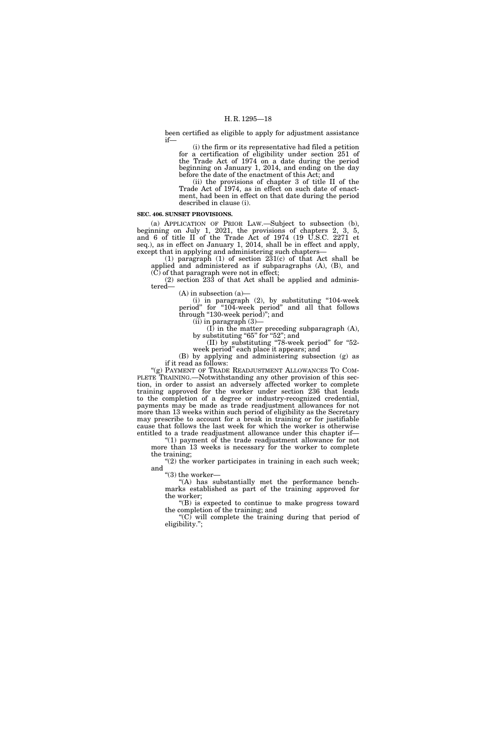been certified as eligible to apply for adjustment assistance if—

(i) the firm or its representative had filed a petition for a certification of eligibility under section 251 of the Trade Act of 1974 on a date during the period beginning on January 1, 2014, and ending on the day before the date of the enactment of this Act; and

(ii) the provisions of chapter 3 of title II of the Trade Act of 1974, as in effect on such date of enactment, had been in effect on that date during the period described in clause (i).

**SEC. 406. SUNSET PROVISIONS.**

(a) APPLICATION OF PRIOR LAW.—Subject to subsection (b), beginning on July 1, 2021, the provisions of chapters 2, 3, 5, and 6 of title II of the Trade Act of 1974 (19 U.S.C. 2271 et seq.), as in effect on January 1, 2014, shall be in effect and apply, except that in applying and administering such chapters—

(1) paragraph (1) of section 231(c) of that Act shall be applied and administered as if subparagraphs (A), (B), and (C) of that paragraph were not in effect;

(2) section 233 of that Act shall be applied and administered—

(A) in subsection (a)—

(i) in paragraph (2), by substituting "104-week period" for "104-week period" and all that follows through "130-week period)"; and

(ii) in paragraph (3)—

(I) in the matter preceding subparagraph (A), by substituting "65" for "52"; and

(II) by substituting "78-week period" for "52-week period" each place it appears; and

(B) by applying and administering subsection (g) as if it read as follows:

"(g) PAYMENT OF TRADE READJUSTMENT ALLOWANCES TO COMPLETE TRAINING.—Notwithstanding any other provision of this section, in order to assist an adversely affected worker to complete training approved for the worker under section 236 that leads to the completion of a degree or industry-recognized credential, payments may be made as trade readjustment allowances for not more than 13 weeks within such period of eligibility as the Secretary may prescribe to account for a break in training or for justifiable cause that follows the last week for which the worker is otherwise entitled to a trade readjustment allowance under this chapter if—

"(1) payment of the trade readjustment allowance for not more than 13 weeks is necessary for the worker to complete the training;

"(2) the worker participates in training in each such week; and

"(3) the worker—

"(A) has substantially met the performance benchmarks established as part of the training approved for the worker;

"(B) is expected to continue to make progress toward the completion of the training; and

"(C) will complete the training during that period of eligibility.";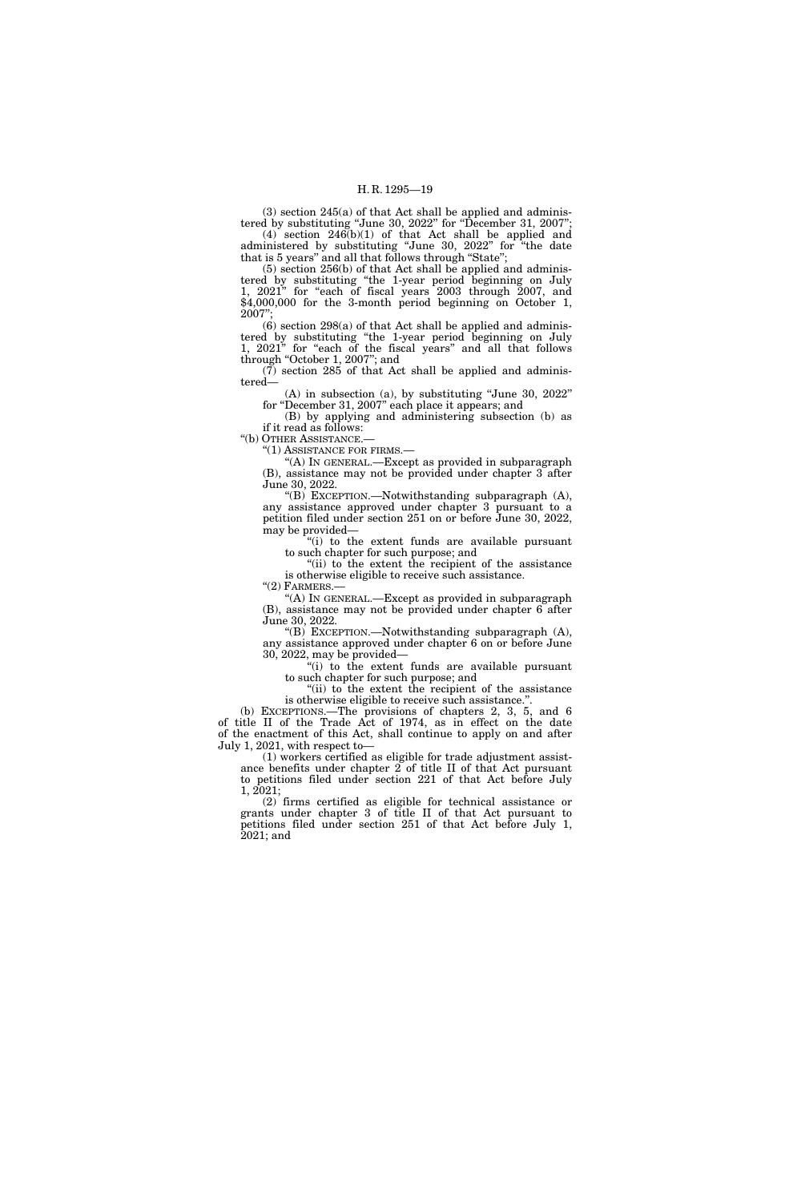(3) section 245(a) of that Act shall be applied and administered by substituting "June 30, 2022" for "December 31, 2007";

(4) section 246(b)(1) of that Act shall be applied and administered by substituting "June 30, 2022" for "the date that is 5 years" and all that follows through "State";

(5) section 256(b) of that Act shall be applied and administered by substituting "the 1-year period beginning on July 1, 2021" for "each of fiscal years 2003 through 2007, and $4,000,000 for the 3-month period beginning on October 1, 2007";

(6) section 298(a) of that Act shall be applied and administered by substituting "the 1-year period beginning on July 1, 2021" for "each of the fiscal years" and all that follows through "October 1, 2007"; and

(7) section 285 of that Act shall be applied and administered—

(A) in subsection (a), by substituting "June 30, 2022" for "December 31, 2007" each place it appears; and

(B) by applying and administering subsection (b) as if it read as follows:

"(b) OTHER ASSISTANCE.—

"(1) ASSISTANCE FOR FIRMS.—

"(A) IN GENERAL.—Except as provided in subparagraph (B), assistance may not be provided under chapter 3 after June 30, 2022.

"(B) EXCEPTION.—Notwithstanding subparagraph (A), any assistance approved under chapter 3 pursuant to a petition filed under section 251 on or before June 30, 2022, may be provided—

"(i) to the extent funds are available pursuant to such chapter for such purpose; and

"(ii) to the extent the recipient of the assistance is otherwise eligible to receive such assistance.

"(2) FARMERS.—

"(A) IN GENERAL.—Except as provided in subparagraph (B), assistance may not be provided under chapter 6 after June 30, 2022.

"(B) EXCEPTION.—Notwithstanding subparagraph (A), any assistance approved under chapter 6 on or before June 30, 2022, may be provided—

"(i) to the extent funds are available pursuant to such chapter for such purpose; and

"(ii) to the extent the recipient of the assistance is otherwise eligible to receive such assistance.".

(b) EXCEPTIONS.—The provisions of chapters 2, 3, 5, and 6 of title II of the Trade Act of 1974, as in effect on the date of the enactment of this Act, shall continue to apply on and after July 1, 2021, with respect to—

(1) workers certified as eligible for trade adjustment assistance benefits under chapter 2 of title II of that Act pursuant to petitions filed under section 221 of that Act before July 1, 2021;

(2) firms certified as eligible for technical assistance or grants under chapter 3 of title II of that Act pursuant to petitions filed under section 251 of that Act before July 1, 2021; and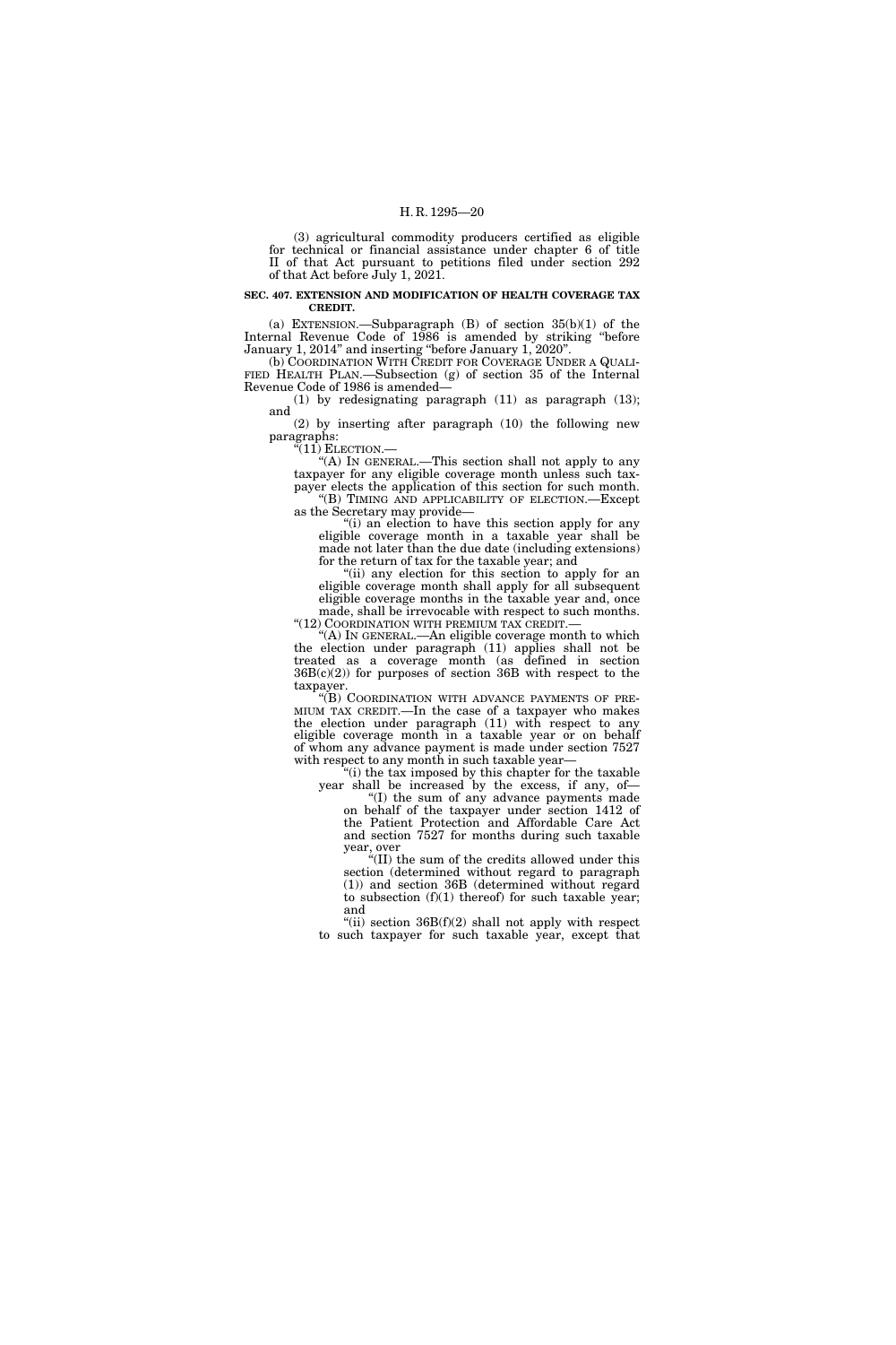(3) agricultural commodity producers certified as eligible for technical or financial assistance under chapter 6 of title II of that Act pursuant to petitions filed under section 292 of that Act before July 1, 2021.

**SEC. 407. EXTENSION AND MODIFICATION OF HEALTH COVERAGE TAX CREDIT.**

(a) EXTENSION.—Subparagraph (B) of section 35(b)(1) of the Internal Revenue Code of 1986 is amended by striking "before January 1, 2014" and inserting "before January 1, 2020".

(b) COORDINATION WITH CREDIT FOR COVERAGE UNDER A QUALIFIED HEALTH PLAN.—Subsection (g) of section 35 of the Internal Revenue Code of 1986 is amended—

(1) by redesignating paragraph (11) as paragraph (13); and

(2) by inserting after paragraph (10) the following new paragraphs:

"(11) ELECTION.—

"(A) IN GENERAL.—This section shall not apply to any taxpayer for any eligible coverage month unless such taxpayer elects the application of this section for such month.

"(B) TIMING AND APPLICABILITY OF ELECTION.—Except as the Secretary may provide—

"(i) an election to have this section apply for any eligible coverage month in a taxable year shall be made not later than the due date (including extensions) for the return of tax for the taxable year; and

"(ii) any election for this section to apply for an eligible coverage month shall apply for all subsequent eligible coverage months in the taxable year and, once made, shall be irrevocable with respect to such months.

"(12) COORDINATION WITH PREMIUM TAX CREDIT.—

"(A) IN GENERAL.—An eligible coverage month to which the election under paragraph (11) applies shall not be treated as a coverage month (as defined in section 36B(c)(2)) for purposes of section 36B with respect to the taxpayer.

"(B) COORDINATION WITH ADVANCE PAYMENTS OF PREMIUM TAX CREDIT.—In the case of a taxpayer who makes the election under paragraph (11) with respect to any eligible coverage month in a taxable year or on behalf of whom any advance payment is made under section 7527 with respect to any month in such taxable year—

"(i) the tax imposed by this chapter for the taxable year shall be increased by the excess, if any, of—

"(I) the sum of any advance payments made on behalf of the taxpayer under section 1412 of the Patient Protection and Affordable Care Act and section 7527 for months during such taxable year, over

"(II) the sum of the credits allowed under this section (determined without regard to paragraph (1)) and section 36B (determined without regard to subsection (f)(1) thereof) for such taxable year; and

"(ii) section 36B(f)(2) shall not apply with respect to such taxpayer for such taxable year, except that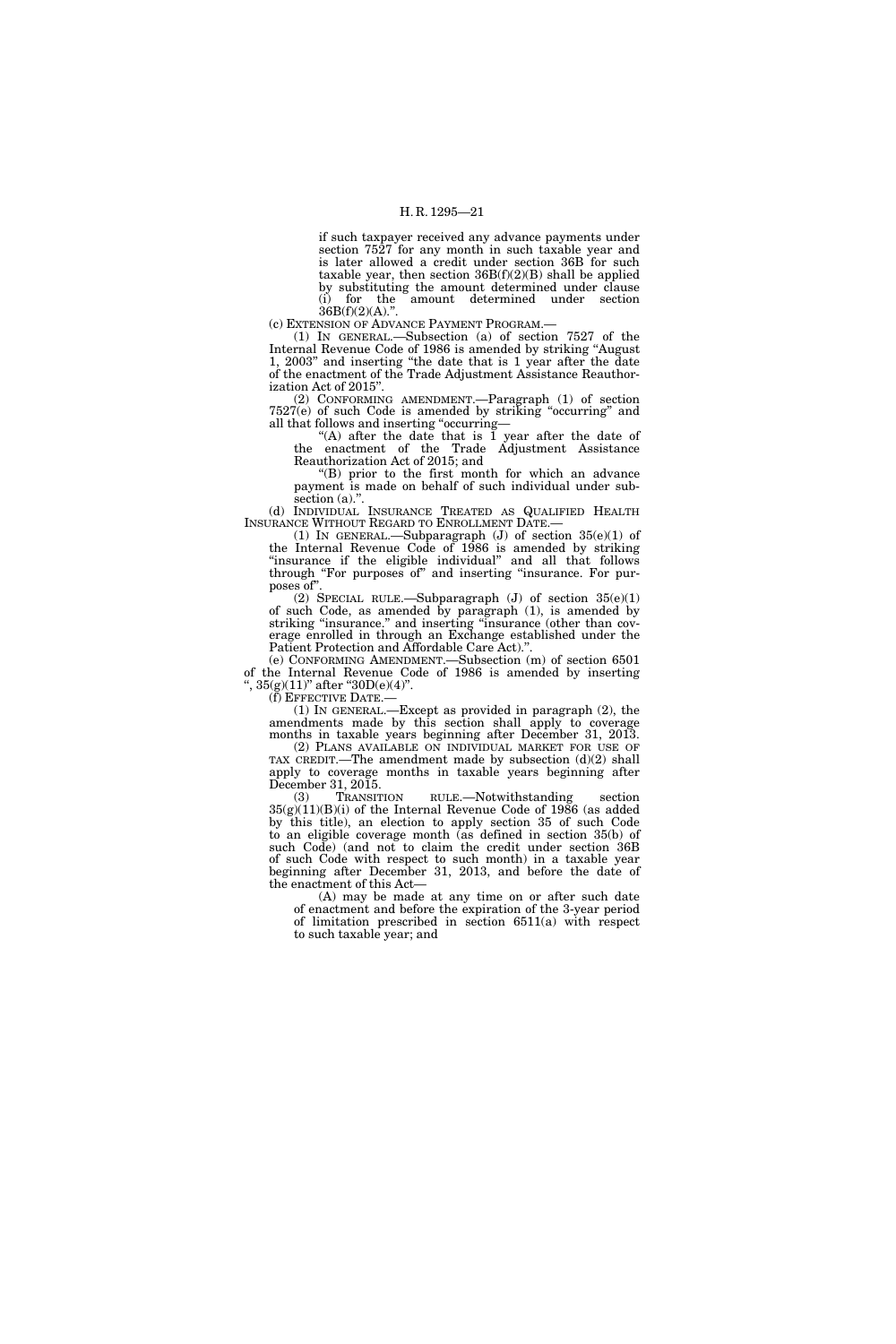if such taxpayer received any advance payments under section 7527 for any month in such taxable year and is later allowed a credit under section 36B for such taxable year, then section 36B(f)(2)(B) shall be applied by substituting the amount determined under clause (i) for the amount determined under section 36B(f)(2)(A).''.

(c) EXTENSION OF ADVANCE PAYMENT PROGRAM.—

(1) IN GENERAL.—Subsection (a) of section 7527 of the Internal Revenue Code of 1986 is amended by striking ''August 1, 2003'' and inserting ''the date that is 1 year after the date of the enactment of the Trade Adjustment Assistance Reauthorization Act of 2015''.

(2) CONFORMING AMENDMENT.—Paragraph (1) of section 7527(e) of such Code is amended by striking ''occurring'' and all that follows and inserting ''occurring—

''(A) after the date that is 1 year after the date of the enactment of the Trade Adjustment Assistance Reauthorization Act of 2015; and

''(B) prior to the first month for which an advance payment is made on behalf of such individual under subsection (a).''.

(d) INDIVIDUAL INSURANCE TREATED AS QUALIFIED HEALTH INSURANCE WITHOUT REGARD TO ENROLLMENT DATE.—

(1) IN GENERAL.—Subparagraph (J) of section 35(e)(1) of the Internal Revenue Code of 1986 is amended by striking ''insurance if the eligible individual'' and all that follows through ''For purposes of'' and inserting ''insurance. For purposes of''.

(2) SPECIAL RULE.—Subparagraph (J) of section 35(e)(1) of such Code, as amended by paragraph (1), is amended by striking ''insurance.'' and inserting ''insurance (other than coverage enrolled in through an Exchange established under the Patient Protection and Affordable Care Act).''.

(e) CONFORMING AMENDMENT.—Subsection (m) of section 6501 of the Internal Revenue Code of 1986 is amended by inserting '', 35(g)(11)'' after ''30D(e)(4)''.

(f) EFFECTIVE DATE.—

(1) IN GENERAL.—Except as provided in paragraph (2), the amendments made by this section shall apply to coverage months in taxable years beginning after December 31, 2013.

(2) PLANS AVAILABLE ON INDIVIDUAL MARKET FOR USE OF TAX CREDIT.—The amendment made by subsection (d)(2) shall apply to coverage months in taxable years beginning after December 31, 2015.

(3) TRANSITION RULE.—Notwithstanding section 35(g)(11)(B)(i) of the Internal Revenue Code of 1986 (as added by this title), an election to apply section 35 of such Code to an eligible coverage month (as defined in section 35(b) of such Code) (and not to claim the credit under section 36B of such Code with respect to such month) in a taxable year beginning after December 31, 2013, and before the date of the enactment of this Act—

(A) may be made at any time on or after such date of enactment and before the expiration of the 3-year period of limitation prescribed in section 6511(a) with respect to such taxable year; and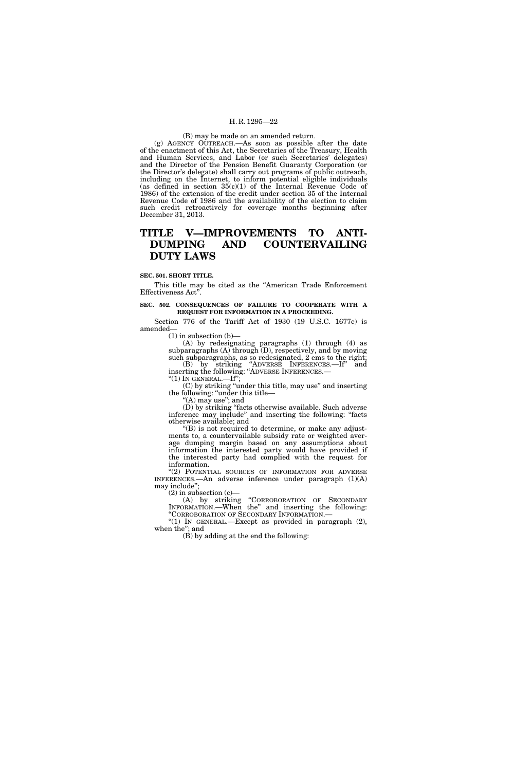(B) may be made on an amended return.

(g) AGENCY OUTREACH.—As soon as possible after the date of the enactment of this Act, the Secretaries of the Treasury, Health and Human Services, and Labor (or such Secretaries' delegates) and the Director of the Pension Benefit Guaranty Corporation (or the Director's delegate) shall carry out programs of public outreach, including on the Internet, to inform potential eligible individuals (as defined in section 35(c)(1) of the Internal Revenue Code of 1986) of the extension of the credit under section 35 of the Internal Revenue Code of 1986 and the availability of the election to claim such credit retroactively for coverage months beginning after December 31, 2013.

# TITLE V—IMPROVEMENTS TO ANTI-DUMPING AND COUNTERVAILING DUTY LAWS

**SEC. 501. SHORT TITLE.**

This title may be cited as the "American Trade Enforcement Effectiveness Act".

**SEC. 502. CONSEQUENCES OF FAILURE TO COOPERATE WITH A REQUEST FOR INFORMATION IN A PROCEEDING.**

Section 776 of the Tariff Act of 1930 (19 U.S.C. 1677e) is amended—

(1) in subsection (b)—

(A) by redesignating paragraphs (1) through (4) as subparagraphs (A) through (D), respectively, and by moving such subparagraphs, as so redesignated, 2 ems to the right;

(B) by striking "ADVERSE INFERENCES.—If" and inserting the following: "ADVERSE INFERENCES.—

"(1) IN GENERAL.—If";

(C) by striking "under this title, may use" and inserting the following: "under this title—

"(A) may use"; and

(D) by striking "facts otherwise available. Such adverse inference may include" and inserting the following: "facts otherwise available; and

"(B) is not required to determine, or make any adjustments to, a countervailable subsidy rate or weighted average dumping margin based on any assumptions about information the interested party would have provided if the interested party had complied with the request for information.

"(2) POTENTIAL SOURCES OF INFORMATION FOR ADVERSE INFERENCES.—An adverse inference under paragraph (1)(A) may include";

(2) in subsection (c)—

(A) by striking "CORROBORATION OF SECONDARY INFORMATION.—When the" and inserting the following: "CORROBORATION OF SECONDARY INFORMATION.—

"(1) IN GENERAL.—Except as provided in paragraph (2), when the"; and

(B) by adding at the end the following: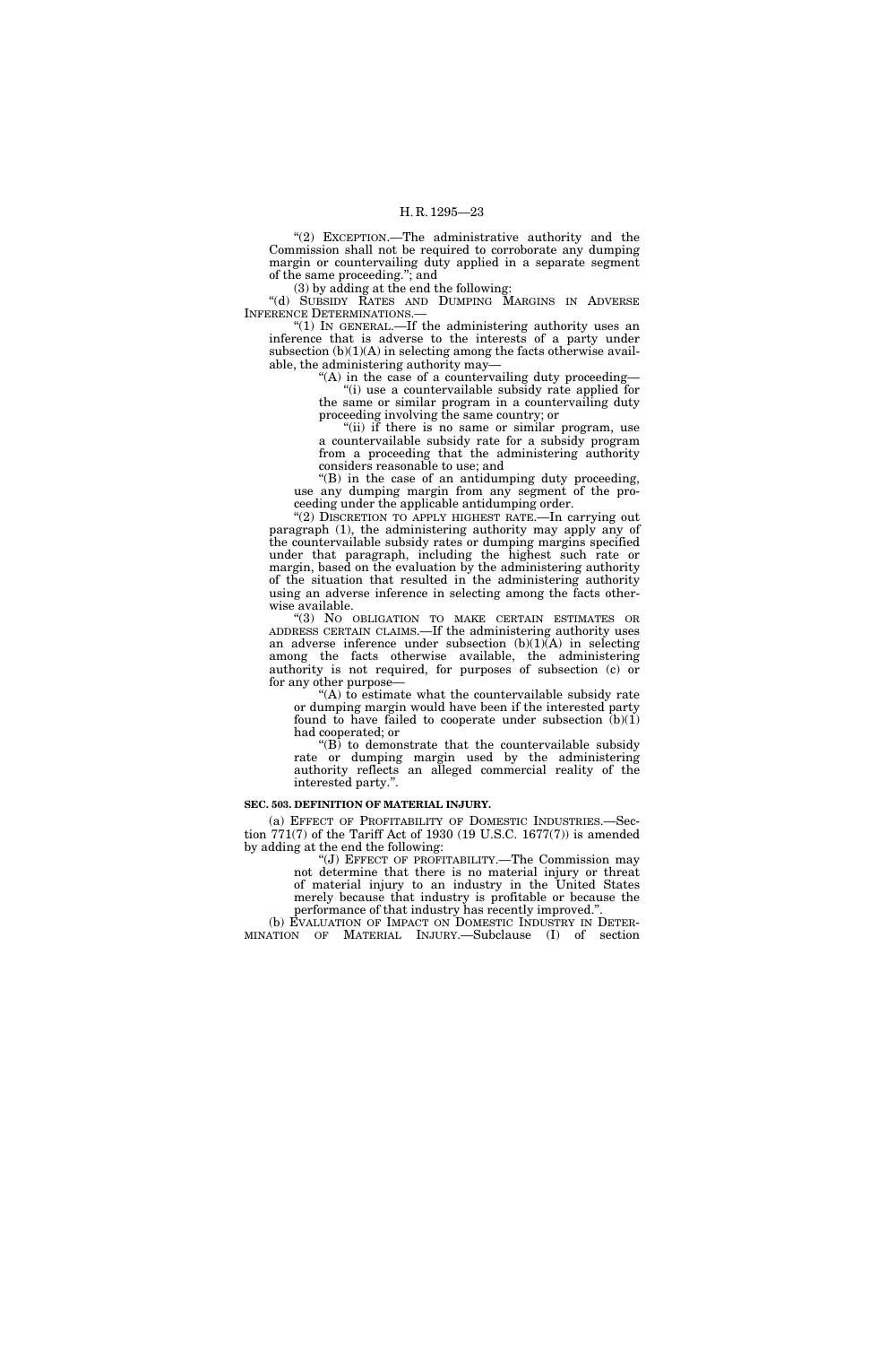"(2) EXCEPTION.—The administrative authority and the Commission shall not be required to corroborate any dumping margin or countervailing duty applied in a separate segment of the same proceeding."; and

(3) by adding at the end the following:

"(d) SUBSIDY RATES AND DUMPING MARGINS IN ADVERSE INFERENCE DETERMINATIONS.—

"(1) IN GENERAL.—If the administering authority uses an inference that is adverse to the interests of a party under subsection (b)(1)(A) in selecting among the facts otherwise available, the administering authority may—

"(A) in the case of a countervailing duty proceeding—

"(i) use a countervailable subsidy rate applied for the same or similar program in a countervailing duty proceeding involving the same country; or

"(ii) if there is no same or similar program, use a countervailable subsidy rate for a subsidy program from a proceeding that the administering authority considers reasonable to use; and

"(B) in the case of an antidumping duty proceeding, use any dumping margin from any segment of the proceeding under the applicable antidumping order.

"(2) DISCRETION TO APPLY HIGHEST RATE.—In carrying out paragraph (1), the administering authority may apply any of the countervailable subsidy rates or dumping margins specified under that paragraph, including the highest such rate or margin, based on the evaluation by the administering authority of the situation that resulted in the administering authority using an adverse inference in selecting among the facts otherwise available.

"(3) NO OBLIGATION TO MAKE CERTAIN ESTIMATES OR ADDRESS CERTAIN CLAIMS.—If the administering authority uses an adverse inference under subsection (b)(1)(A) in selecting among the facts otherwise available, the administering authority is not required, for purposes of subsection (c) or for any other purpose—

"(A) to estimate what the countervailable subsidy rate or dumping margin would have been if the interested party found to have failed to cooperate under subsection (b)(1) had cooperated; or

"(B) to demonstrate that the countervailable subsidy rate or dumping margin used by the administering authority reflects an alleged commercial reality of the interested party.".

**SEC. 503. DEFINITION OF MATERIAL INJURY.**

(a) EFFECT OF PROFITABILITY OF DOMESTIC INDUSTRIES.—Section 771(7) of the Tariff Act of 1930 (19 U.S.C. 1677(7)) is amended by adding at the end the following:

"(J) EFFECT OF PROFITABILITY.—The Commission may not determine that there is no material injury or threat of material injury to an industry in the United States merely because that industry is profitable or because the performance of that industry has recently improved.".

(b) EVALUATION OF IMPACT ON DOMESTIC INDUSTRY IN DETERMINATION OF MATERIAL INJURY.—Subclause (I) of section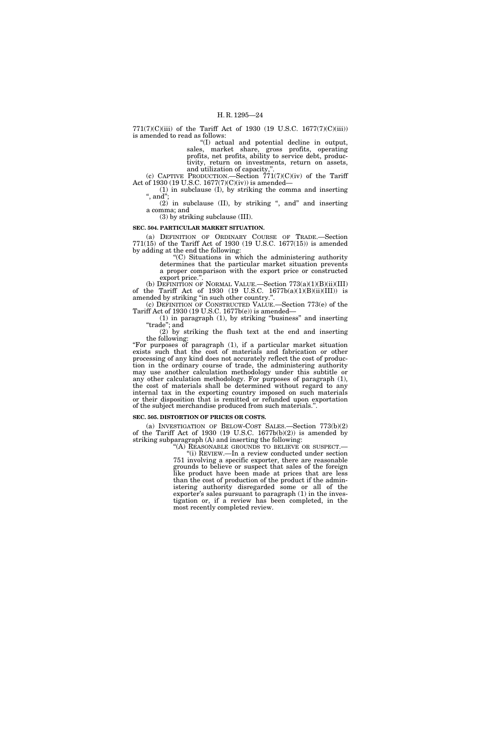771(7)(C)(iii) of the Tariff Act of 1930 (19 U.S.C. 1677(7)(C)(iii)) is amended to read as follows:

"(I) actual and potential decline in output, sales, market share, gross profits, operating profits, net profits, ability to service debt, productivity, return on investments, return on assets, and utilization of capacity,".

(c) CAPTIVE PRODUCTION.—Section 771(7)(C)(iv) of the Tariff Act of 1930 (19 U.S.C. 1677(7)(C)(iv)) is amended—

(1) in subclause (I), by striking the comma and inserting ", and";

(2) in subclause (II), by striking ", and" and inserting a comma; and

(3) by striking subclause (III).

**SEC. 504. PARTICULAR MARKET SITUATION.**

(a) DEFINITION OF ORDINARY COURSE OF TRADE.—Section 771(15) of the Tariff Act of 1930 (19 U.S.C. 1677(15)) is amended by adding at the end the following:

"(C) Situations in which the administering authority determines that the particular market situation prevents a proper comparison with the export price or constructed export price.".

(b) DEFINITION OF NORMAL VALUE.—Section 773(a)(1)(B)(ii)(III) of the Tariff Act of 1930 (19 U.S.C. 1677b(a)(1)(B)(ii)(III)) is amended by striking "in such other country.".

(c) DEFINITION OF CONSTRUCTED VALUE.—Section 773(e) of the Tariff Act of 1930 (19 U.S.C. 1677b(e)) is amended—

(1) in paragraph (1), by striking "business" and inserting "trade"; and

(2) by striking the flush text at the end and inserting the following:

"For purposes of paragraph (1), if a particular market situation exists such that the cost of materials and fabrication or other processing of any kind does not accurately reflect the cost of production in the ordinary course of trade, the administering authority may use another calculation methodology under this subtitle or any other calculation methodology. For purposes of paragraph (1), the cost of materials shall be determined without regard to any internal tax in the exporting country imposed on such materials or their disposition that is remitted or refunded upon exportation of the subject merchandise produced from such materials.".

**SEC. 505. DISTORTION OF PRICES OR COSTS.**

(a) INVESTIGATION OF BELOW-COST SALES.—Section 773(b)(2) of the Tariff Act of 1930 (19 U.S.C. 1677b(b)(2)) is amended by striking subparagraph (A) and inserting the following:

"(A) REASONABLE GROUNDS TO BELIEVE OR SUSPECT.—

"(i) REVIEW.—In a review conducted under section 751 involving a specific exporter, there are reasonable grounds to believe or suspect that sales of the foreign like product have been made at prices that are less than the cost of production of the product if the administering authority disregarded some or all of the exporter's sales pursuant to paragraph (1) in the investigation or, if a review has been completed, in the most recently completed review.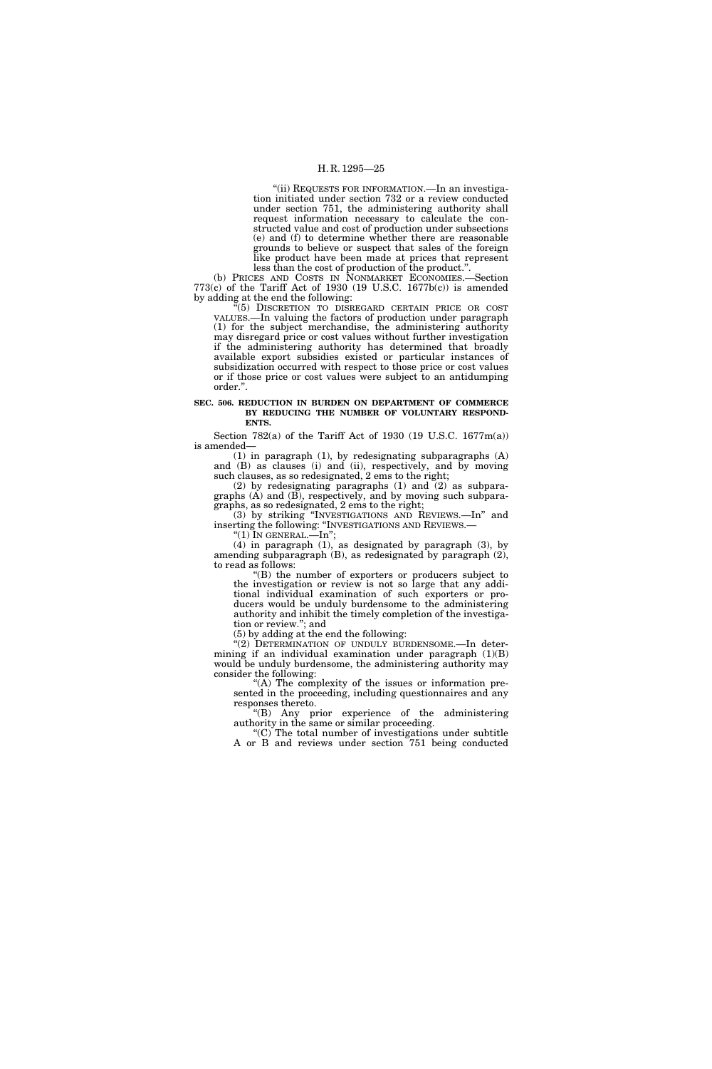"(ii) REQUESTS FOR INFORMATION.—In an investigation initiated under section 732 or a review conducted under section 751, the administering authority shall request information necessary to calculate the constructed value and cost of production under subsections (e) and (f) to determine whether there are reasonable grounds to believe or suspect that sales of the foreign like product have been made at prices that represent less than the cost of production of the product.".

(b) PRICES AND COSTS IN NONMARKET ECONOMIES.—Section 773(c) of the Tariff Act of 1930 (19 U.S.C. 1677b(c)) is amended by adding at the end the following:

"(5) DISCRETION TO DISREGARD CERTAIN PRICE OR COST VALUES.—In valuing the factors of production under paragraph (1) for the subject merchandise, the administering authority may disregard price or cost values without further investigation if the administering authority has determined that broadly available export subsidies existed or particular instances of subsidization occurred with respect to those price or cost values or if those price or cost values were subject to an antidumping order.".

**SEC. 506. REDUCTION IN BURDEN ON DEPARTMENT OF COMMERCE BY REDUCING THE NUMBER OF VOLUNTARY RESPONDENTS.**

Section 782(a) of the Tariff Act of 1930 (19 U.S.C. 1677m(a)) is amended—

(1) in paragraph (1), by redesignating subparagraphs (A) and (B) as clauses (i) and (ii), respectively, and by moving such clauses, as so redesignated, 2 ems to the right;

(2) by redesignating paragraphs (1) and (2) as subparagraphs (A) and (B), respectively, and by moving such subparagraphs, as so redesignated, 2 ems to the right;

(3) by striking "INVESTIGATIONS AND REVIEWS.—In" and inserting the following: "INVESTIGATIONS AND REVIEWS.—

"(1) IN GENERAL.—In";

(4) in paragraph (1), as designated by paragraph (3), by amending subparagraph (B), as redesignated by paragraph (2), to read as follows:

"(B) the number of exporters or producers subject to the investigation or review is not so large that any additional individual examination of such exporters or producers would be unduly burdensome to the administering authority and inhibit the timely completion of the investigation or review."; and

(5) by adding at the end the following:

"(2) DETERMINATION OF UNDULY BURDENSOME.—In determining if an individual examination under paragraph (1)(B) would be unduly burdensome, the administering authority may consider the following:

"(A) The complexity of the issues or information presented in the proceeding, including questionnaires and any responses thereto.

"(B) Any prior experience of the administering authority in the same or similar proceeding.

"(C) The total number of investigations under subtitle A or B and reviews under section 751 being conducted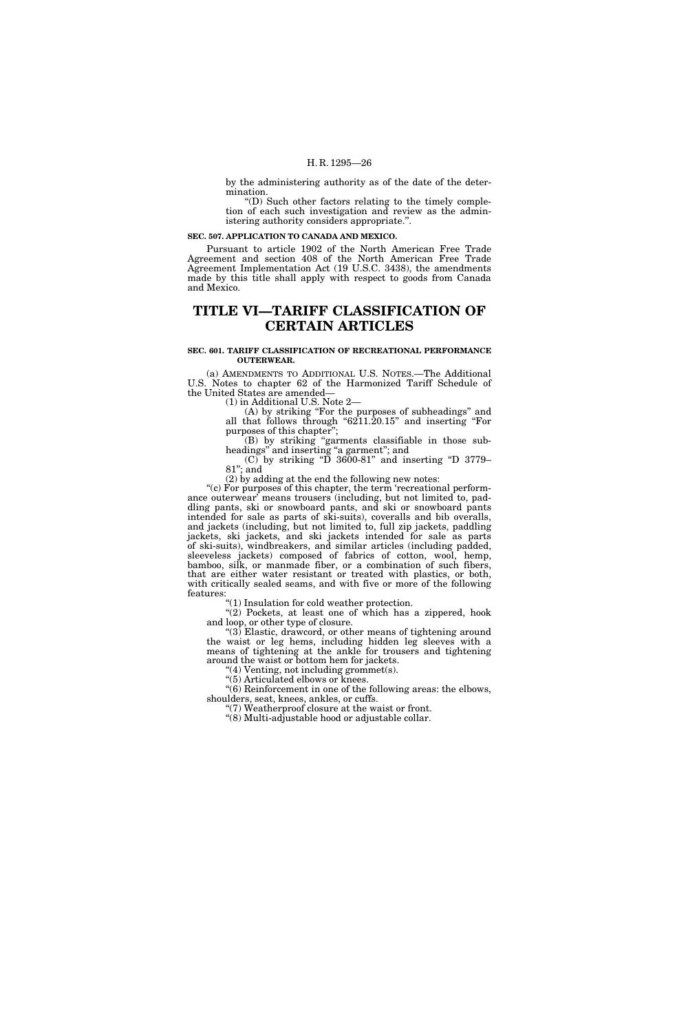by the administering authority as of the date of the determination.

"(D) Such other factors relating to the timely completion of each such investigation and review as the administering authority considers appropriate.".

**SEC. 507. APPLICATION TO CANADA AND MEXICO.**

Pursuant to article 1902 of the North American Free Trade Agreement and section 408 of the North American Free Trade Agreement Implementation Act (19 U.S.C. 3438), the amendments made by this title shall apply with respect to goods from Canada and Mexico.

# TITLE VI—TARIFF CLASSIFICATION OF CERTAIN ARTICLES

**SEC. 601. TARIFF CLASSIFICATION OF RECREATIONAL PERFORMANCE OUTERWEAR.**

(a) AMENDMENTS TO ADDITIONAL U.S. NOTES.—The Additional U.S. Notes to chapter 62 of the Harmonized Tariff Schedule of the United States are amended—

(1) in Additional U.S. Note 2—

(A) by striking "For the purposes of subheadings" and all that follows through "6211.20.15" and inserting "For purposes of this chapter";

(B) by striking "garments classifiable in those subheadings" and inserting "a garment"; and

(C) by striking "D 3600-81" and inserting "D 3779–81"; and

(2) by adding at the end the following new notes:

"(c) For purposes of this chapter, the term 'recreational performance outerwear' means trousers (including, but not limited to, paddling pants, ski or snowboard pants, and ski or snowboard pants intended for sale as parts of ski-suits), coveralls and bib overalls, and jackets (including, but not limited to, full zip jackets, paddling jackets, ski jackets, and ski jackets intended for sale as parts of ski-suits), windbreakers, and similar articles (including padded, sleeveless jackets) composed of fabrics of cotton, wool, hemp, bamboo, silk, or manmade fiber, or a combination of such fibers, that are either water resistant or treated with plastics, or both, with critically sealed seams, and with five or more of the following features:

"(1) Insulation for cold weather protection.

"(2) Pockets, at least one of which has a zippered, hook and loop, or other type of closure.

"(3) Elastic, drawcord, or other means of tightening around the waist or leg hems, including hidden leg sleeves with a means of tightening at the ankle for trousers and tightening around the waist or bottom hem for jackets.

"(4) Venting, not including grommet(s).

"(5) Articulated elbows or knees.

"(6) Reinforcement in one of the following areas: the elbows, shoulders, seat, knees, ankles, or cuffs.

"(7) Weatherproof closure at the waist or front.

"(8) Multi-adjustable hood or adjustable collar.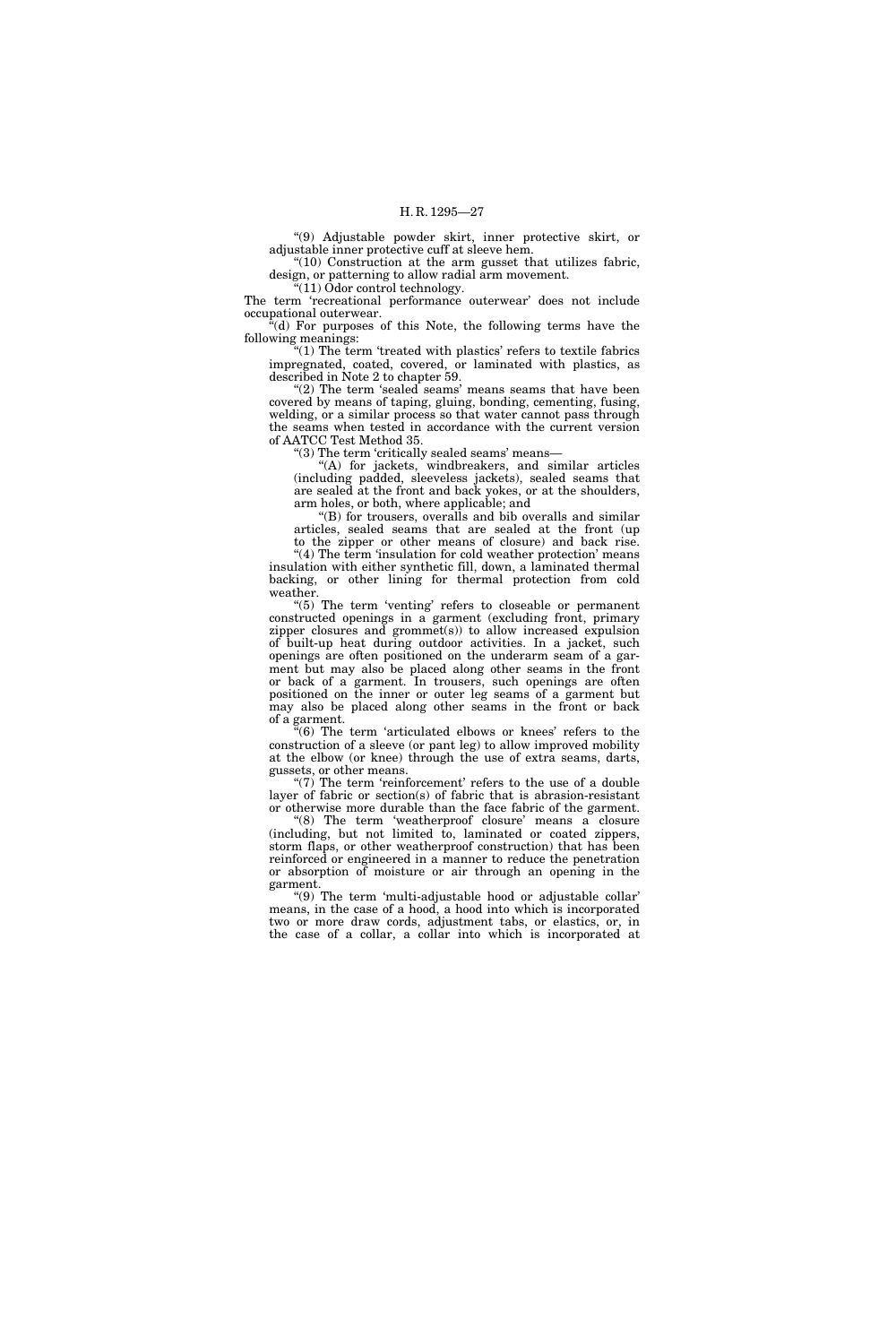"(9) Adjustable powder skirt, inner protective skirt, or adjustable inner protective cuff at sleeve hem.

"(10) Construction at the arm gusset that utilizes fabric, design, or patterning to allow radial arm movement.

"(11) Odor control technology.

The term 'recreational performance outerwear' does not include occupational outerwear.

"(d) For purposes of this Note, the following terms have the following meanings:

"(1) The term 'treated with plastics' refers to textile fabrics impregnated, coated, covered, or laminated with plastics, as described in Note 2 to chapter 59.

"(2) The term 'sealed seams' means seams that have been covered by means of taping, gluing, bonding, cementing, fusing, welding, or a similar process so that water cannot pass through the seams when tested in accordance with the current version of AATCC Test Method 35.

"(3) The term 'critically sealed seams' means—

"(A) for jackets, windbreakers, and similar articles (including padded, sleeveless jackets), sealed seams that are sealed at the front and back yokes, or at the shoulders, arm holes, or both, where applicable; and

"(B) for trousers, overalls and bib overalls and similar articles, sealed seams that are sealed at the front (up to the zipper or other means of closure) and back rise.

"(4) The term 'insulation for cold weather protection' means insulation with either synthetic fill, down, a laminated thermal backing, or other lining for thermal protection from cold weather.

"(5) The term 'venting' refers to closeable or permanent constructed openings in a garment (excluding front, primary zipper closures and grommet(s)) to allow increased expulsion of built-up heat during outdoor activities. In a jacket, such openings are often positioned on the underarm seam of a garment but may also be placed along other seams in the front or back of a garment. In trousers, such openings are often positioned on the inner or outer leg seams of a garment but may also be placed along other seams in the front or back of a garment.

"(6) The term 'articulated elbows or knees' refers to the construction of a sleeve (or pant leg) to allow improved mobility at the elbow (or knee) through the use of extra seams, darts, gussets, or other means.

"(7) The term 'reinforcement' refers to the use of a double layer of fabric or section(s) of fabric that is abrasion-resistant or otherwise more durable than the face fabric of the garment.

"(8) The term 'weatherproof closure' means a closure (including, but not limited to, laminated or coated zippers, storm flaps, or other weatherproof construction) that has been reinforced or engineered in a manner to reduce the penetration or absorption of moisture or air through an opening in the garment.

"(9) The term 'multi-adjustable hood or adjustable collar' means, in the case of a hood, a hood into which is incorporated two or more draw cords, adjustment tabs, or elastics, or, in the case of a collar, a collar into which is incorporated at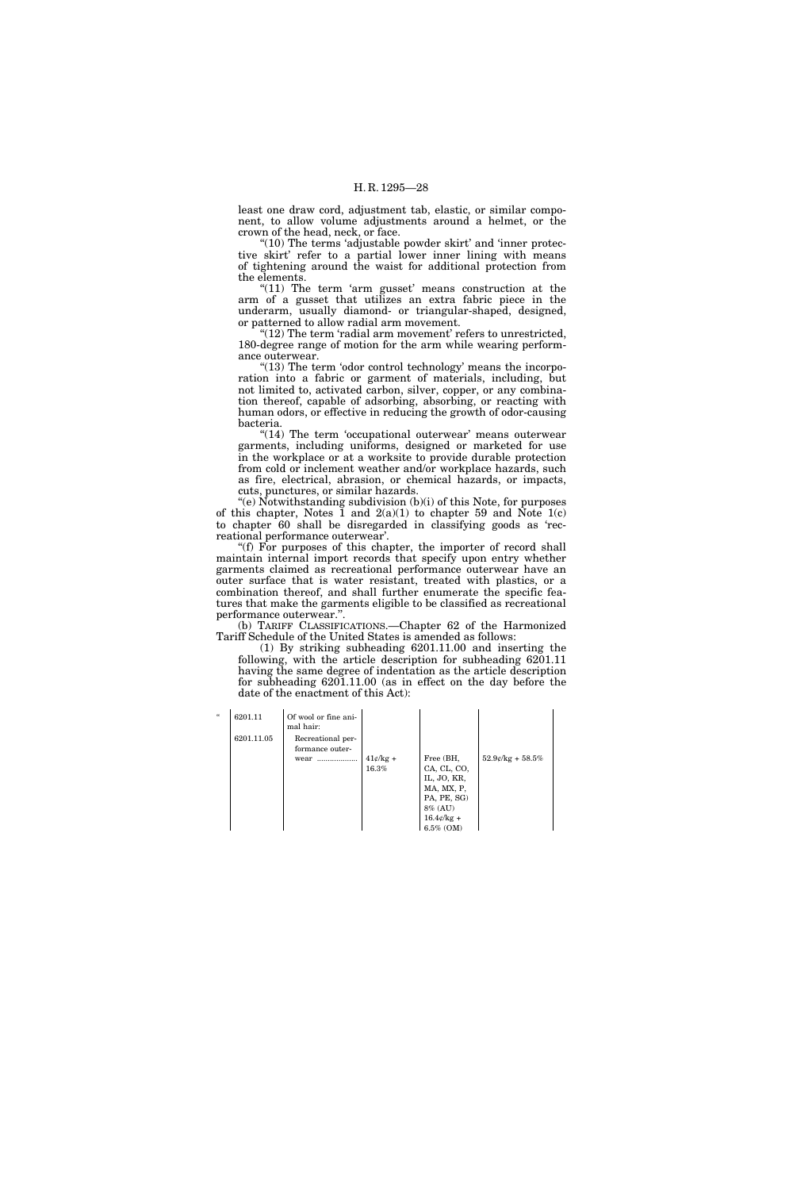least one draw cord, adjustment tab, elastic, or similar component, to allow volume adjustments around a helmet, or the crown of the head, neck, or face.

"(10) The terms 'adjustable powder skirt' and 'inner protective skirt' refer to a partial lower inner lining with means of tightening around the waist for additional protection from the elements.

"(11) The term 'arm gusset' means construction at the arm of a gusset that utilizes an extra fabric piece in the underarm, usually diamond- or triangular-shaped, designed, or patterned to allow radial arm movement.

"(12) The term 'radial arm movement' refers to unrestricted, 180-degree range of motion for the arm while wearing performance outerwear.

"(13) The term 'odor control technology' means the incorporation into a fabric or garment of materials, including, but not limited to, activated carbon, silver, copper, or any combination thereof, capable of adsorbing, absorbing, or reacting with human odors, or effective in reducing the growth of odor-causing bacteria.

"(14) The term 'occupational outerwear' means outerwear garments, including uniforms, designed or marketed for use in the workplace or at a worksite to provide durable protection from cold or inclement weather and/or workplace hazards, such as fire, electrical, abrasion, or chemical hazards, or impacts, cuts, punctures, or similar hazards.

"(e) Notwithstanding subdivision (b)(i) of this Note, for purposes of this chapter, Notes 1 and 2(a)(1) to chapter 59 and Note 1(c) to chapter 60 shall be disregarded in classifying goods as 'recreational performance outerwear'.

"(f) For purposes of this chapter, the importer of record shall maintain internal import records that specify upon entry whether garments claimed as recreational performance outerwear have an outer surface that is water resistant, treated with plastics, or a combination thereof, and shall further enumerate the specific features that make the garments eligible to be classified as recreational performance outerwear.".

(b) TARIFF CLASSIFICATIONS.—Chapter 62 of the Harmonized Tariff Schedule of the United States is amended as follows:

(1) By striking subheading 6201.11.00 and inserting the following, with the article description for subheading 6201.11 having the same degree of indentation as the article description for subheading 6201.11.00 (as in effect on the day before the date of the enactment of this Act):

| " | | | | | |
|---|---|---|---|---|---|
| | 6201.11 | Of wool or fine animal hair: | | | |
| | 6201.11.05 | Recreational performance outerwear .................. | 41¢/kg + 16.3% | Free (BH, CA, CL, CO, IL, JO, KR, MA, MX, P, PA, PE, SG) 8% (AU) 16.4¢/kg + 6.5% (OM) | 52.9¢/kg + 58.5% |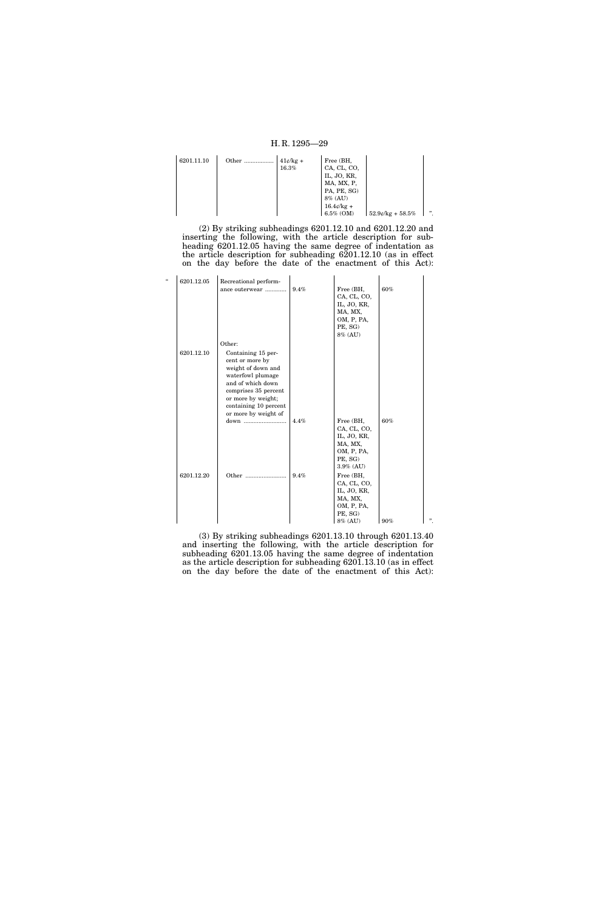| | | | | | |
|---|---|---|---|---|---|
| 6201.11.10 | Other ................... | 41¢/kg + 16.3% | Free (BH, CA, CL, CO, IL, JO, KR, MA, MX, P, PA, PE, SG) 8% (AU) 16.4¢/kg + 6.5% (OM) | 52.9¢/kg + 58.5% | ". |

(2) By striking subheadings 6201.12.10 and 6201.12.20 and inserting the following, with the article description for subheading 6201.12.05 having the same degree of indentation as the article description for subheading 6201.12.10 (as in effect on the day before the date of the enactment of this Act):

| | | | | | | |
|---|---|---|---|---|---|---|
| " | 6201.12.05 | Recreational performance outerwear ............. | 9.4% | Free (BH, CA, CL, CO, IL, JO, KR, MA, MX, OM, P, PA, PE, SG) 8% (AU) | 60% | |
| | | Other: | | | | |
| | 6201.12.10 | Containing 15 percent or more by weight of down and waterfowl plumage and of which down comprises 35 percent or more by weight; containing 10 percent or more by weight of down .......................... | 4.4% | Free (BH, CA, CL, CO, IL, JO, KR, MA, MX, OM, P, PA, PE, SG) 3.9% (AU) | 60% | |
| | 6201.12.20 | Other ......................... | 9.4% | Free (BH, CA, CL, CO, IL, JO, KR, MA, MX, OM, P, PA, PE, SG) 8% (AU) | 90% | ". |

(3) By striking subheadings 6201.13.10 through 6201.13.40 and inserting the following, with the article description for subheading 6201.13.05 having the same degree of indentation as the article description for subheading 6201.13.10 (as in effect on the day before the date of the enactment of this Act):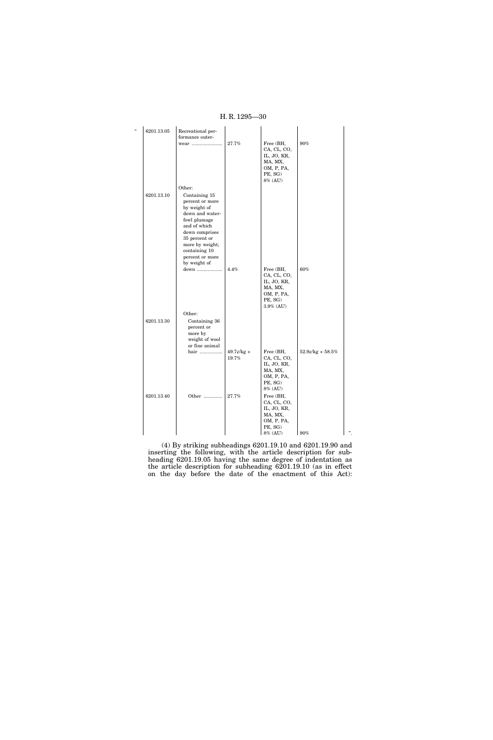| | | | | | |
|---|---|---|---|---|---|
| " | 6201.13.05 | Recreational performance outerwear ........................ | 27.7% | Free (BH, CA, CL, CO, IL, JO, KR, MA, MX, OM, P, PA, PE, SG) 8% (AU) | 90% |
| | | Other: | | | |
| | 6201.13.10 | Containing 15 percent or more by weight of down and waterfowl plumage and of which down comprises 35 percent or more by weight; containing 10 percent or more by weight of down .................... | 4.4% | Free (BH, CA, CL, CO, IL, JO, KR, MA, MX, OM, P, PA, PE, SG) 3.9% (AU) | 60% |
| | | Other: | | | |
| | 6201.13.30 | Containing 36 percent or more by weight of wool or fine animal hair .................. | 49.7¢/kg + 19.7% | Free (BH, CA, CL, CO, IL, JO, KR, MA, MX, OM, P, PA, PE, SG) 8% (AU) | 52.9¢/kg + 58.5% |
| | 6201.13.40 | Other .............. | 27.7% | Free (BH, CA, CL, CO, IL, JO, KR, MA, MX, OM, P, PA, PE, SG) 8% (AU) | 90% ". |

(4) By striking subheadings 6201.19.10 and 6201.19.90 and inserting the following, with the article description for subheading 6201.19.05 having the same degree of indentation as the article description for subheading 6201.19.10 (as in effect on the day before the date of the enactment of this Act):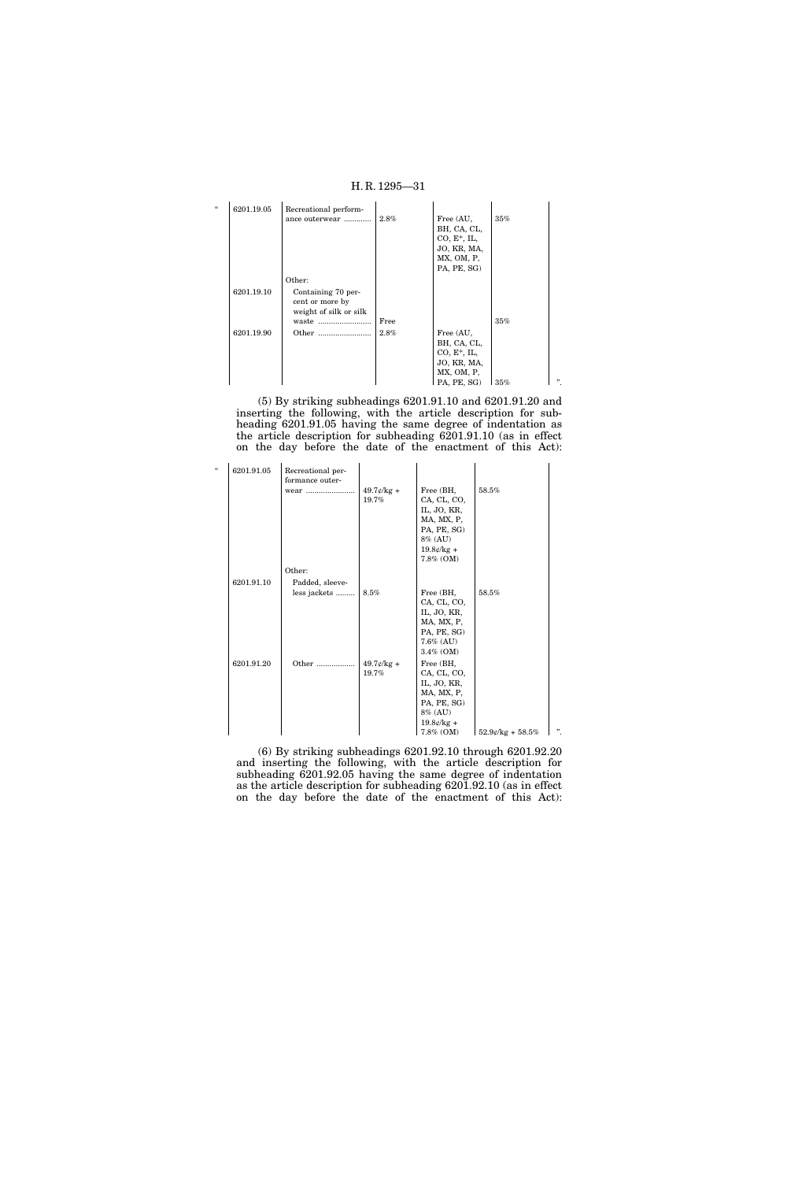| " | 6201.19.05 | Recreational performance outerwear ............ | 2.8% | Free (AU, BH, CA, CL, CO, E*, IL, JO, KR, MA, MX, OM, P, PA, PE, SG) | 35% | |
|---|---|---|---|---|---|---|
| | | Other: | | | | |
| | 6201.19.10 | Containing 70 percent or more by weight of silk or silk waste ........................ | Free | | 35% | |
| | 6201.19.90 | Other ........................ | 2.8% | Free (AU, BH, CA, CL, CO, E*, IL, JO, KR, MA, MX, OM, P, PA, PE, SG) | 35% | ". |

(5) By striking subheadings 6201.91.10 and 6201.91.20 and inserting the following, with the article description for subheading 6201.91.05 having the same degree of indentation as the article description for subheading 6201.91.10 (as in effect on the day before the date of the enactment of this Act):

| " | 6201.91.05 | Recreational performance outerwear ........................ | 49.7¢/kg + 19.7% | Free (BH, CA, CL, CO, IL, JO, KR, MA, MX, P, PA, PE, SG) 8% (AU) 19.8¢/kg + 7.8% (OM) | 58.5% | |
|---|---|---|---|---|---|---|
| | | Other: | | | | |
| | 6201.91.10 | Padded, sleeveless jackets ......... | 8.5% | Free (BH, CA, CL, CO, IL, JO, KR, MA, MX, P, PA, PE, SG) 7.6% (AU) 3.4% (OM) | 58.5% | |
| | 6201.91.20 | Other ................. | 49.7¢/kg + 19.7% | Free (BH, CA, CL, CO, IL, JO, KR, MA, MX, P, PA, PE, SG) 8% (AU) 19.8¢/kg + 7.8% (OM) | 52.9¢/kg + 58.5% | ". |

(6) By striking subheadings 6201.92.10 through 6201.92.20 and inserting the following, with the article description for subheading 6201.92.05 having the same degree of indentation as the article description for subheading 6201.92.10 (as in effect on the day before the date of the enactment of this Act):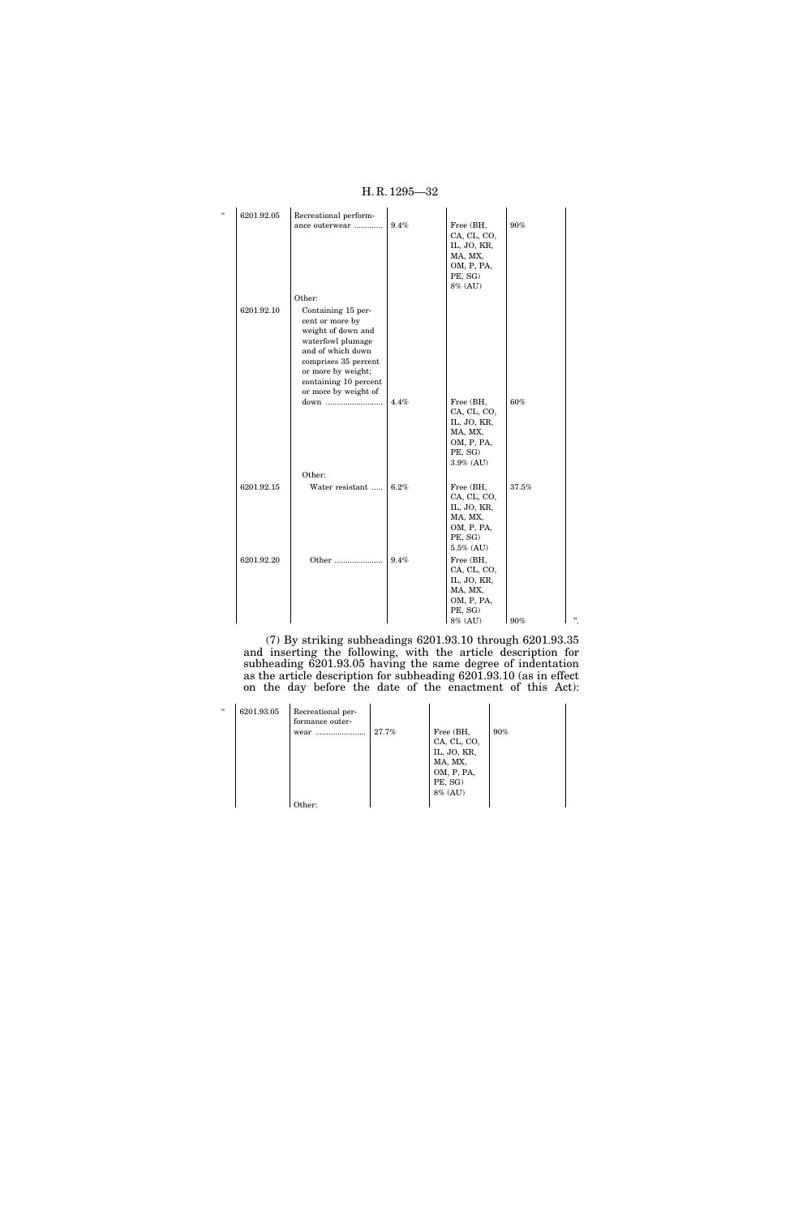| | | | | | |
|---|---|---|---|---|---|
| " | 6201.92.05 | Recreational performance outerwear ............ | 9.4% | Free (BH, CA, CL, CO, IL, JO, KR, MA, MX, OM, P, PA, PE, SG) 8% (AU) | 90% |
| | | Other: | | | |
| | 6201.92.10 | Containing 15 percent or more by weight of down and waterfowl plumage and of which down comprises 35 percent or more by weight; containing 10 percent or more by weight of down ......................... | 4.4% | Free (BH, CA, CL, CO, IL, JO, KR, MA, MX, OM, P, PA, PE, SG) 3.9% (AU) | 60% |
| | | Other: | | | |
| | 6201.92.15 | Water resistant ..... | 6.2% | Free (BH, CA, CL, CO, IL, JO, KR, MA, MX, OM, P, PA, PE, SG) 5.5% (AU) | 37.5% |
| | 6201.92.20 | Other ...................... | 9.4% | Free (BH, CA, CL, CO, IL, JO, KR, MA, MX, OM, P, PA, PE, SG) 8% (AU) | 90% ". |

(7) By striking subheadings 6201.93.10 through 6201.93.35 and inserting the following, with the article description for subheading 6201.93.05 having the same degree of indentation as the article description for subheading 6201.93.10 (as in effect on the day before the date of the enactment of this Act):

| | | | | | |
|---|---|---|---|---|---|
| " | 6201.93.05 | Recreational performance outerwear ...................... | 27.7% | Free (BH, CA, CL, CO, IL, JO, KR, MA, MX, OM, P, PA, PE, SG) 8% (AU) | 90% |
| | | Other: | | | |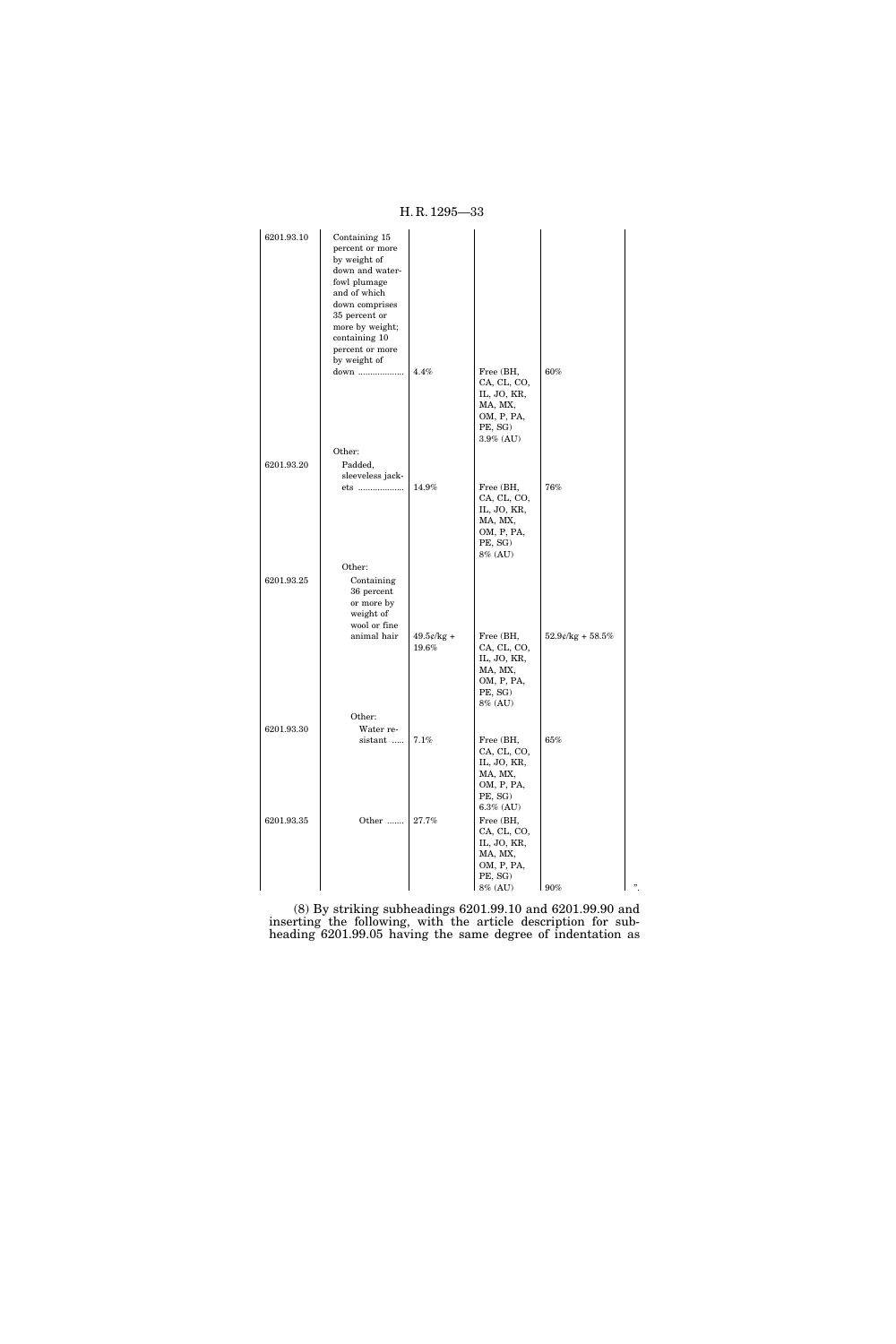| | | | | |
|---|---|---|---|---|
| 6201.93.10 | Containing 15 percent or more by weight of down and waterfowl plumage and of which down comprises 35 percent or more by weight; containing 10 percent or more by weight of down ................... | 4.4% | Free (BH, CA, CL, CO, IL, JO, KR, MA, MX, OM, P, PA, PE, SG) 3.9% (AU) | 60% |
| | Other: | | | |
| 6201.93.20 | Padded, sleeveless jackets ................... | 14.9% | Free (BH, CA, CL, CO, IL, JO, KR, MA, MX, OM, P, PA, PE, SG) 8% (AU) | 76% |
| | Other: | | | |
| 6201.93.25 | Containing 36 percent or more by weight of wool or fine animal hair | 49.5¢/kg + 19.6% | Free (BH, CA, CL, CO, IL, JO, KR, MA, MX, OM, P, PA, PE, SG) 8% (AU) | 52.9¢/kg + 58.5% |
| | Other: | | | |
| 6201.93.30 | Water resistant ..... | 7.1% | Free (BH, CA, CL, CO, IL, JO, KR, MA, MX, OM, P, PA, PE, SG) 6.3% (AU) | 65% |
| 6201.93.35 | Other ....... | 27.7% | Free (BH, CA, CL, CO, IL, JO, KR, MA, MX, OM, P, PA, PE, SG) 8% (AU) | 90% ”. |

(8) By striking subheadings 6201.99.10 and 6201.99.90 and inserting the following, with the article description for subheading 6201.99.05 having the same degree of indentation as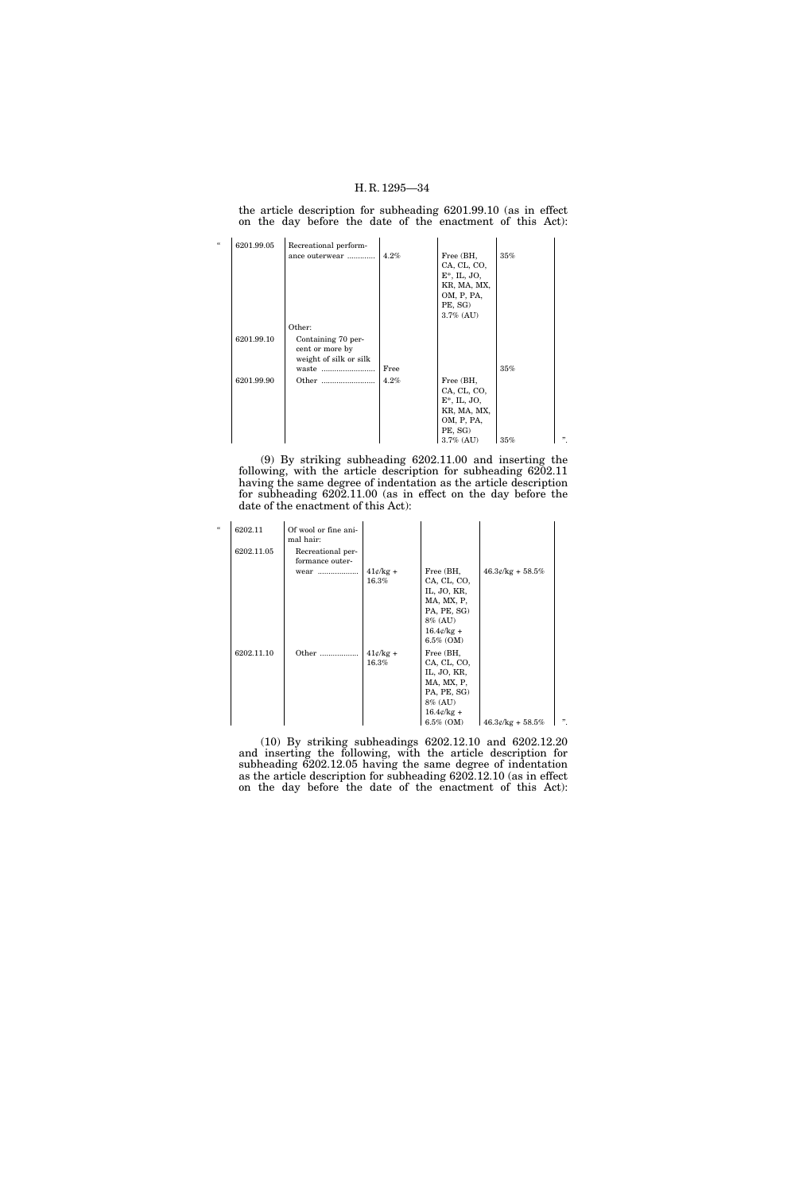the article description for subheading 6201.99.10 (as in effect on the day before the date of the enactment of this Act):

| " | | | | | | |
|---|---|---|---|---|---|---|
| | 6201.99.05 | Recreational performance outerwear ............ | 4.2% | Free (BH, CA, CL, CO, E*, IL, JO, KR, MA, MX, OM, P, PA, PE, SG) 3.7% (AU) | 35% | |
| | | Other: | | | | |
| | 6201.99.10 | Containing 70 percent or more by weight of silk or silk waste ........................ | Free | | 35% | |
| | 6201.99.90 | Other ........................ | 4.2% | Free (BH, CA, CL, CO, E*, IL, JO, KR, MA, MX, OM, P, PA, PE, SG) 3.7% (AU) | 35% | ". |

(9) By striking subheading 6202.11.00 and inserting the following, with the article description for subheading 6202.11 having the same degree of indentation as the article description for subheading 6202.11.00 (as in effect on the day before the date of the enactment of this Act):

| " | | | | | | |
|---|---|---|---|---|---|---|
| | 6202.11 | Of wool or fine animal hair: | | | | |
| | 6202.11.05 | Recreational performance outerwear .................. | 41¢/kg + 16.3% | Free (BH, CA, CL, CO, IL, JO, KR, MA, MX, P, PA, PE, SG) 8% (AU) 16.4¢/kg + 6.5% (OM) | 46.3¢/kg + 58.5% | |
| | 6202.11.10 | Other .................. | 41¢/kg + 16.3% | Free (BH, CA, CL, CO, IL, JO, KR, MA, MX, P, PA, PE, SG) 8% (AU) 16.4¢/kg + 6.5% (OM) | 46.3¢/kg + 58.5% | ". |

(10) By striking subheadings 6202.12.10 and 6202.12.20 and inserting the following, with the article description for subheading 6202.12.05 having the same degree of indentation as the article description for subheading 6202.12.10 (as in effect on the day before the date of the enactment of this Act):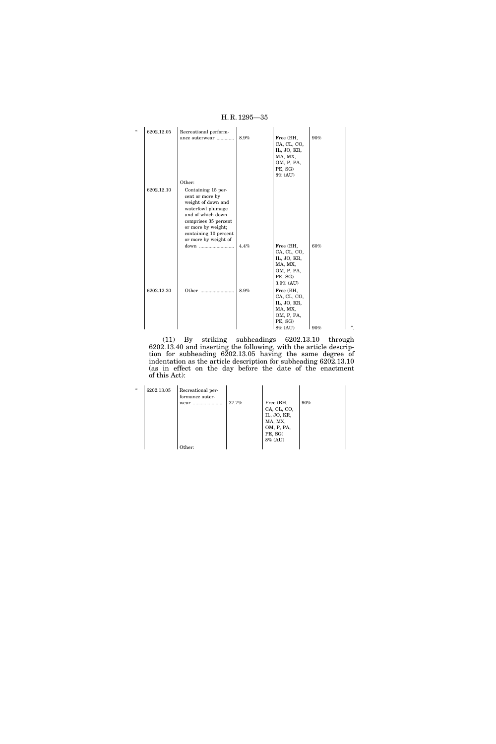| “ | 6202.12.05 | Recreational performance outerwear ............ | 8.9% | Free (BH, CA, CL, CO, IL, JO, KR, MA, MX, OM, P, PA, PE, SG) 8% (AU) | 90% | |
|---|---|---|---|---|---|---|
| | | Other: | | | | |
| | 6202.12.10 | Containing 15 percent or more by weight of down and waterfowl plumage and of which down comprises 35 percent or more by weight; containing 10 percent or more by weight of down .......................... | 4.4% | Free (BH, CA, CL, CO, IL, JO, KR, MA, MX, OM, P, PA, PE, SG) 3.9% (AU) | 60% | |
| | 6202.12.20 | Other ......................... | 8.9% | Free (BH, CA, CL, CO, IL, JO, KR, MA, MX, OM, P, PA, PE, SG) 8% (AU) | 90% | ”. |

(11) By striking subheadings 6202.13.10 through 6202.13.40 and inserting the following, with the article description for subheading 6202.13.05 having the same degree of indentation as the article description for subheading 6202.13.10 (as in effect on the day before the date of the enactment of this Act):

| “ | 6202.13.05 | Recreational performance outerwear ....................... | 27.7% | Free (BH, CA, CL, CO, IL, JO, KR, MA, MX, OM, P, PA, PE, SG) 8% (AU) | 90% | |
|---|---|---|---|---|---|---|
| | | Other: | | | | |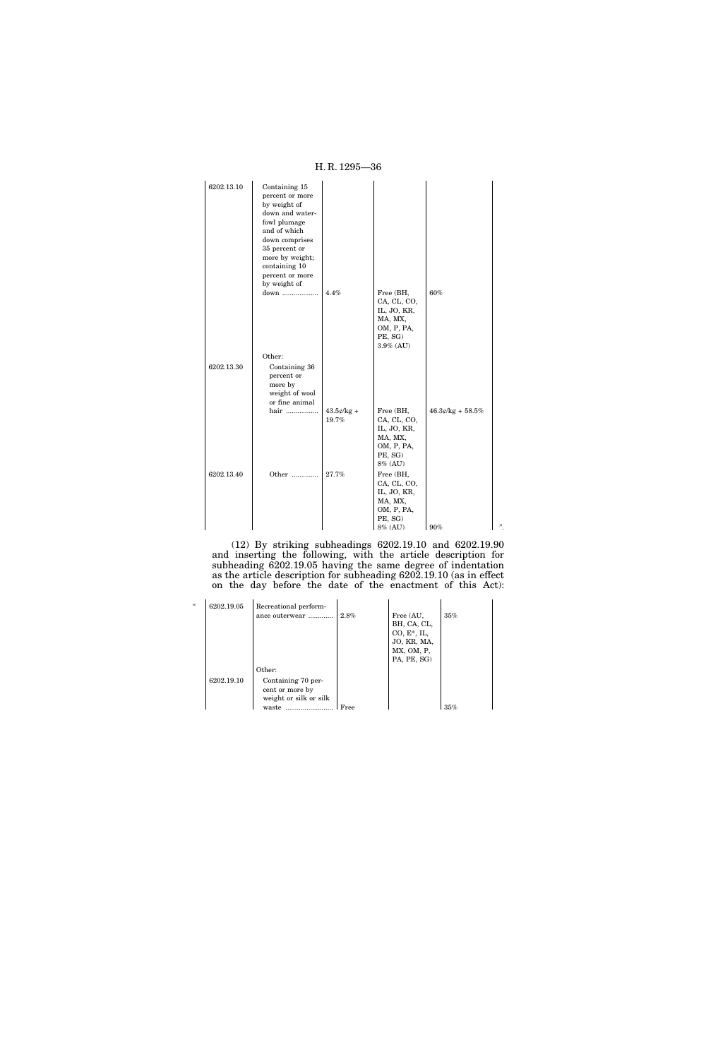| | | | | | |
|---|---|---|---|---|---|
| 6202.13.10 | Containing 15 percent or more by weight of down and water-fowl plumage and of which down comprises 35 percent or more by weight; containing 10 percent or more by weight of down ................... | 4.4% | Free (BH, CA, CL, CO, IL, JO, KR, MA, MX, OM, P, PA, PE, SG) 3.9% (AU) | 60% | |
| | Other: | | | | |
| 6202.13.30 | Containing 36 percent or more by weight of wool or fine animal hair ................. | 43.5¢/kg + 19.7% | Free (BH, CA, CL, CO, IL, JO, KR, MA, MX, OM, P, PA, PE, SG) 8% (AU) | 46.3¢/kg + 58.5% | |
| 6202.13.40 | Other .............. | 27.7% | Free (BH, CA, CL, CO, IL, JO, KR, MA, MX, OM, P, PA, PE, SG) 8% (AU) | 90% | ". |

(12) By striking subheadings 6202.19.10 and 6202.19.90 and inserting the following, with the article description for subheading 6202.19.05 having the same degree of indentation as the article description for subheading 6202.19.10 (as in effect on the day before the date of the enactment of this Act):

| | | | | | |
|---|---|---|---|---|---|
| " 6202.19.05 | Recreational performance outerwear ............. | 2.8% | Free (AU, BH, CA, CL, CO, E*, IL, JO, KR, MA, MX, OM, P, PA, PE, SG) | 35% | |
| | Other: | | | | |
| 6202.19.10 | Containing 70 percent or more by weight or silk or silk waste ......................... | Free | | 35% | |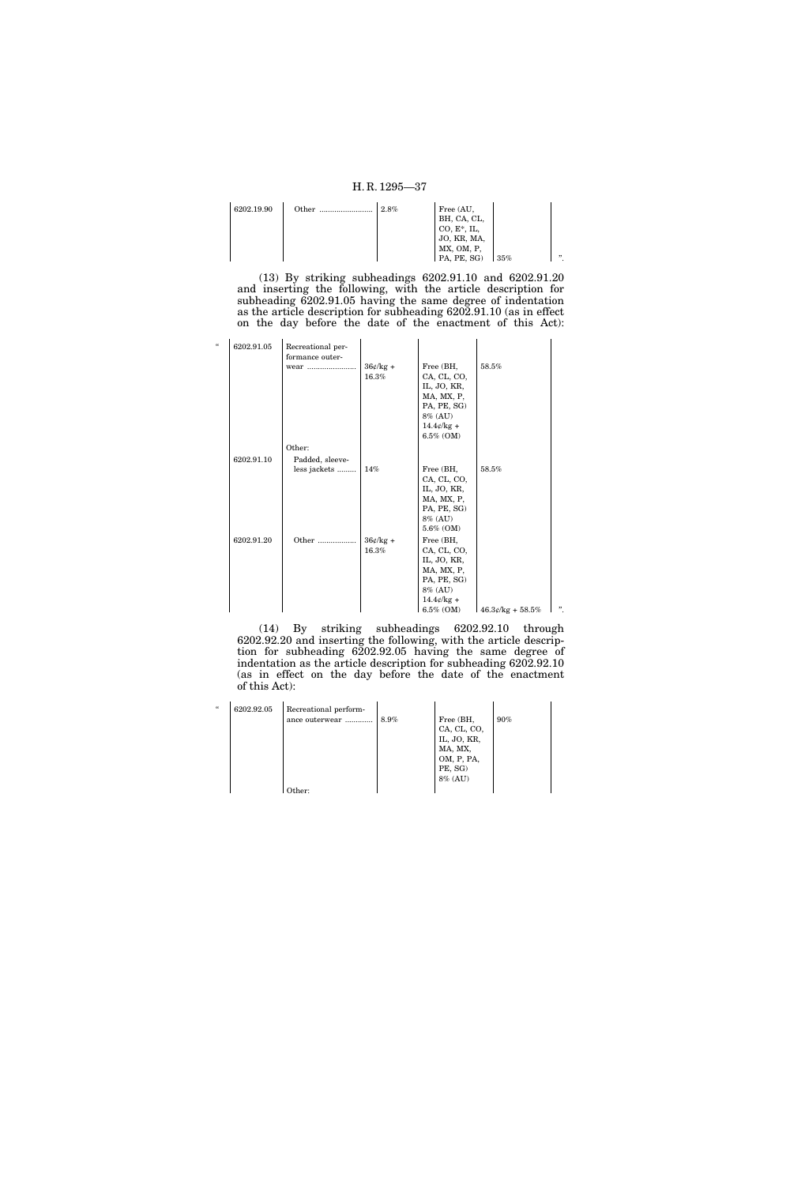| 6202.19.90 | Other ......................... | 2.8% | Free (AU, BH, CA, CL, CO, E*, IL, JO, KR, MA, MX, OM, P, PA, PE, SG) | 35% | ". |
|---|---|---|---|---|---|

(13) By striking subheadings 6202.91.10 and 6202.91.20 and inserting the following, with the article description for subheading 6202.91.05 having the same degree of indentation as the article description for subheading 6202.91.10 (as in effect on the day before the date of the enactment of this Act):

| " | 6202.91.05 | Recreational performance outerwear ........................ | 36¢/kg + 16.3% | Free (BH, CA, CL, CO, IL, JO, KR, MA, MX, P, PA, PE, SG) 8% (AU) 14.4¢/kg + 6.5% (OM) | 58.5% | |
|---|---|---|---|---|---|---|
| | | Other: | | | | |
| | 6202.91.10 | Padded, sleeveless jackets ......... | 14% | Free (BH, CA, CL, CO, IL, JO, KR, MA, MX, P, PA, PE, SG) 8% (AU) 5.6% (OM) | 58.5% | |
| | 6202.91.20 | Other .................. | 36¢/kg + 16.3% | Free (BH, CA, CL, CO, IL, JO, KR, MA, MX, P, PA, PE, SG) 8% (AU) 14.4¢/kg + 6.5% (OM) | 46.3¢/kg + 58.5% | ". |

(14) By striking subheadings 6202.92.10 through 6202.92.20 and inserting the following, with the article description for subheading 6202.92.05 having the same degree of indentation as the article description for subheading 6202.92.10 (as in effect on the day before the date of the enactment of this Act):

| " | 6202.92.05 | Recreational performance outerwear ............. | 8.9% | Free (BH, CA, CL, CO, IL, JO, KR, MA, MX, OM, P, PA, PE, SG) 8% (AU) | 90% | |
|---|---|---|---|---|---|---|
| | | Other: | | | | |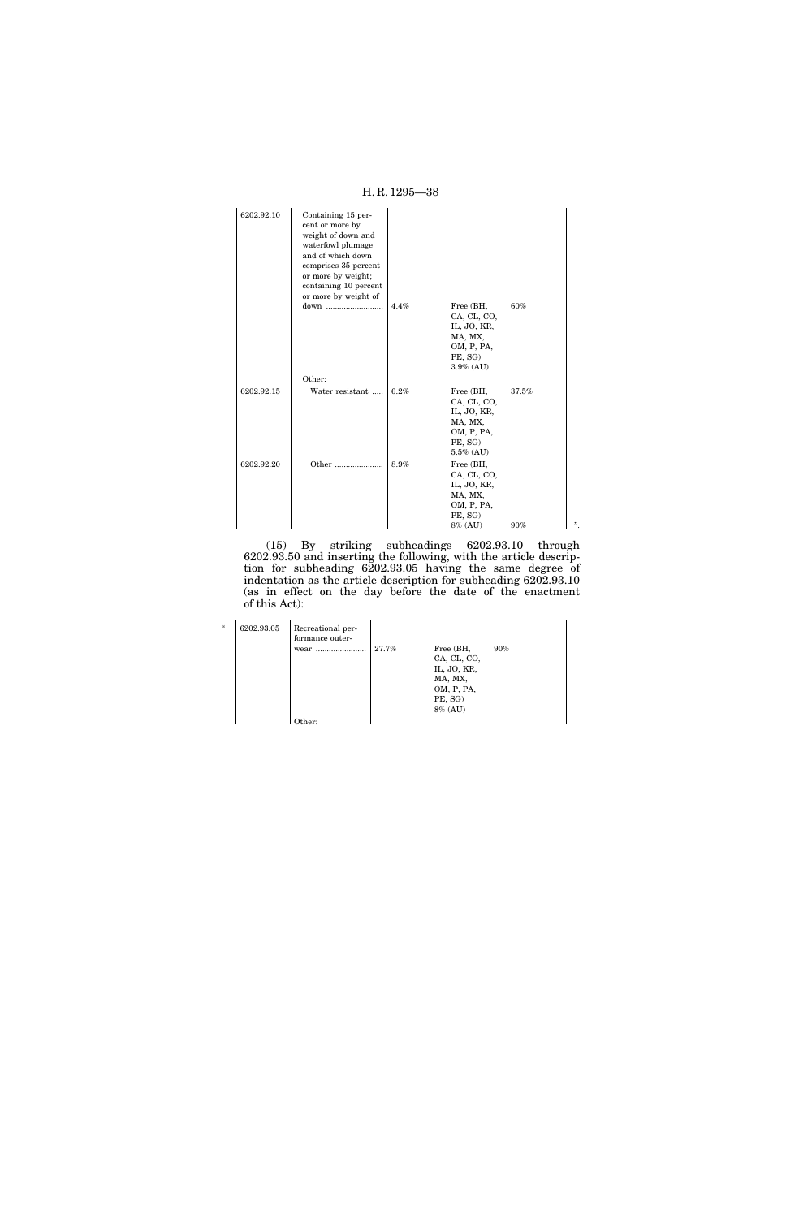| | | | | | |
|---|---|---|---|---|---|
| 6202.92.10 | Containing 15 percent or more by weight of down and waterfowl plumage and of which down comprises 35 percent or more by weight; containing 10 percent or more by weight of down .......................... | 4.4% | Free (BH, CA, CL, CO, IL, JO, KR, MA, MX, OM, P, PA, PE, SG) 3.9% (AU) | 60% | |
| | Other: | | | | |
| 6202.92.15 | Water resistant ..... | 6.2% | Free (BH, CA, CL, CO, IL, JO, KR, MA, MX, OM, P, PA, PE, SG) 5.5% (AU) | 37.5% | |
| 6202.92.20 | Other ...................... | 8.9% | Free (BH, CA, CL, CO, IL, JO, KR, MA, MX, OM, P, PA, PE, SG) 8% (AU) | 90% | ". |

(15) By striking subheadings 6202.93.10 through 6202.93.50 and inserting the following, with the article description for subheading 6202.93.05 having the same degree of indentation as the article description for subheading 6202.93.10 (as in effect on the day before the date of the enactment of this Act):

| | | | | | |
|---|---|---|---|---|---|
| " | 6202.93.05 | Recreational performance outerwear ....................... | 27.7% | Free (BH, CA, CL, CO, IL, JO, KR, MA, MX, OM, P, PA, PE, SG) 8% (AU) | 90% |
| | | Other: | | | |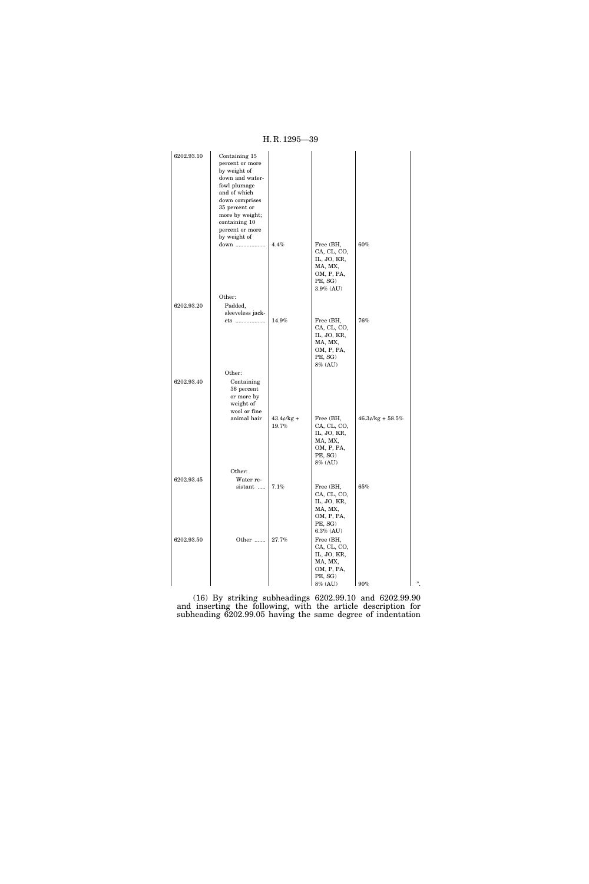| | | | | |
|---|---|---|---|---|
| 6202.93.10 | Containing 15 percent or more by weight of down and waterfowl plumage and of which down comprises 35 percent or more by weight; containing 10 percent or more by weight of down ................... | 4.4% | Free (BH, CA, CL, CO, IL, JO, KR, MA, MX, OM, P, PA, PE, SG) 3.9% (AU) | 60% |
| | Other: | | | |
| 6202.93.20 | Padded, sleeveless jackets ................... | 14.9% | Free (BH, CA, CL, CO, IL, JO, KR, MA, MX, OM, P, PA, PE, SG) 8% (AU) | 76% |
| | Other: | | | |
| 6202.93.40 | Containing 36 percent or more by weight of wool or fine animal hair | 43.4¢/kg + 19.7% | Free (BH, CA, CL, CO, IL, JO, KR, MA, MX, OM, P, PA, PE, SG) 8% (AU) | 46.3¢/kg + 58.5% |
| | Other: | | | |
| 6202.93.45 | Water resistant ..... | 7.1% | Free (BH, CA, CL, CO, IL, JO, KR, MA, MX, OM, P, PA, PE, SG) 6.3% (AU) | 65% |
| 6202.93.50 | Other ....... | 27.7% | Free (BH, CA, CL, CO, IL, JO, KR, MA, MX, OM, P, PA, PE, SG) 8% (AU) | 90% ”. |

(16) By striking subheadings 6202.99.10 and 6202.99.90 and inserting the following, with the article description for subheading 6202.99.05 having the same degree of indentation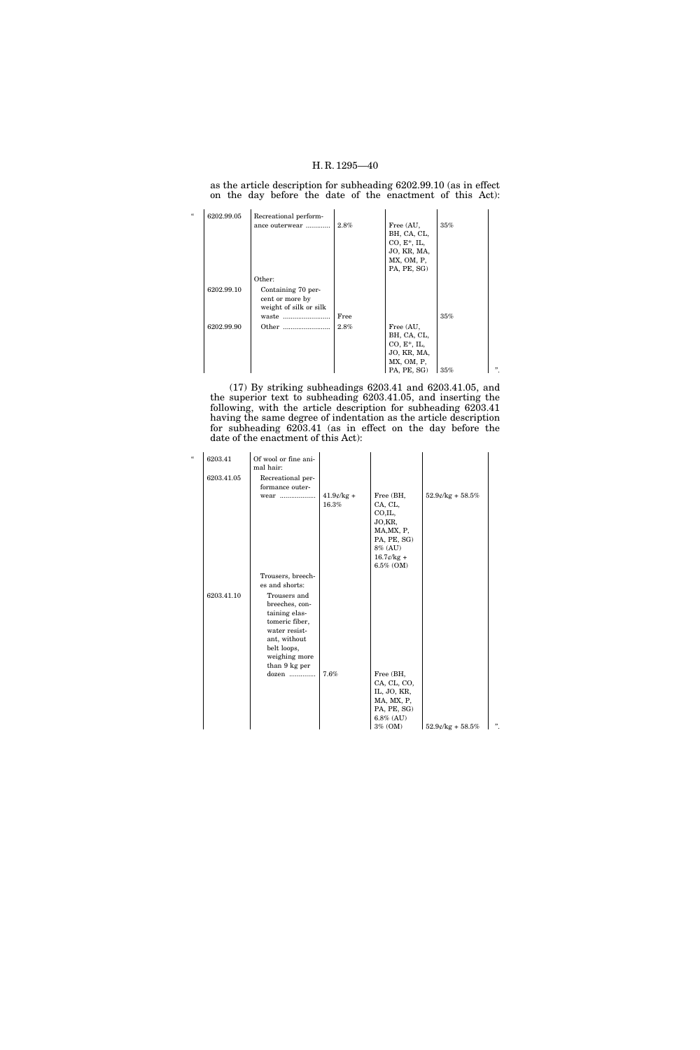as the article description for subheading 6202.99.10 (as in effect on the day before the date of the enactment of this Act):

| " | | | | | | |
|---|---|---|---|---|---|---|
| | 6202.99.05 | Recreational performance outerwear ............ | 2.8% | Free (AU, BH, CA, CL, CO, E*, IL, JO, KR, MA, MX, OM, P, PA, PE, SG) | 35% | |
| | | Other: | | | | |
| | 6202.99.10 | Containing 70 percent or more by weight of silk or silk waste ........................ | Free | | 35% | |
| | 6202.99.90 | Other ........................ | 2.8% | Free (AU, BH, CA, CL, CO, E*, IL, JO, KR, MA, MX, OM, P, PA, PE, SG) | 35% | ". |

(17) By striking subheadings 6203.41 and 6203.41.05, and the superior text to subheading 6203.41.05, and inserting the following, with the article description for subheading 6203.41 having the same degree of indentation as the article description for subheading 6203.41 (as in effect on the day before the date of the enactment of this Act):

| " | | | | | | |
|---|---|---|---|---|---|---|
| | 6203.41 | Of wool or fine animal hair: | | | | |
| | 6203.41.05 | Recreational performance outerwear .................. | 41.9¢/kg + 16.3% | Free (BH, CA, CL, CO,IL, JO,KR, MA,MX, P, PA, PE, SG) 8% (AU) 16.7¢/kg + 6.5% (OM) | 52.9¢/kg + 58.5% | |
| | | Trousers, breeches and shorts: | | | | |
| | 6203.41.10 | Trousers and breeches, containing elastomeric fiber, water resistant, without belt loops, weighing more than 9 kg per dozen ............. | 7.6% | Free (BH, CA, CL, CO, IL, JO, KR, MA, MX, P, PA, PE, SG) 6.8% (AU) 3% (OM) | 52.9¢/kg + 58.5% | ". |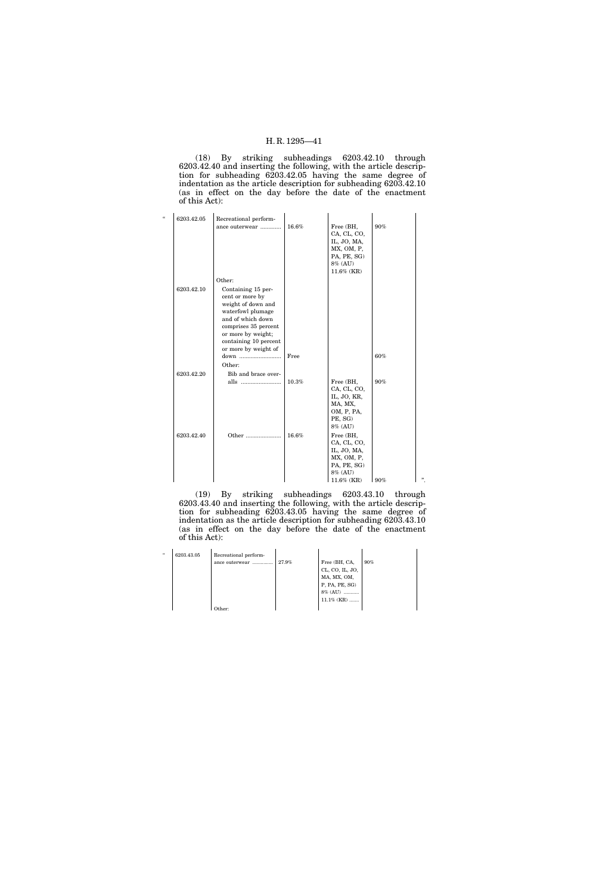(18) By striking subheadings 6203.42.10 through 6203.42.40 and inserting the following, with the article description for subheading 6203.42.05 having the same degree of indentation as the article description for subheading 6203.42.10 (as in effect on the day before the date of the enactment of this Act):

| | | | | | |
|---|---|---|---|---|---|
| “ 6203.42.05 | Recreational performance outerwear ............ | 16.6% | Free (BH, CA, CL, CO, IL, JO, MA, MX, OM, P, PA, PE, SG) 8% (AU) 11.6% (KR) | 90% | |
| | Other: | | | | |
| 6203.42.10 | Containing 15 percent or more by weight of down and waterfowl plumage and of which down comprises 35 percent or more by weight; containing 10 percent or more by weight of down .......................... | Free | | 60% | |
| | Other: | | | | |
| 6203.42.20 | Bib and brace overalls ......................... | 10.3% | Free (BH, CA, CL, CO, IL, JO, KR, MA, MX, OM, P, PA, PE, SG) 8% (AU) | 90% | |
| 6203.42.40 | Other ...................... | 16.6% | Free (BH, CA, CL, CO, IL, JO, MA, MX, OM, P, PA, PE, SG) 8% (AU) 11.6% (KR) | 90% | ”. |

(19) By striking subheadings 6203.43.10 through 6203.43.40 and inserting the following, with the article description for subheading 6203.43.05 having the same degree of indentation as the article description for subheading 6203.43.10 (as in effect on the day before the date of the enactment of this Act):

| | | | | |
|---|---|---|---|---|
| “ 6203.43.05 | Recreational performance outerwear .............. | 27.9% | Free (BH, CA, CL, CO, IL, JO, MA, MX, OM, P, PA, PE, SG) 8% (AU) .......... 11.1% (KR) ....... | 90% |
| | Other: | | | |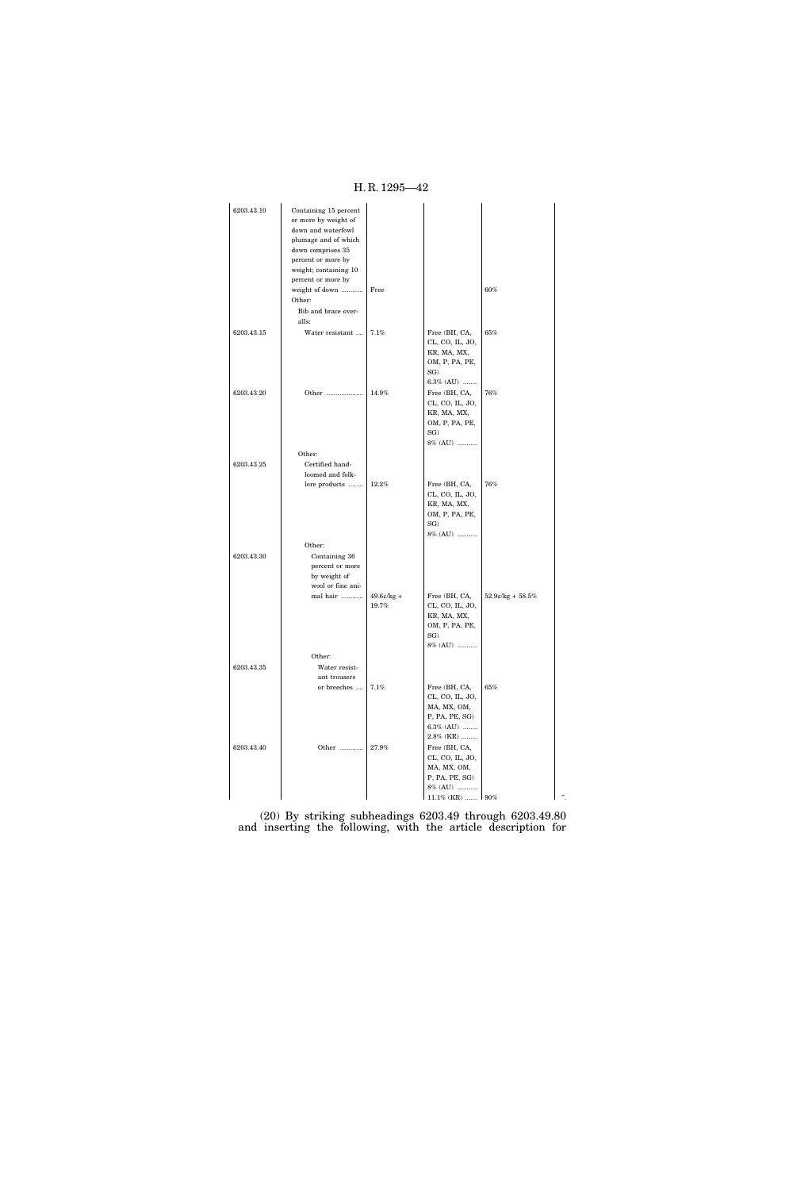| | | | | | |
|---|---|---|---|---|---|
| 6203.43.10 | Containing 15 percent or more by weight of down and waterfowl plumage and of which down comprises 35 percent or more by weight; containing 10 percent or more by weight of down ............ | Free | | 60% | |
| | Other: | | | | |
| | Bib and brace overalls: | | | | |
| 6203.43.15 | Water resistant .... | 7.1% | Free (BH, CA, CL, CO, IL, JO, KR, MA, MX, OM, P, PA, PE, SG) 6.3% (AU) ........ | 65% | |
| 6203.43.20 | Other .................... | 14.9% | Free (BH, CA, CL, CO, IL, JO, KR, MA, MX, OM, P, PA, PE, SG) 8% (AU) ........... | 76% | |
| | Other: | | | | |
| 6203.43.25 | Certified hand-loomed and folklore products ........ | 12.2% | Free (BH, CA, CL, CO, IL, JO, KR, MA, MX, OM, P, PA, PE, SG) 8% (AU) ........... | 76% | |
| | Other: | | | | |
| 6203.43.30 | Containing 36 percent or more by weight of wool or fine animal hair ............ | 49.6¢/kg + 19.7% | Free (BH, CA, CL, CO, IL, JO, KR, MA, MX, OM, P, PA, PE, SG) 8% (AU) ........... | 52.9¢/kg + 58.5% | |
| | Other: | | | | |
| 6203.43.35 | Water resistant trousers or breeches .... | 7.1% | Free (BH, CA, CL, CO, IL, JO, MA, MX, OM, P, PA, PE, SG) 6.3% (AU) ........ 2.8% (KR) ......... | 65% | |
| 6203.43.40 | Other ............. | 27.9% | Free (BH, CA, CL, CO, IL, JO, MA, MX, OM, P, PA, PE, SG) 8% (AU) ........... 11.1% (KR) ....... | 90% | ". |

(20) By striking subheadings 6203.49 through 6203.49.80 and inserting the following, with the article description for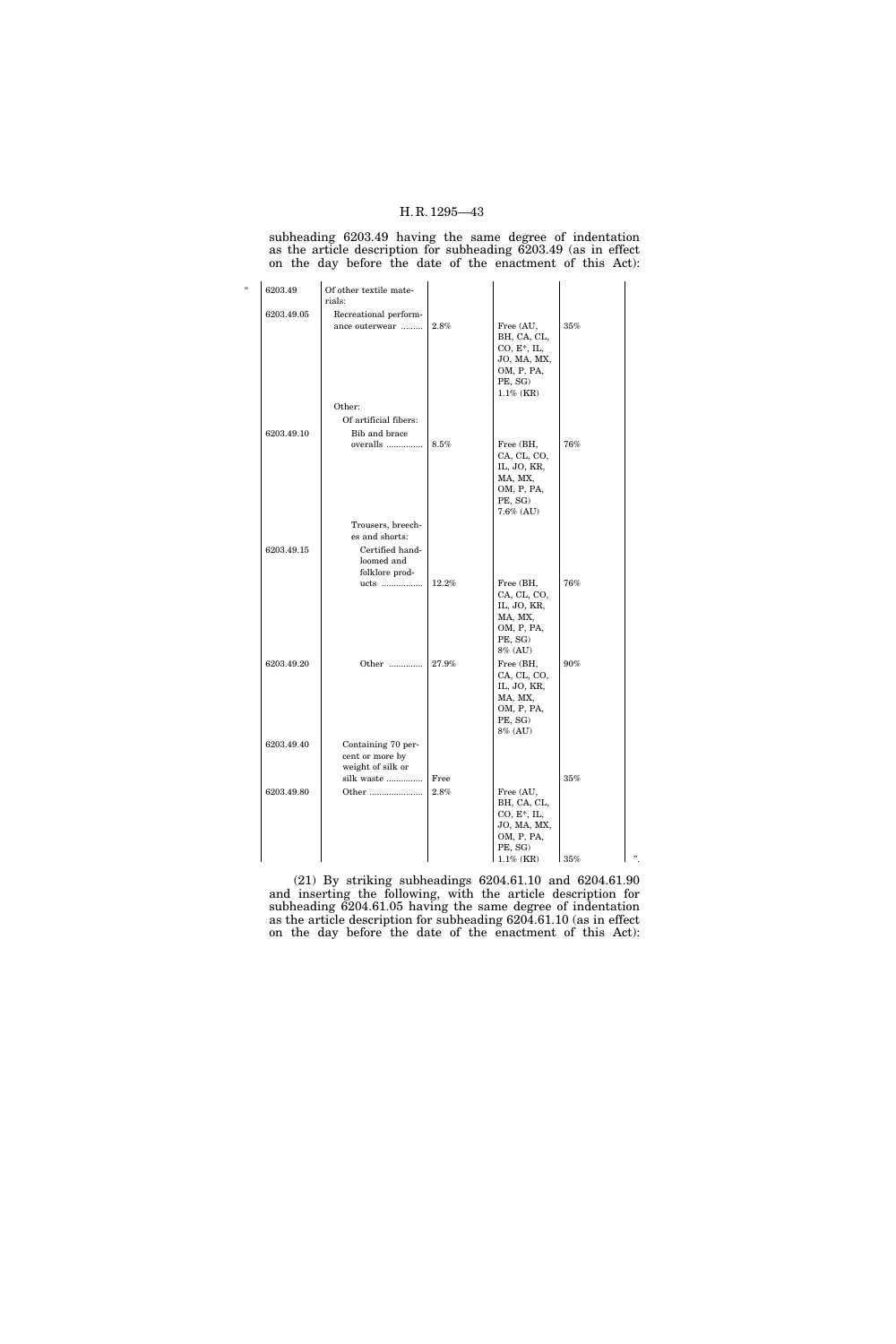subheading 6203.49 having the same degree of indentation as the article description for subheading 6203.49 (as in effect on the day before the date of the enactment of this Act):

| | | | | | |
|---|---|---|---|---|---|
| " | 6203.49 | Of other textile materials: | | | |
| | 6203.49.05 | Recreational performance outerwear ......... | 2.8% | Free (AU, BH, CA, CL, CO, E*, IL, JO, MA, MX, OM, P, PA, PE, SG) 1.1% (KR) | 35% |
| | | Other: | | | |
| | | Of artificial fibers: | | | |
| | 6203.49.10 | Bib and brace overalls ............... | 8.5% | Free (BH, CA, CL, CO, IL, JO, KR, MA, MX, OM, P, PA, PE, SG) 7.6% (AU) | 76% |
| | | Trousers, breeches and shorts: | | | |
| | 6203.49.15 | Certified handloomed and folklore products ................. | 12.2% | Free (BH, CA, CL, CO, IL, JO, KR, MA, MX, OM, P, PA, PE, SG) 8% (AU) | 76% |
| | 6203.49.20 | Other .............. | 27.9% | Free (BH, CA, CL, CO, IL, JO, KR, MA, MX, OM, P, PA, PE, SG) 8% (AU) | 90% |
| | 6203.49.40 | Containing 70 percent or more by weight of silk or silk waste ............... | Free | | 35% |
| | 6203.49.80 | Other ...................... | 2.8% | Free (AU, BH, CA, CL, CO, E*, IL, JO, MA, MX, OM, P, PA, PE, SG) 1.1% (KR) | 35% ". |

(21) By striking subheadings 6204.61.10 and 6204.61.90 and inserting the following, with the article description for subheading 6204.61.05 having the same degree of indentation as the article description for subheading 6204.61.10 (as in effect on the day before the date of the enactment of this Act):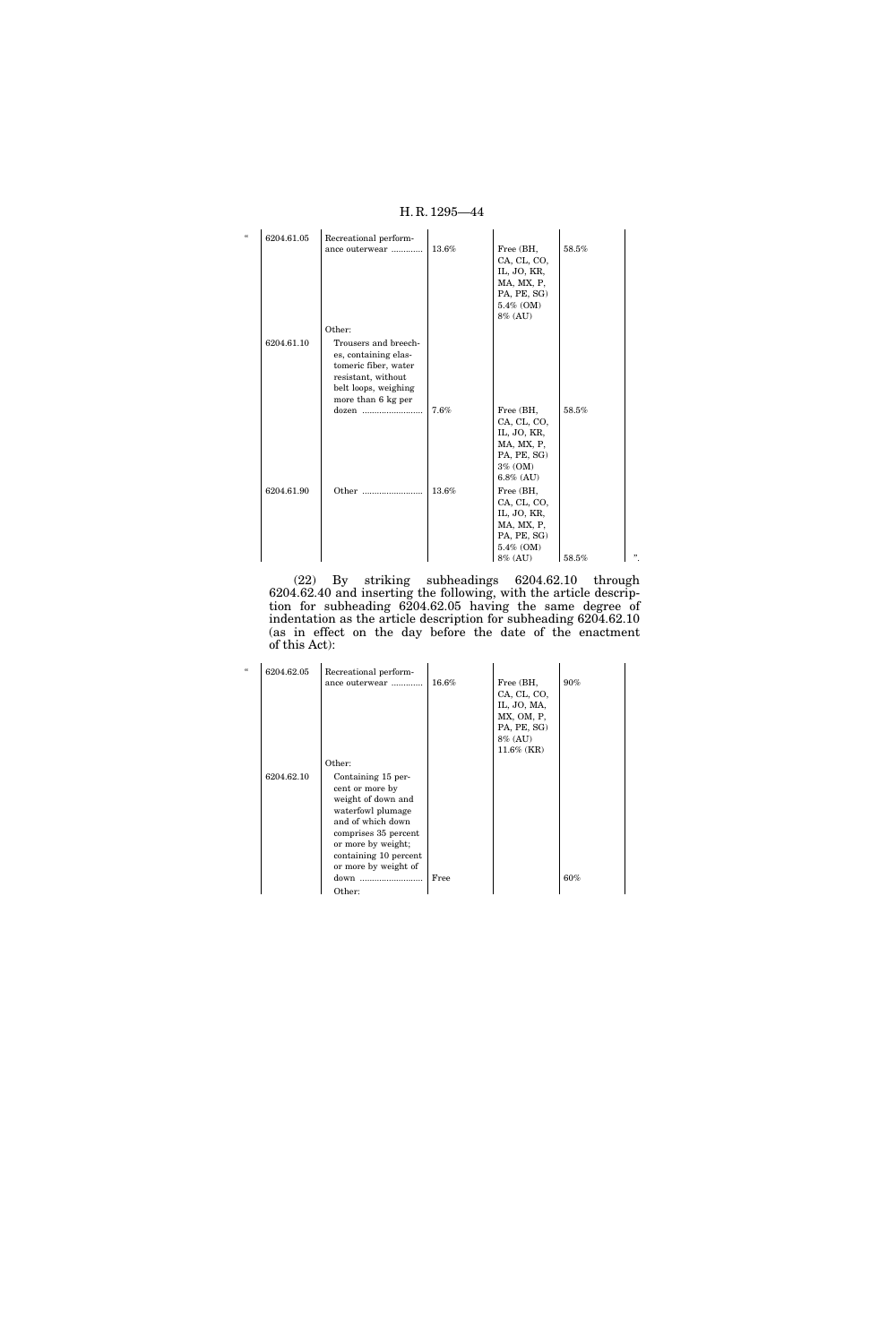| | | | | | |
|---|---|---|---|---|---|
| " | 6204.61.05 | Recreational performance outerwear ............ | 13.6% | Free (BH, CA, CL, CO, IL, JO, KR, MA, MX, P, PA, PE, SG) 5.4% (OM) 8% (AU) | 58.5% |
| | | Other: | | | |
| | 6204.61.10 | Trousers and breeches, containing elastomeric fiber, water resistant, without belt loops, weighing more than 6 kg per dozen ......................... | 7.6% | Free (BH, CA, CL, CO, IL, JO, KR, MA, MX, P, PA, PE, SG) 3% (OM) 6.8% (AU) | 58.5% |
| | 6204.61.90 | Other ......................... | 13.6% | Free (BH, CA, CL, CO, IL, JO, KR, MA, MX, P, PA, PE, SG) 5.4% (OM) 8% (AU) | 58.5% ". |

(22) By striking subheadings 6204.62.10 through 6204.62.40 and inserting the following, with the article description for subheading 6204.62.05 having the same degree of indentation as the article description for subheading 6204.62.10 (as in effect on the day before the date of the enactment of this Act):

| | | | | | |
|---|---|---|---|---|---|
| " | 6204.62.05 | Recreational performance outerwear ............ | 16.6% | Free (BH, CA, CL, CO, IL, JO, MA, MX, OM, P, PA, PE, SG) 8% (AU) 11.6% (KR) | 90% |
| | | Other: | | | |
| | 6204.62.10 | Containing 15 percent or more by weight of down and waterfowl plumage and of which down comprises 35 percent or more by weight; containing 10 percent or more by weight of down ......................... | Free | | 60% |
| | | Other: | | | |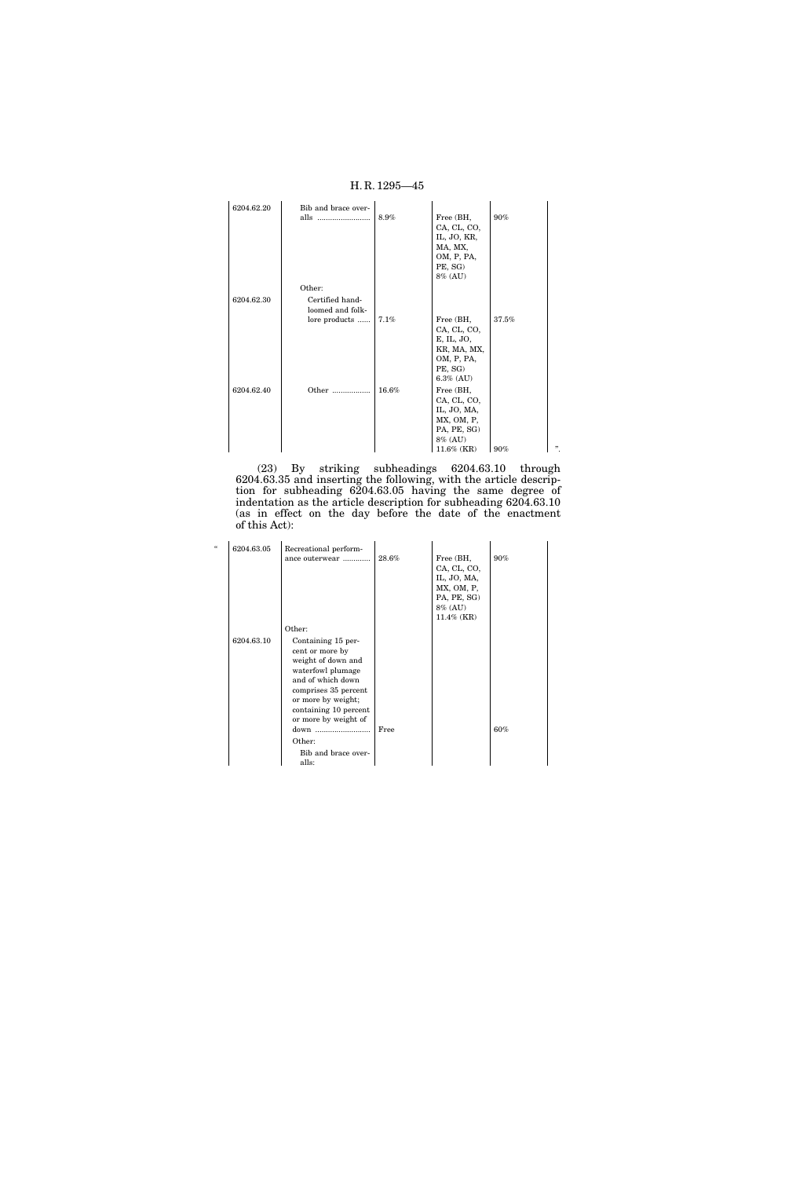| | | | | |
|---|---|---|---|---|
| 6204.62.20 | Bib and brace overalls ........................ | 8.9% | Free (BH, CA, CL, CO, IL, JO, KR, MA, MX, OM, P, PA, PE, SG) 8% (AU) | 90% |
| | Other: | | | |
| 6204.62.30 | Certified hand-loomed and folklore products ...... | 7.1% | Free (BH, CA, CL, CO, E, IL, JO, KR, MA, MX, OM, P, PA, PE, SG) 6.3% (AU) | 37.5% |
| 6204.62.40 | Other .................. | 16.6% | Free (BH, CA, CL, CO, IL, JO, MA, MX, OM, P, PA, PE, SG) 8% (AU) 11.6% (KR) | 90% ”. |

(23) By striking subheadings 6204.63.10 through 6204.63.35 and inserting the following, with the article description for subheading 6204.63.05 having the same degree of indentation as the article description for subheading 6204.63.10 (as in effect on the day before the date of the enactment of this Act):

| | | | | |
|---|---|---|---|---|
| “ 6204.63.05 | Recreational performance outerwear ............. | 28.6% | Free (BH, CA, CL, CO, IL, JO, MA, MX, OM, P, PA, PE, SG) 8% (AU) 11.4% (KR) | 90% |
| | Other: | | | |
| 6204.63.10 | Containing 15 percent or more by weight of down and waterfowl plumage and of which down comprises 35 percent or more by weight; containing 10 percent or more by weight of down .......................... | Free | | 60% |
| | Other: | | | |
| | Bib and brace overalls: | | | |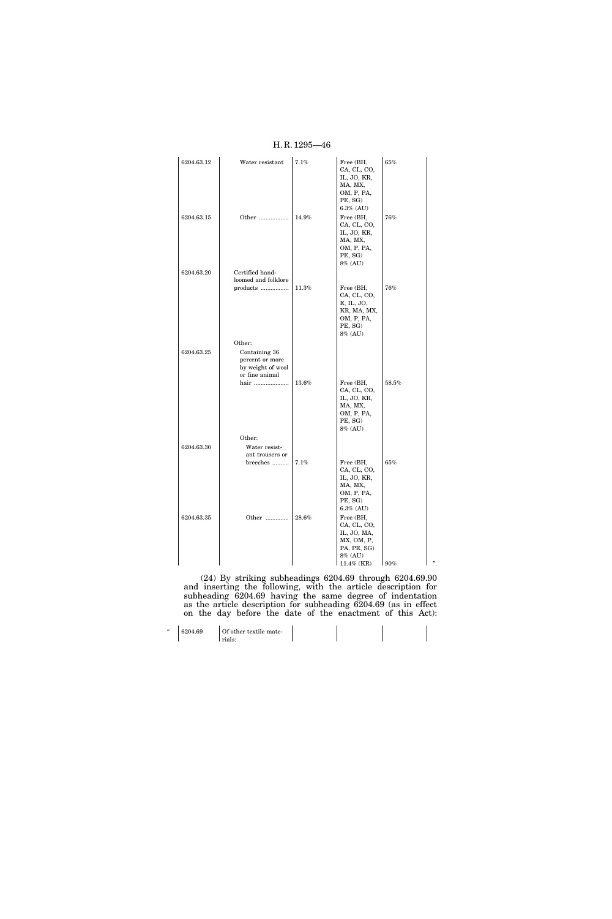| 6204.63.12 | Water resistant | 7.1% | Free (BH, CA, CL, CO, IL, JO, KR, MA, MX, OM, P, PA, PE, SG) 6.3% (AU) | 65% | |
|---|---|---|---|---|---|
| 6204.63.15 | Other ................... | 14.9% | Free (BH, CA, CL, CO, IL, JO, KR, MA, MX, OM, P, PA, PE, SG) 8% (AU) | 76% | |
| 6204.63.20 | Certified hand-loomed and folklore products ................. | 11.3% | Free (BH, CA, CL, CO, E, IL, JO, KR, MA, MX, OM, P, PA, PE, SG) 8% (AU) | 76% | |
| | Other: | | | | |
| 6204.63.25 | Containing 36 percent or more by weight of wool or fine animal hair ..................... | 13.6% | Free (BH, CA, CL, CO, IL, JO, KR, MA, MX, OM, P, PA, PE, SG) 8% (AU) | 58.5% | |
| | Other: | | | | |
| 6204.63.30 | Water resistant trousers or breeches .......... | 7.1% | Free (BH, CA, CL, CO, IL, JO, KR, MA, MX, OM, P, PA, PE, SG) 6.3% (AU) | 65% | |
| 6204.63.35 | Other ............. | 28.6% | Free (BH, CA, CL, CO, IL, JO, MA, MX, OM, P, PA, PE, SG) 8% (AU) 11.4% (KR) | 90% | ". |

(24) By striking subheadings 6204.69 through 6204.69.90 and inserting the following, with the article description for subheading 6204.69 having the same degree of indentation as the article description for subheading 6204.69 (as in effect on the day before the date of the enactment of this Act):

| " | 6204.69 | Of other textile materials: | | | |
|---|---|---|---|---|---|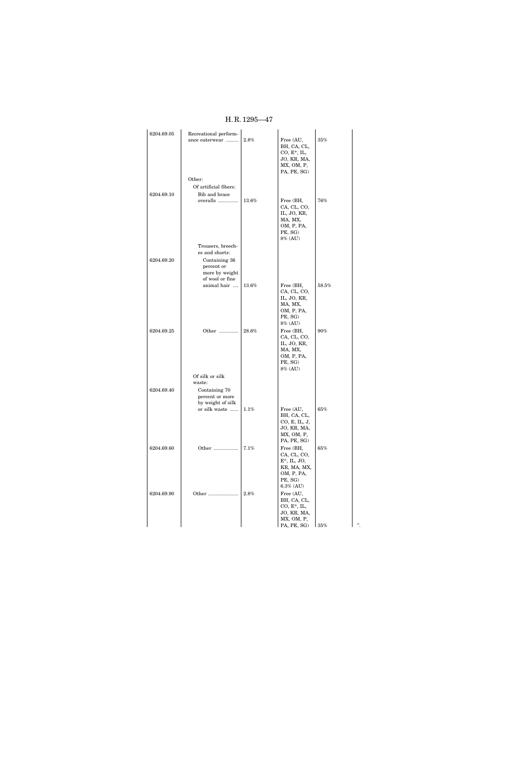| | | | | | |
|---|---|---|---|---|---|
| 6204.69.05 | Recreational performance outerwear ......... | 2.8% | Free (AU, BH, CA, CL, CO, E*, IL, JO, KR, MA, MX, OM, P, PA, PE, SG) | 35% | |
| | Other: | | | | |
| | Of artificial fibers: | | | | |
| 6204.69.10 | Bib and brace overalls ............... | 13.6% | Free (BH, CA, CL, CO, IL, JO, KR, MA, MX, OM, P, PA, PE, SG) 8% (AU) | 76% | |
| | Trousers, breeches and shorts: | | | | |
| 6204.69.20 | Containing 36 percent or more by weight of wool or fine animal hair .... | 13.6% | Free (BH, CA, CL, CO, IL, JO, KR, MA, MX, OM, P, PA, PE, SG) 8% (AU) | 58.5% | |
| 6204.69.25 | Other .............. | 28.6% | Free (BH, CA, CL, CO, IL, JO, KR, MA, MX, OM, P, PA, PE, SG) 8% (AU) | 90% | |
| | Of silk or silk waste: | | | | |
| 6204.69.40 | Containing 70 percent or more by weight of silk or silk waste ...... | 1.1% | Free (AU, BH, CA, CL, CO, E, IL, J, JO, KR, MA, MX, OM, P, PA, PE, SG) | 65% | |
| 6204.69.60 | Other .................. | 7.1% | Free (BH, CA, CL, CO, E*, IL, JO, KR, MA, MX, OM, P, PA, PE, SG) 6.3% (AU) | 65% | |
| 6204.69.90 | Other ...................... | 2.8% | Free (AU, BH, CA, CL, CO, E*, IL, JO, KR, MA, MX, OM, P, PA, PE, SG) | 35% | ”. |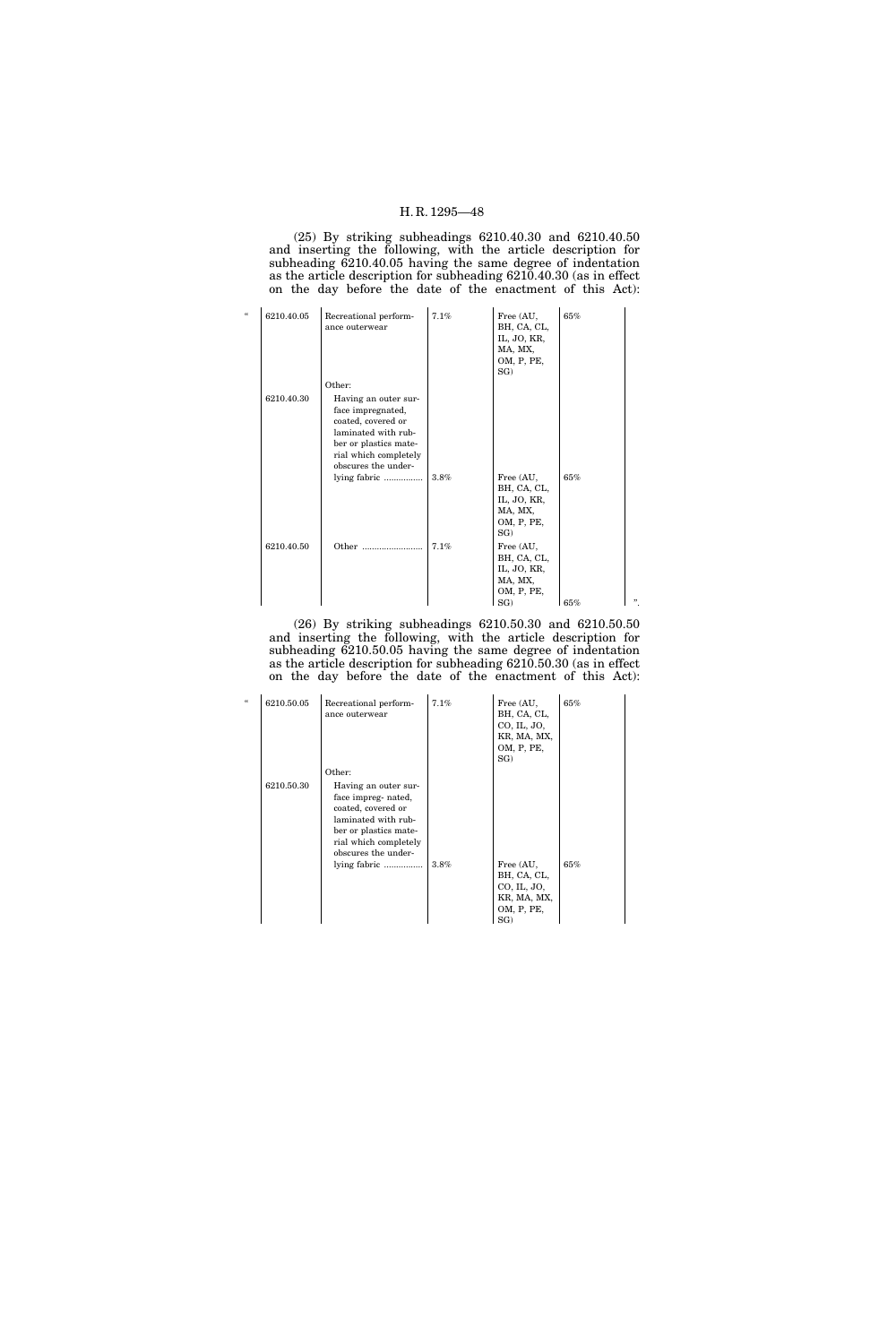(25) By striking subheadings 6210.40.30 and 6210.40.50 and inserting the following, with the article description for subheading 6210.40.05 having the same degree of indentation as the article description for subheading 6210.40.30 (as in effect on the day before the date of the enactment of this Act):

| | | | | | |
|---|---|---|---|---|---|
| " 6210.40.05 | Recreational performance outerwear | 7.1% | Free (AU, BH, CA, CL, IL, JO, KR, MA, MX, OM, P, PE, SG) | 65% | |
| | Other: | | | | |
| 6210.40.30 | Having an outer surface impregnated, coated, covered or laminated with rubber or plastics material which completely obscures the underlying fabric ................ | 3.8% | Free (AU, BH, CA, CL, IL, JO, KR, MA, MX, OM, P, PE, SG) | 65% | |
| 6210.40.50 | Other ......................... | 7.1% | Free (AU, BH, CA, CL, IL, JO, KR, MA, MX, OM, P, PE, SG) | 65% | ". |

(26) By striking subheadings 6210.50.30 and 6210.50.50 and inserting the following, with the article description for subheading 6210.50.05 having the same degree of indentation as the article description for subheading 6210.50.30 (as in effect on the day before the date of the enactment of this Act):

| | | | | | |
|---|---|---|---|---|---|
| " 6210.50.05 | Recreational performance outerwear | 7.1% | Free (AU, BH, CA, CL, CO, IL, JO, KR, MA, MX, OM, P, PE, SG) | 65% | |
| | Other: | | | | |
| 6210.50.30 | Having an outer surface impreg- nated, coated, covered or laminated with rubber or plastics material which completely obscures the underlying fabric ................ | 3.8% | Free (AU, BH, CA, CL, CO, IL, JO, KR, MA, MX, OM, P, PE, SG) | 65% | |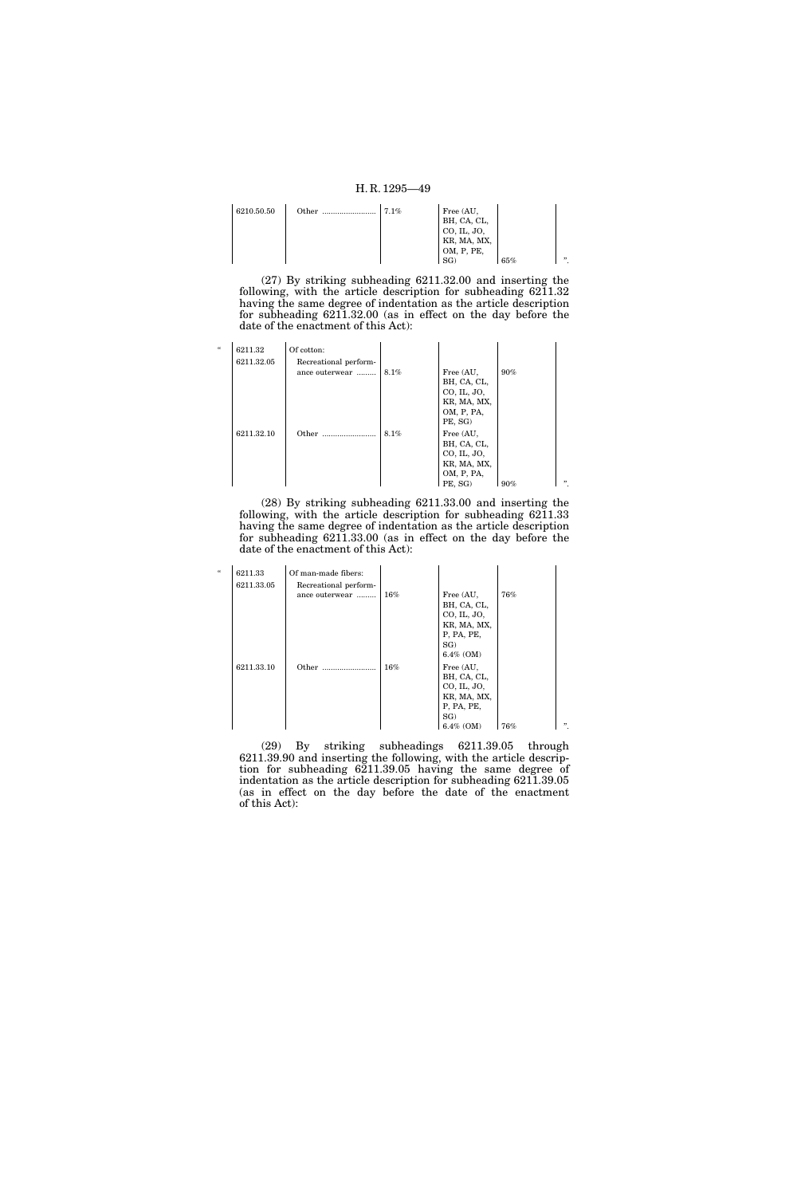| 6210.50.50 | Other ......................... | 7.1% | Free (AU, BH, CA, CL, CO, IL, JO, KR, MA, MX, OM, P, PE, SG) | 65% | ". |
|---|---|---|---|---|---|

(27) By striking subheading 6211.32.00 and inserting the following, with the article description for subheading 6211.32 having the same degree of indentation as the article description for subheading 6211.32.00 (as in effect on the day before the date of the enactment of this Act):

| " | 6211.32 | Of cotton: | | | | |
|---|---|---|---|---|---|---|
| | 6211.32.05 | Recreational performance outerwear ......... | 8.1% | Free (AU, BH, CA, CL, CO, IL, JO, KR, MA, MX, OM, P, PA, PE, SG) | 90% | |
| | 6211.32.10 | Other ......................... | 8.1% | Free (AU, BH, CA, CL, CO, IL, JO, KR, MA, MX, OM, P, PA, PE, SG) | 90% | ". |

(28) By striking subheading 6211.33.00 and inserting the following, with the article description for subheading 6211.33 having the same degree of indentation as the article description for subheading 6211.33.00 (as in effect on the day before the date of the enactment of this Act):

| " | 6211.33 | Of man-made fibers: | | | | |
|---|---|---|---|---|---|---|
| | 6211.33.05 | Recreational performance outerwear ......... | 16% | Free (AU, BH, CA, CL, CO, IL, JO, KR, MA, MX, P, PA, PE, SG) 6.4% (OM) | 76% | |
| | 6211.33.10 | Other ......................... | 16% | Free (AU, BH, CA, CL, CO, IL, JO, KR, MA, MX, P, PA, PE, SG) 6.4% (OM) | 76% | ". |

(29) By striking subheadings 6211.39.05 through 6211.39.90 and inserting the following, with the article description for subheading 6211.39.05 having the same degree of indentation as the article description for subheading 6211.39.05 (as in effect on the day before the date of the enactment of this Act):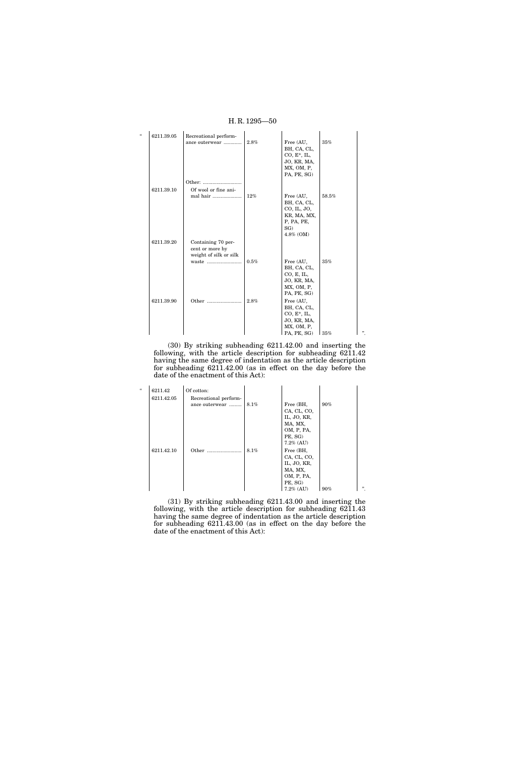| " | 6211.39.05 | Recreational performance outerwear ............ | 2.8% | Free (AU, BH, CA, CL, CO, E*, IL, JO, KR, MA, MX, OM, P, PA, PE, SG) | 35% | |
|---|---|---|---|---|---|---|
| | | Other: ............................ | | | | |
| | 6211.39.10 | Of wool or fine animal hair ..................... | 12% | Free (AU, BH, CA, CL, CO, IL, JO, KR, MA, MX, P, PA, PE, SG) 4.8% (OM) | 58.5% | |
| | 6211.39.20 | Containing 70 percent or more by weight of silk or silk waste ......................... | 0.5% | Free (AU, BH, CA, CL, CO, E, IL, JO, KR, MA, MX, OM, P, PA, PE, SG) | 35% | |
| | 6211.39.90 | Other ......................... | 2.8% | Free (AU, BH, CA, CL, CO, E*, IL, JO, KR, MA, MX, OM, P, PA, PE, SG) | 35% | ". |

(30) By striking subheading 6211.42.00 and inserting the following, with the article description for subheading 6211.42 having the same degree of indentation as the article description for subheading 6211.42.00 (as in effect on the day before the date of the enactment of this Act):

| " | 6211.42 | Of cotton: | | | | |
|---|---|---|---|---|---|---|
| | 6211.42.05 | Recreational performance outerwear ......... | 8.1% | Free (BH, CA, CL, CO, IL, JO, KR, MA, MX, OM, P, PA, PE, SG) 7.2% (AU) | 90% | |
| | 6211.42.10 | Other ......................... | 8.1% | Free (BH, CA, CL, CO, IL, JO, KR, MA, MX, OM, P, PA, PE, SG) 7.2% (AU) | 90% | ". |

(31) By striking subheading 6211.43.00 and inserting the following, with the article description for subheading 6211.43 having the same degree of indentation as the article description for subheading 6211.43.00 (as in effect on the day before the date of the enactment of this Act):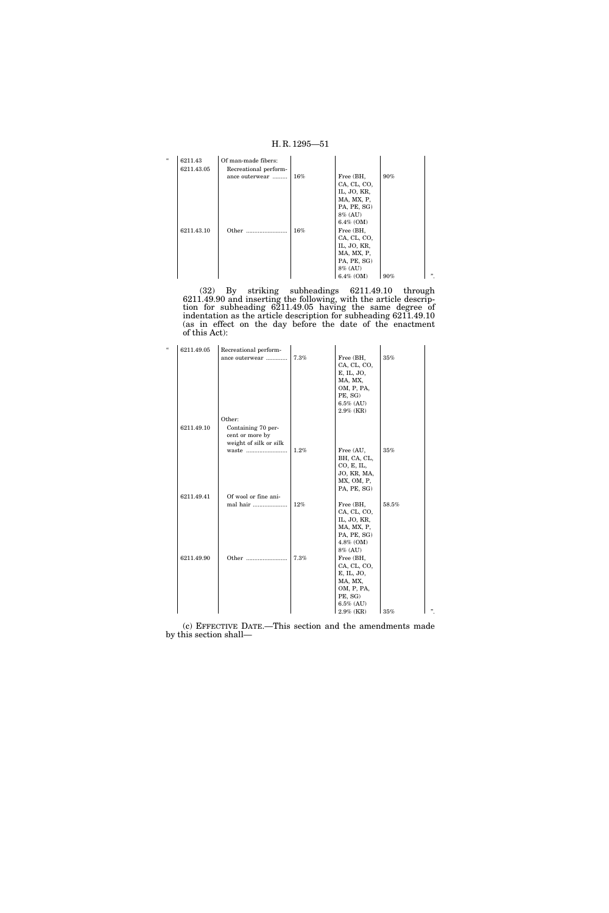| “ | | | | | | |
|---|---|---|---|---|---|---|
| | 6211.43 | Of man-made fibers: | | | | |
| | 6211.43.05 | Recreational performance outerwear ......... | 16% | Free (BH, CA, CL, CO, IL, JO, KR, MA, MX, P, PA, PE, SG) 8% (AU) 6.4% (OM) | 90% | |
| | 6211.43.10 | Other ......................... | 16% | Free (BH, CA, CL, CO, IL, JO, KR, MA, MX, P, PA, PE, SG) 8% (AU) 6.4% (OM) | 90% | ”. |

(32) By striking subheadings 6211.49.10 through 6211.49.90 and inserting the following, with the article description for subheading 6211.49.05 having the same degree of indentation as the article description for subheading 6211.49.10 (as in effect on the day before the date of the enactment of this Act):

| “ | | | | | | |
|---|---|---|---|---|---|---|
| | 6211.49.05 | Recreational performance outerwear ............ | 7.3% | Free (BH, CA, CL, CO, E, IL, JO, MA, MX, OM, P, PA, PE, SG) 6.5% (AU) 2.9% (KR) | 35% | |
| | | Other: | | | | |
| | 6211.49.10 | Containing 70 percent or more by weight of silk or silk waste ......................... | 1.2% | Free (AU, BH, CA, CL, CO, E, IL, JO, KR, MA, MX, OM, P, PA, PE, SG) | 35% | |
| | 6211.49.41 | Of wool or fine animal hair ..................... | 12% | Free (BH, CA, CL, CO, IL, JO, KR, MA, MX, P, PA, PE, SG) 4.8% (OM) 8% (AU) | 58.5% | |
| | 6211.49.90 | Other ......................... | 7.3% | Free (BH, CA, CL, CO, E, IL, JO, MA, MX, OM, P, PA, PE, SG) 6.5% (AU) 2.9% (KR) | 35% | ”. |

(c) EFFECTIVE DATE.—This section and the amendments made by this section shall—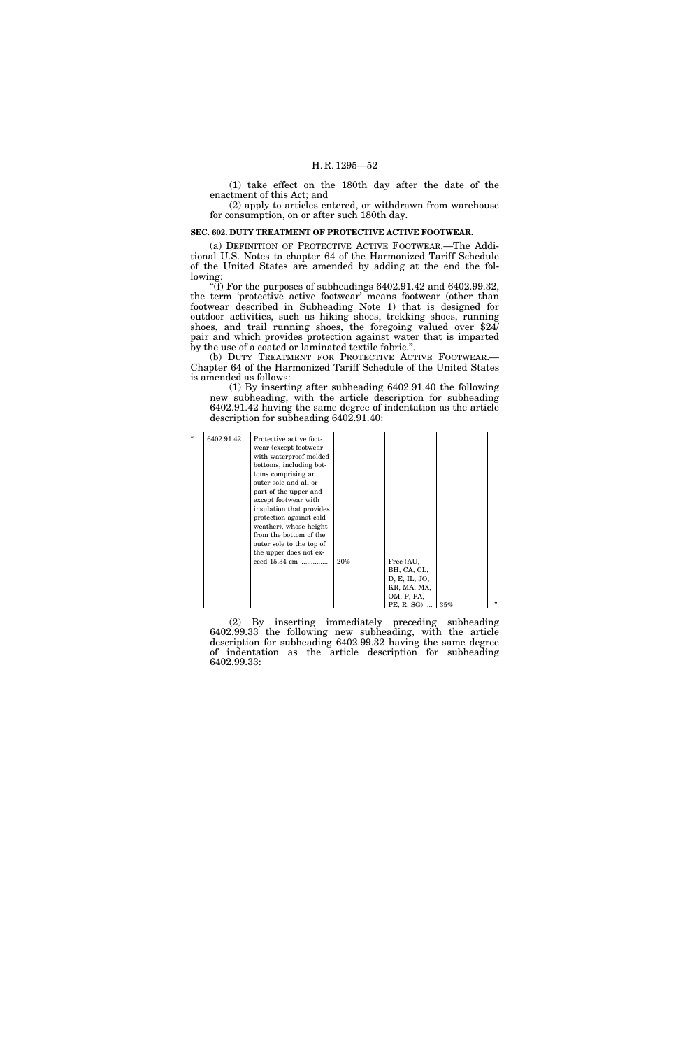(1) take effect on the 180th day after the date of the enactment of this Act; and

(2) apply to articles entered, or withdrawn from warehouse for consumption, on or after such 180th day.

**SEC. 602. DUTY TREATMENT OF PROTECTIVE ACTIVE FOOTWEAR.**

(a) DEFINITION OF PROTECTIVE ACTIVE FOOTWEAR.—The Additional U.S. Notes to chapter 64 of the Harmonized Tariff Schedule of the United States are amended by adding at the end the following:

"(f) For the purposes of subheadings 6402.91.42 and 6402.99.32, the term 'protective active footwear' means footwear (other than footwear described in Subheading Note 1) that is designed for outdoor activities, such as hiking shoes, trekking shoes, running shoes, and trail running shoes, the foregoing valued over $24/pair and which provides protection against water that is imparted by the use of a coated or laminated textile fabric.".

(b) DUTY TREATMENT FOR PROTECTIVE ACTIVE FOOTWEAR.—Chapter 64 of the Harmonized Tariff Schedule of the United States is amended as follows:

(1) By inserting after subheading 6402.91.40 the following new subheading, with the article description for subheading 6402.91.42 having the same degree of indentation as the article description for subheading 6402.91.40:

| " | 6402.91.42 | Protective active footwear (except footwear with waterproof molded bottoms, including bottoms comprising an outer sole and all or part of the upper and except footwear with insulation that provides protection against cold weather), whose height from the bottom of the outer sole to the top of the upper does not exceed 15.34 cm ............... | 20% | Free (AU, BH, CA, CL, D, E, IL, JO, KR, MA, MX, OM, P, PA, PE, R, SG) ... | 35% | ". |
|---|---|---|---|---|---|---|

(2) By inserting immediately preceding subheading 6402.99.33 the following new subheading, with the article description for subheading 6402.99.32 having the same degree of indentation as the article description for subheading 6402.99.33: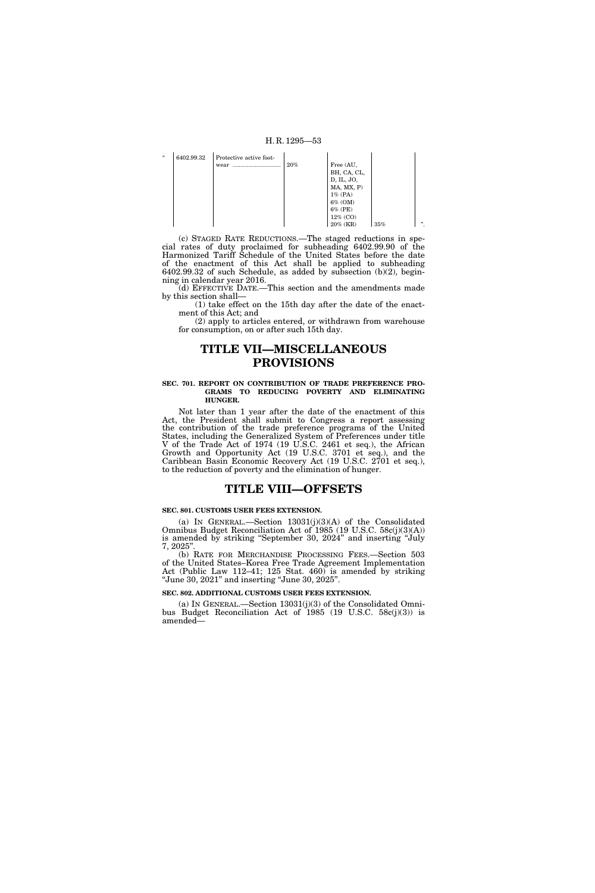| " | 6402.99.32 | Protective active footwear .............................. | 20% | Free (AU, BH, CA, CL, D, IL, JO, MA, MX, P) 1% (PA) 6% (OM) 6% (PE) 12% (CO) 20% (KR) | 35% | ". |
|---|---|---|---|---|---|---|

(c) STAGED RATE REDUCTIONS.—The staged reductions in special rates of duty proclaimed for subheading 6402.99.90 of the Harmonized Tariff Schedule of the United States before the date of the enactment of this Act shall be applied to subheading 6402.99.32 of such Schedule, as added by subsection (b)(2), beginning in calendar year 2016.

(d) EFFECTIVE DATE.—This section and the amendments made by this section shall—

(1) take effect on the 15th day after the date of the enactment of this Act; and

(2) apply to articles entered, or withdrawn from warehouse for consumption, on or after such 15th day.

# TITLE VII—MISCELLANEOUS PROVISIONS

**SEC. 701. REPORT ON CONTRIBUTION OF TRADE PREFERENCE PROGRAMS TO REDUCING POVERTY AND ELIMINATING HUNGER.**

Not later than 1 year after the date of the enactment of this Act, the President shall submit to Congress a report assessing the contribution of the trade preference programs of the United States, including the Generalized System of Preferences under title V of the Trade Act of 1974 (19 U.S.C. 2461 et seq.), the African Growth and Opportunity Act (19 U.S.C. 3701 et seq.), and the Caribbean Basin Economic Recovery Act (19 U.S.C. 2701 et seq.), to the reduction of poverty and the elimination of hunger.

# TITLE VIII—OFFSETS

**SEC. 801. CUSTOMS USER FEES EXTENSION.**

(a) IN GENERAL.—Section 13031(j)(3)(A) of the Consolidated Omnibus Budget Reconciliation Act of 1985 (19 U.S.C. 58c(j)(3)(A)) is amended by striking "September 30, 2024" and inserting "July 7, 2025".

(b) RATE FOR MERCHANDISE PROCESSING FEES.—Section 503 of the United States–Korea Free Trade Agreement Implementation Act (Public Law 112–41; 125 Stat. 460) is amended by striking "June 30, 2021" and inserting "June 30, 2025".

**SEC. 802. ADDITIONAL CUSTOMS USER FEES EXTENSION.**

(a) IN GENERAL.—Section 13031(j)(3) of the Consolidated Omnibus Budget Reconciliation Act of 1985 (19 U.S.C. 58c(j)(3)) is amended—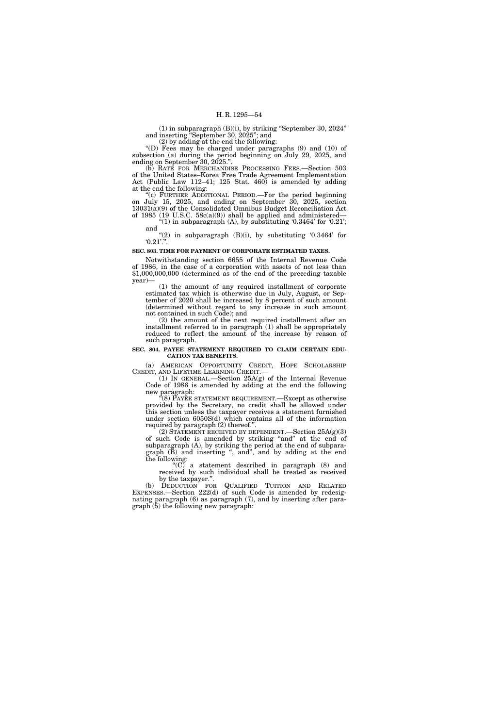(1) in subparagraph (B)(i), by striking "September 30, 2024" and inserting "September 30, 2025"; and

(2) by adding at the end the following:

"(D) Fees may be charged under paragraphs (9) and (10) of subsection (a) during the period beginning on July 29, 2025, and ending on September 30, 2025.".

(b) RATE FOR MERCHANDISE PROCESSING FEES.—Section 503 of the United States–Korea Free Trade Agreement Implementation Act (Public Law 112–41; 125 Stat. 460) is amended by adding at the end the following:

"(c) FURTHER ADDITIONAL PERIOD.—For the period beginning on July 15, 2025, and ending on September 30, 2025, section 13031(a)(9) of the Consolidated Omnibus Budget Reconciliation Act of 1985 (19 U.S.C. 58c(a)(9)) shall be applied and administered—

"(1) in subparagraph (A), by substituting '0.3464' for '0.21'; and

"(2) in subparagraph (B)(i), by substituting '0.3464' for '0.21'.".

**SEC. 803. TIME FOR PAYMENT OF CORPORATE ESTIMATED TAXES.**

Notwithstanding section 6655 of the Internal Revenue Code of 1986, in the case of a corporation with assets of not less than $1,000,000,000 (determined as of the end of the preceding taxable year)—

(1) the amount of any required installment of corporate estimated tax which is otherwise due in July, August, or September of 2020 shall be increased by 8 percent of such amount (determined without regard to any increase in such amount not contained in such Code); and

(2) the amount of the next required installment after an installment referred to in paragraph (1) shall be appropriately reduced to reflect the amount of the increase by reason of such paragraph.

**SEC. 804. PAYEE STATEMENT REQUIRED TO CLAIM CERTAIN EDUCATION TAX BENEFITS.**

(a) AMERICAN OPPORTUNITY CREDIT, HOPE SCHOLARSHIP CREDIT, AND LIFETIME LEARNING CREDIT.—

(1) IN GENERAL.—Section 25A(g) of the Internal Revenue Code of 1986 is amended by adding at the end the following new paragraph:

"(8) PAYEE STATEMENT REQUIREMENT.—Except as otherwise provided by the Secretary, no credit shall be allowed under this section unless the taxpayer receives a statement furnished under section 6050S(d) which contains all of the information required by paragraph (2) thereof.".

(2) STATEMENT RECEIVED BY DEPENDENT.—Section 25A(g)(3) of such Code is amended by striking "and" at the end of subparagraph (A), by striking the period at the end of subparagraph (B) and inserting ", and", and by adding at the end the following:

"(C) a statement described in paragraph (8) and received by such individual shall be treated as received by the taxpayer.".

(b) DEDUCTION FOR QUALIFIED TUITION AND RELATED EXPENSES.—Section 222(d) of such Code is amended by redesignating paragraph (6) as paragraph (7), and by inserting after paragraph (5) the following new paragraph: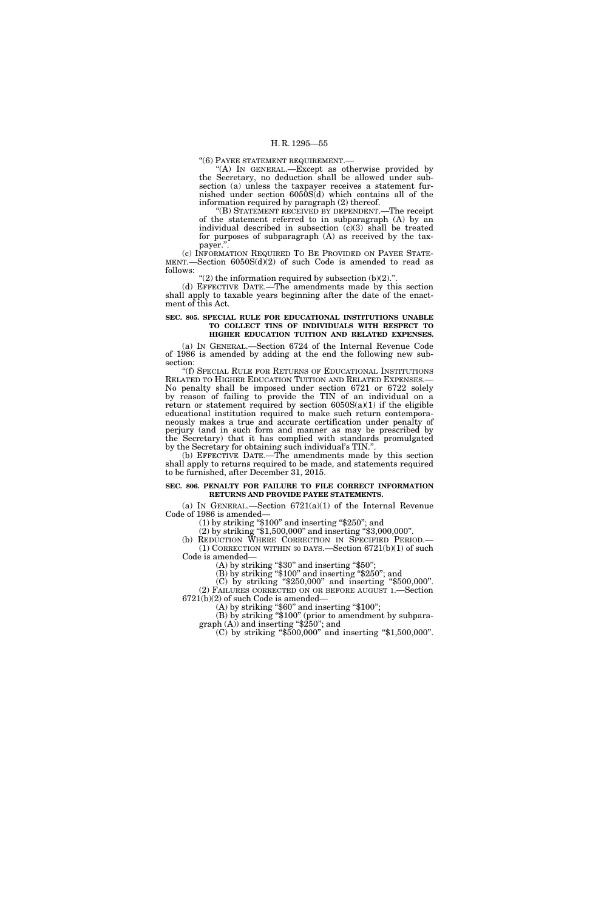"(6) PAYEE STATEMENT REQUIREMENT.—

"(A) IN GENERAL.—Except as otherwise provided by the Secretary, no deduction shall be allowed under subsection (a) unless the taxpayer receives a statement furnished under section 6050S(d) which contains all of the information required by paragraph (2) thereof.

"(B) STATEMENT RECEIVED BY DEPENDENT.—The receipt of the statement referred to in subparagraph (A) by an individual described in subsection (c)(3) shall be treated for purposes of subparagraph (A) as received by the taxpayer.".

(c) INFORMATION REQUIRED TO BE PROVIDED ON PAYEE STATEMENT.—Section 6050S(d)(2) of such Code is amended to read as follows:

"(2) the information required by subsection (b)(2).".

(d) EFFECTIVE DATE.—The amendments made by this section shall apply to taxable years beginning after the date of the enactment of this Act.

**SEC. 805. SPECIAL RULE FOR EDUCATIONAL INSTITUTIONS UNABLE TO COLLECT TINS OF INDIVIDUALS WITH RESPECT TO HIGHER EDUCATION TUITION AND RELATED EXPENSES.**

(a) IN GENERAL.—Section 6724 of the Internal Revenue Code of 1986 is amended by adding at the end the following new subsection:

"(f) SPECIAL RULE FOR RETURNS OF EDUCATIONAL INSTITUTIONS RELATED TO HIGHER EDUCATION TUITION AND RELATED EXPENSES.—No penalty shall be imposed under section 6721 or 6722 solely by reason of failing to provide the TIN of an individual on a return or statement required by section 6050S(a)(1) if the eligible educational institution required to make such return contemporaneously makes a true and accurate certification under penalty of perjury (and in such form and manner as may be prescribed by the Secretary) that it has complied with standards promulgated by the Secretary for obtaining such individual's TIN.".

(b) EFFECTIVE DATE.—The amendments made by this section shall apply to returns required to be made, and statements required to be furnished, after December 31, 2015.

**SEC. 806. PENALTY FOR FAILURE TO FILE CORRECT INFORMATION RETURNS AND PROVIDE PAYEE STATEMENTS.**

(a) IN GENERAL.—Section 6721(a)(1) of the Internal Revenue Code of 1986 is amended—

(1) by striking "$100" and inserting "$250"; and

(2) by striking "$1,500,000" and inserting "$3,000,000".

(b) REDUCTION WHERE CORRECTION IN SPECIFIED PERIOD.—

(1) CORRECTION WITHIN 30 DAYS.—Section 6721(b)(1) of such Code is amended—

(A) by striking "$30" and inserting "$50";

(B) by striking "$100" and inserting "$250"; and

(C) by striking "$250,000" and inserting "$500,000".

(2) FAILURES CORRECTED ON OR BEFORE AUGUST 1.—Section 6721(b)(2) of such Code is amended—

(A) by striking "$60" and inserting "$100";

(B) by striking "$100" (prior to amendment by subparagraph (A)) and inserting "$250"; and

(C) by striking "$500,000" and inserting "$1,500,000".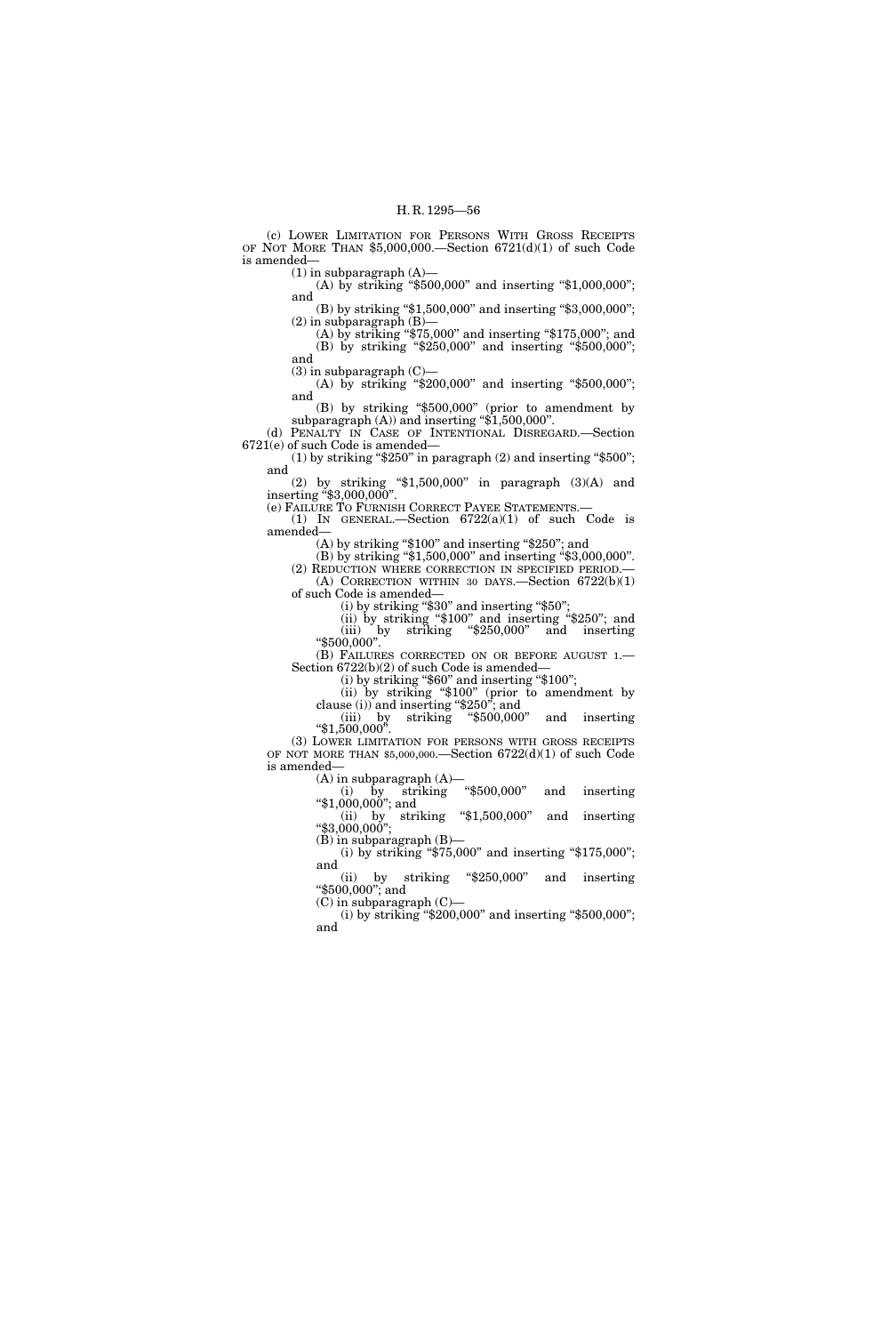(c) LOWER LIMITATION FOR PERSONS WITH GROSS RECEIPTS OF NOT MORE THAN $5,000,000.—Section 6721(d)(1) of such Code is amended—

(1) in subparagraph (A)—

(A) by striking "$500,000" and inserting "$1,000,000"; and

(B) by striking "$1,500,000" and inserting "$3,000,000";

(2) in subparagraph (B)—

(A) by striking "$75,000" and inserting "$175,000"; and

(B) by striking "$250,000" and inserting "$500,000"; and

(3) in subparagraph (C)—

(A) by striking "$200,000" and inserting "$500,000"; and

(B) by striking "$500,000" (prior to amendment by subparagraph (A)) and inserting "$1,500,000".

(d) PENALTY IN CASE OF INTENTIONAL DISREGARD.—Section 6721(e) of such Code is amended—

(1) by striking "$250" in paragraph (2) and inserting "$500"; and

(2) by striking "$1,500,000" in paragraph (3)(A) and inserting "$3,000,000".

(e) FAILURE TO FURNISH CORRECT PAYEE STATEMENTS.—

(1) IN GENERAL.—Section 6722(a)(1) of such Code is amended—

(A) by striking "$100" and inserting "$250"; and

(B) by striking "$1,500,000" and inserting "$3,000,000".

(2) REDUCTION WHERE CORRECTION IN SPECIFIED PERIOD.—

(A) CORRECTION WITHIN 30 DAYS.—Section 6722(b)(1) of such Code is amended—

(i) by striking "$30" and inserting "$50";

(ii) by striking "$100" and inserting "$250"; and

(iii) by striking "$250,000" and inserting "$500,000".

(B) FAILURES CORRECTED ON OR BEFORE AUGUST 1.—Section 6722(b)(2) of such Code is amended—

(i) by striking "$60" and inserting "$100";

(ii) by striking "$100" (prior to amendment by clause (i)) and inserting "$250"; and

(iii) by striking "$500,000" and inserting "$1,500,000".

(3) LOWER LIMITATION FOR PERSONS WITH GROSS RECEIPTS OF NOT MORE THAN $5,000,000.—Section 6722(d)(1) of such Code is amended—

(A) in subparagraph (A)—

(i) by striking "$500,000" and inserting "$1,000,000"; and

(ii) by striking "$1,500,000" and inserting "$3,000,000";

(B) in subparagraph (B)—

(i) by striking "$75,000" and inserting "$175,000"; and

(ii) by striking "$250,000" and inserting "$500,000"; and

(C) in subparagraph (C)—

(i) by striking "$200,000" and inserting "$500,000"; and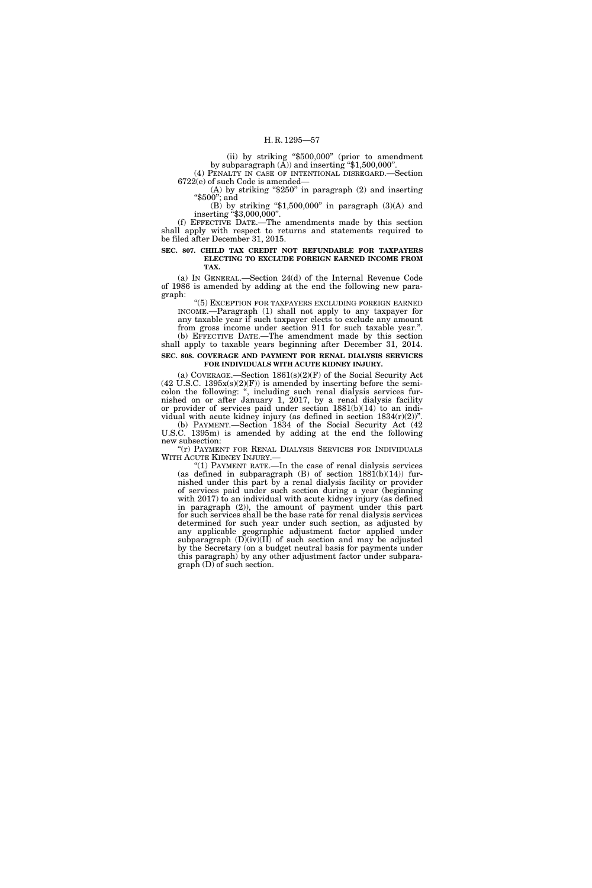(ii) by striking "$500,000" (prior to amendment by subparagraph (A)) and inserting "$1,500,000".

(4) PENALTY IN CASE OF INTENTIONAL DISREGARD.—Section 6722(e) of such Code is amended—

(A) by striking "$250" in paragraph (2) and inserting "$500"; and

(B) by striking "$1,500,000" in paragraph (3)(A) and inserting "$3,000,000".

(f) EFFECTIVE DATE.—The amendments made by this section shall apply with respect to returns and statements required to be filed after December 31, 2015.

**SEC. 807. CHILD TAX CREDIT NOT REFUNDABLE FOR TAXPAYERS ELECTING TO EXCLUDE FOREIGN EARNED INCOME FROM TAX.**

(a) IN GENERAL.—Section 24(d) of the Internal Revenue Code of 1986 is amended by adding at the end the following new paragraph:

"(5) EXCEPTION FOR TAXPAYERS EXCLUDING FOREIGN EARNED INCOME.—Paragraph (1) shall not apply to any taxpayer for any taxable year if such taxpayer elects to exclude any amount from gross income under section 911 for such taxable year.".

(b) EFFECTIVE DATE.—The amendment made by this section shall apply to taxable years beginning after December 31, 2014.

**SEC. 808. COVERAGE AND PAYMENT FOR RENAL DIALYSIS SERVICES FOR INDIVIDUALS WITH ACUTE KIDNEY INJURY.**

(a) COVERAGE.—Section 1861(s)(2)(F) of the Social Security Act (42 U.S.C. 1395x(s)(2)(F)) is amended by inserting before the semicolon the following: ", including such renal dialysis services furnished on or after January 1, 2017, by a renal dialysis facility or provider of services paid under section 1881(b)(14) to an individual with acute kidney injury (as defined in section 1834(r)(2))".

(b) PAYMENT.—Section 1834 of the Social Security Act (42 U.S.C. 1395m) is amended by adding at the end the following new subsection:

"(r) PAYMENT FOR RENAL DIALYSIS SERVICES FOR INDIVIDUALS WITH ACUTE KIDNEY INJURY.—

"(1) PAYMENT RATE.—In the case of renal dialysis services (as defined in subparagraph (B) of section 1881(b)(14)) furnished under this part by a renal dialysis facility or provider of services paid under such section during a year (beginning with 2017) to an individual with acute kidney injury (as defined in paragraph (2)), the amount of payment under this part for such services shall be the base rate for renal dialysis services determined for such year under such section, as adjusted by any applicable geographic adjustment factor applied under subparagraph (D)(iv)(II) of such section and may be adjusted by the Secretary (on a budget neutral basis for payments under this paragraph) by any other adjustment factor under subparagraph (D) of such section.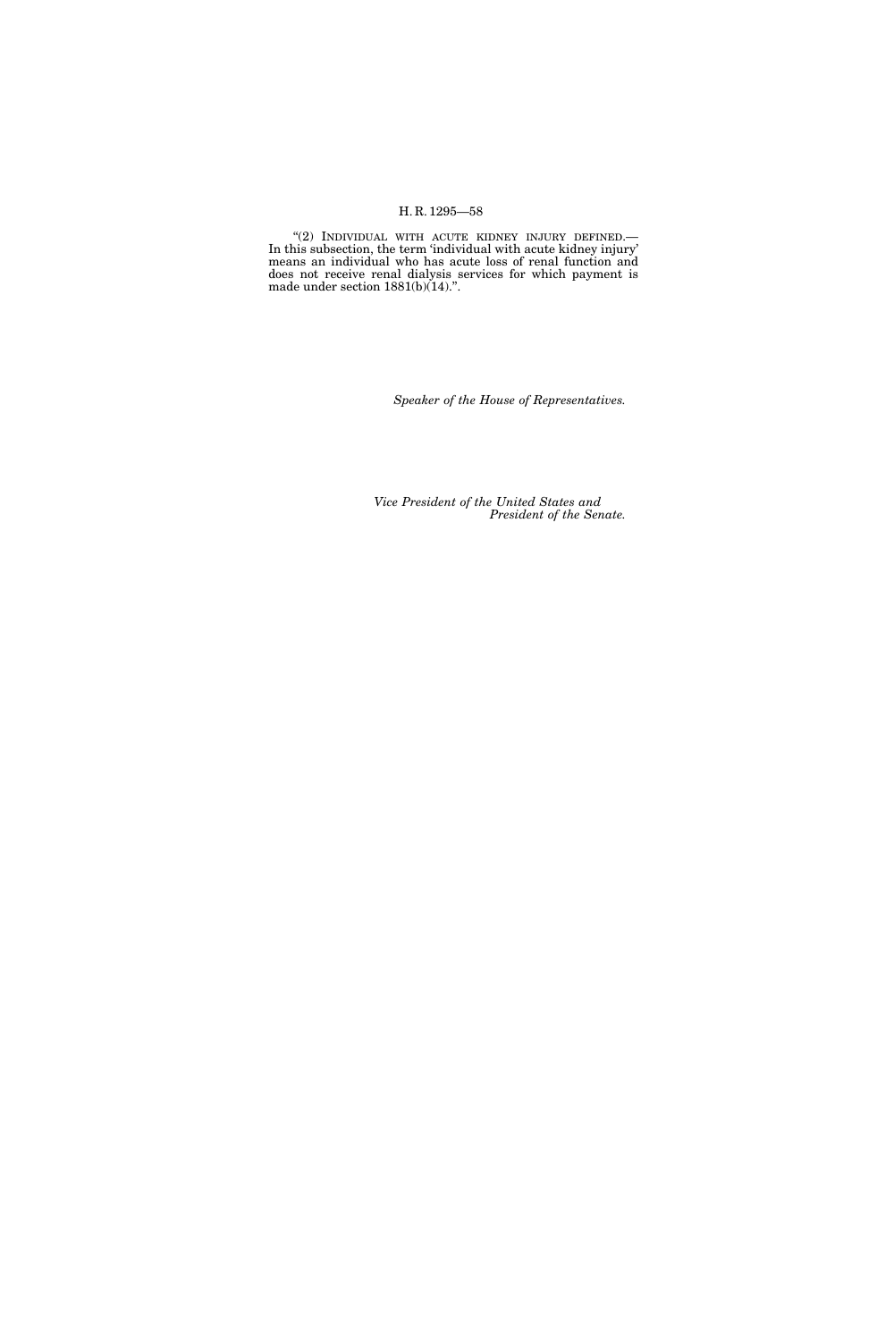"(2) INDIVIDUAL WITH ACUTE KIDNEY INJURY DEFINED.— In this subsection, the term 'individual with acute kidney injury' means an individual who has acute loss of renal function and does not receive renal dialysis services for which payment is made under section 1881(b)(14).".

*Speaker of the House of Representatives.*

*Vice President of the United States and President of the Senate.*